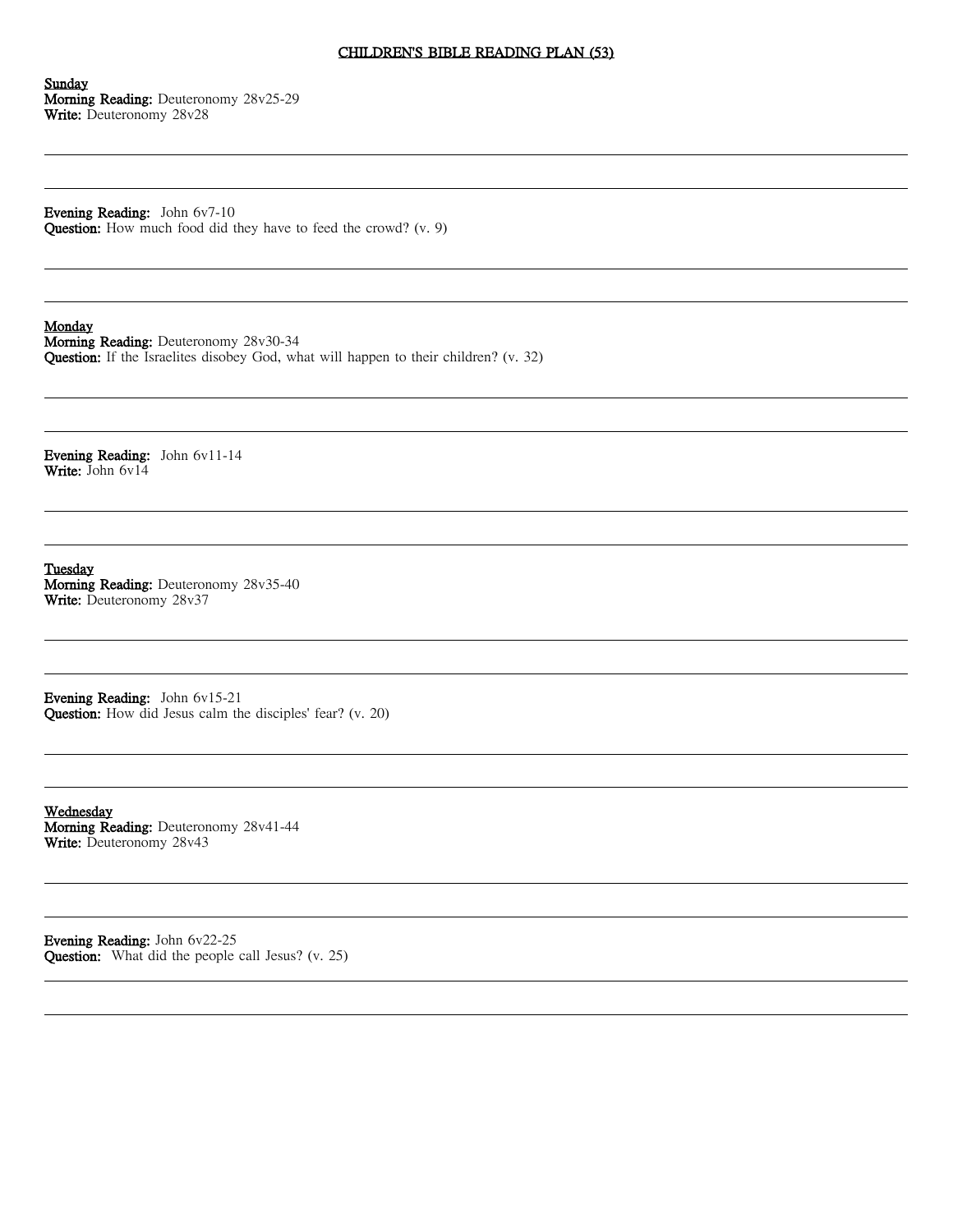# CHILDREN'S BIBLE READING PLAN (53)

**Sunday**
**Morning Reading:** Deuteronomy 28v25-29
**Write:** Deuteronomy 28v28

---

---

**Evening Reading:** John 6v7-10
**Question:** How much food did they have to feed the crowd? (v. 9)

---

---

**Monday**
**Morning Reading:** Deuteronomy 28v30-34
**Question:** If the Israelites disobey God, what will happen to their children? (v. 32)

---

---

**Evening Reading:** John 6v11-14
**Write:** John 6v14

---

---

**Tuesday**
**Morning Reading:** Deuteronomy 28v35-40
**Write:** Deuteronomy 28v37

---

---

**Evening Reading:** John 6v15-21
**Question:** How did Jesus calm the disciples' fear? (v. 20)

---

---

**Wednesday**
**Morning Reading:** Deuteronomy 28v41-44
**Write:** Deuteronomy 28v43

---

---

**Evening Reading:** John 6v22-25
**Question:** What did the people call Jesus? (v. 25)

---

---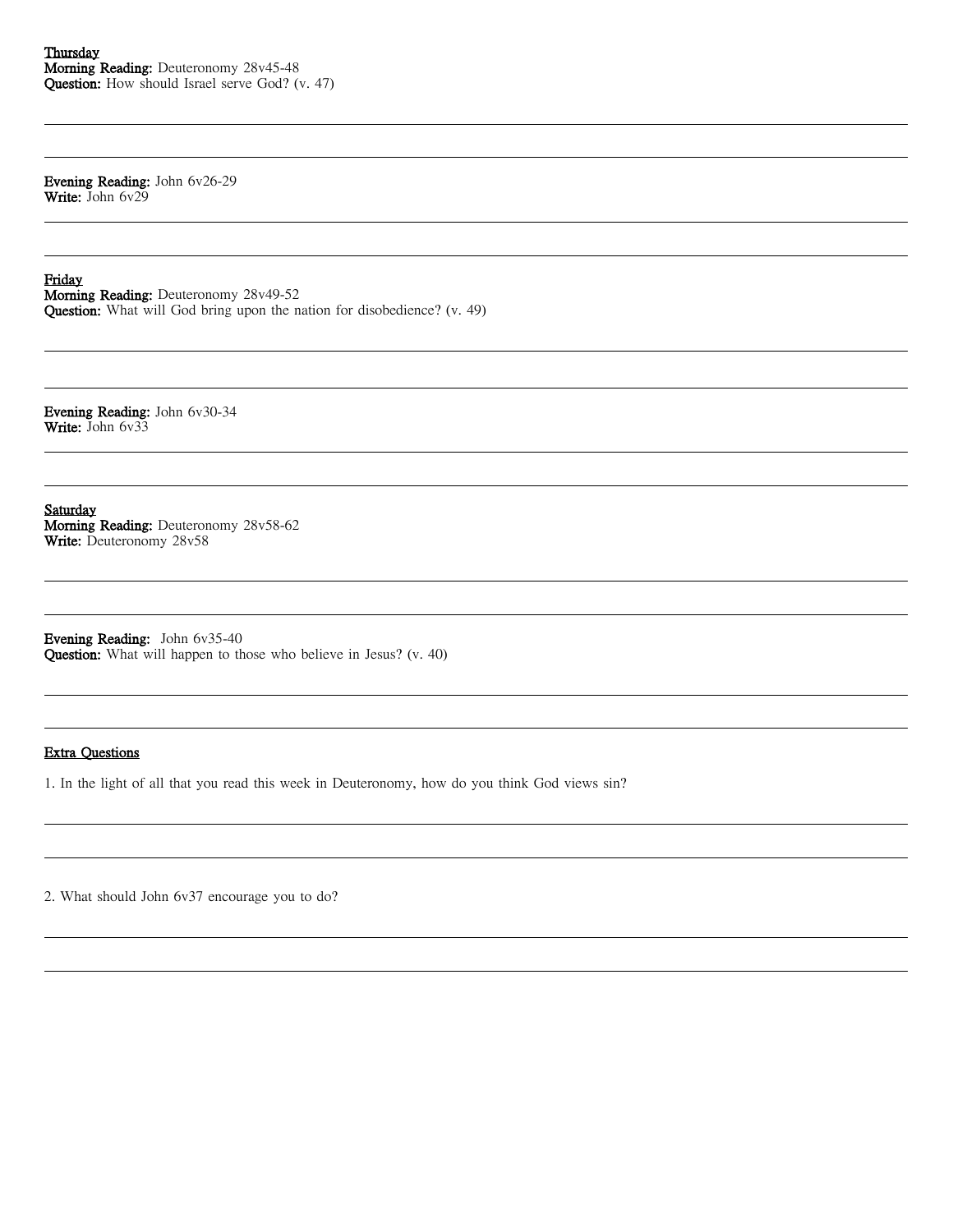<u>Thursday</u>
**Morning Reading:** Deuteronomy 28v45-48
**Question:** How should Israel serve God? (v. 47)

---

---

**Evening Reading:** John 6v26-29
**Write:** John 6v29

---

---

<u>Friday</u>
**Morning Reading:** Deuteronomy 28v49-52
**Question:** What will God bring upon the nation for disobedience? (v. 49)

---

---

**Evening Reading:** John 6v30-34
**Write:** John 6v33

---

---

<u>Saturday</u>
**Morning Reading:** Deuteronomy 28v58-62
**Write:** Deuteronomy 28v58

---

---

**Evening Reading:** John 6v35-40
**Question:** What will happen to those who believe in Jesus? (v. 40)

---

---

<u>Extra Questions</u>

1. In the light of all that you read this week in Deuteronomy, how do you think God views sin?

---

---

2. What should John 6v37 encourage you to do?

---

---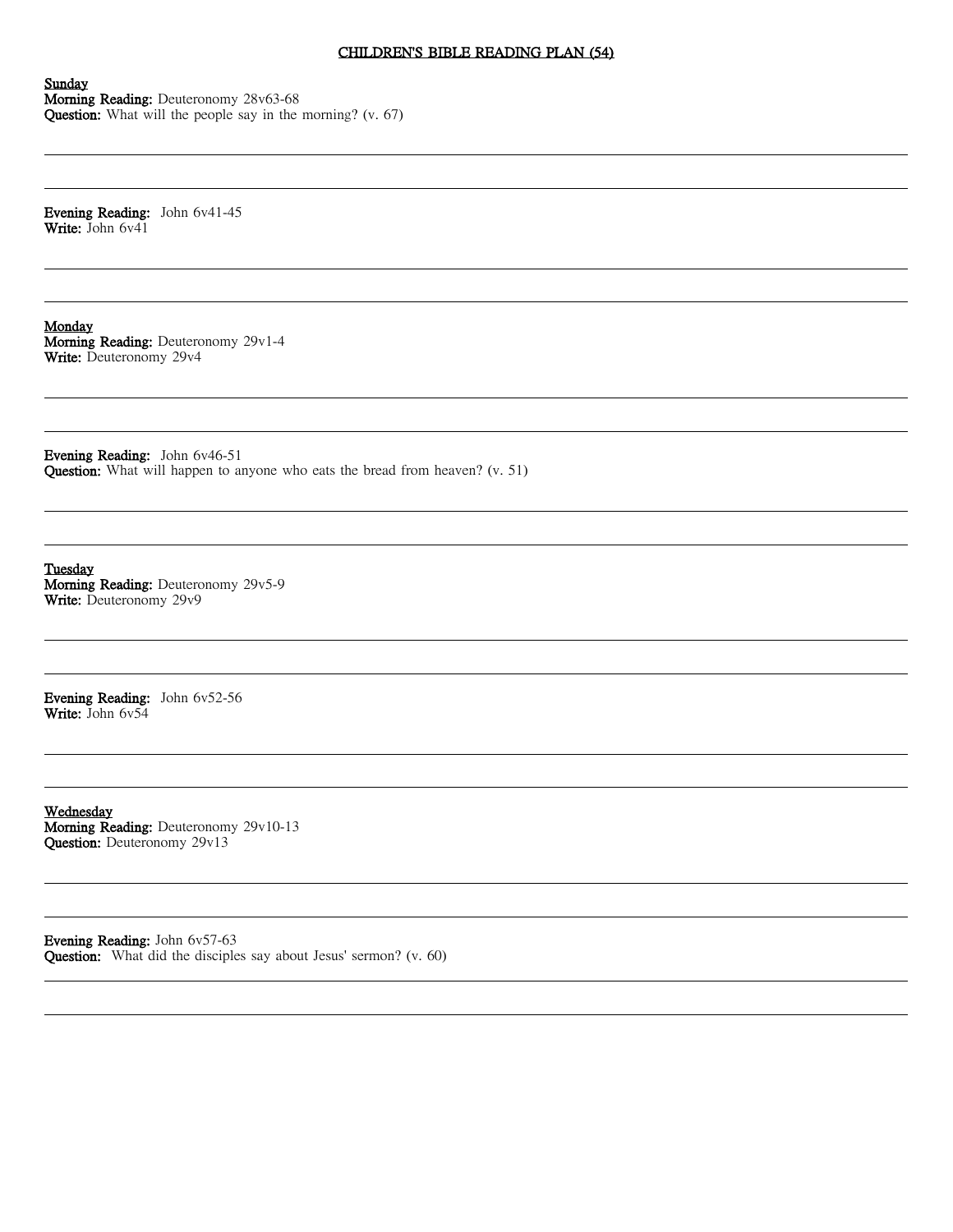# CHILDREN'S BIBLE READING PLAN (54)

**Sunday**
**Morning Reading:** Deuteronomy 28v63-68
**Question:** What will the people say in the morning? (v. 67)

**Evening Reading:** John 6v41-45
**Write:** John 6v41

**Monday**
**Morning Reading:** Deuteronomy 29v1-4
**Write:** Deuteronomy 29v4

**Evening Reading:** John 6v46-51
**Question:** What will happen to anyone who eats the bread from heaven? (v. 51)

**Tuesday**
**Morning Reading:** Deuteronomy 29v5-9
**Write:** Deuteronomy 29v9

**Evening Reading:** John 6v52-56
**Write:** John 6v54

**Wednesday**
**Morning Reading:** Deuteronomy 29v10-13
**Question:** Deuteronomy 29v13

**Evening Reading:** John 6v57-63
**Question:** What did the disciples say about Jesus' sermon? (v. 60)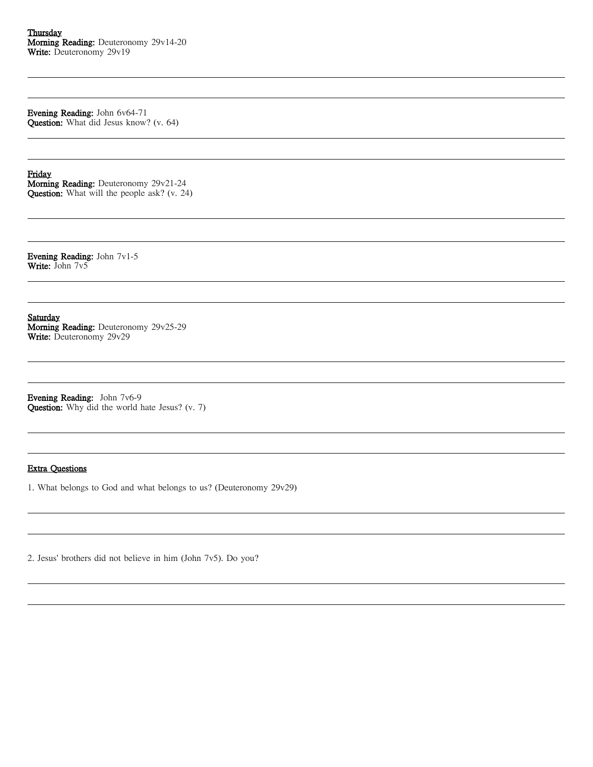<u>Thursday</u>
**Morning Reading:** Deuteronomy 29v14-20
**Write:** Deuteronomy 29v19

---

---

**Evening Reading:** John 6v64-71
**Question:** What did Jesus know? (v. 64)

---

---

<u>Friday</u>
**Morning Reading:** Deuteronomy 29v21-24
**Question:** What will the people ask? (v. 24)

---

---

**Evening Reading:** John 7v1-5
**Write:** John 7v5

---

---

<u>Saturday</u>
**Morning Reading:** Deuteronomy 29v25-29
**Write:** Deuteronomy 29v29

---

---

**Evening Reading:** John 7v6-9
**Question:** Why did the world hate Jesus? (v. 7)

---

---

<u>Extra Questions</u>

1. What belongs to God and what belongs to us? (Deuteronomy 29v29)

---

---

2. Jesus' brothers did not believe in him (John 7v5). Do you?

---

---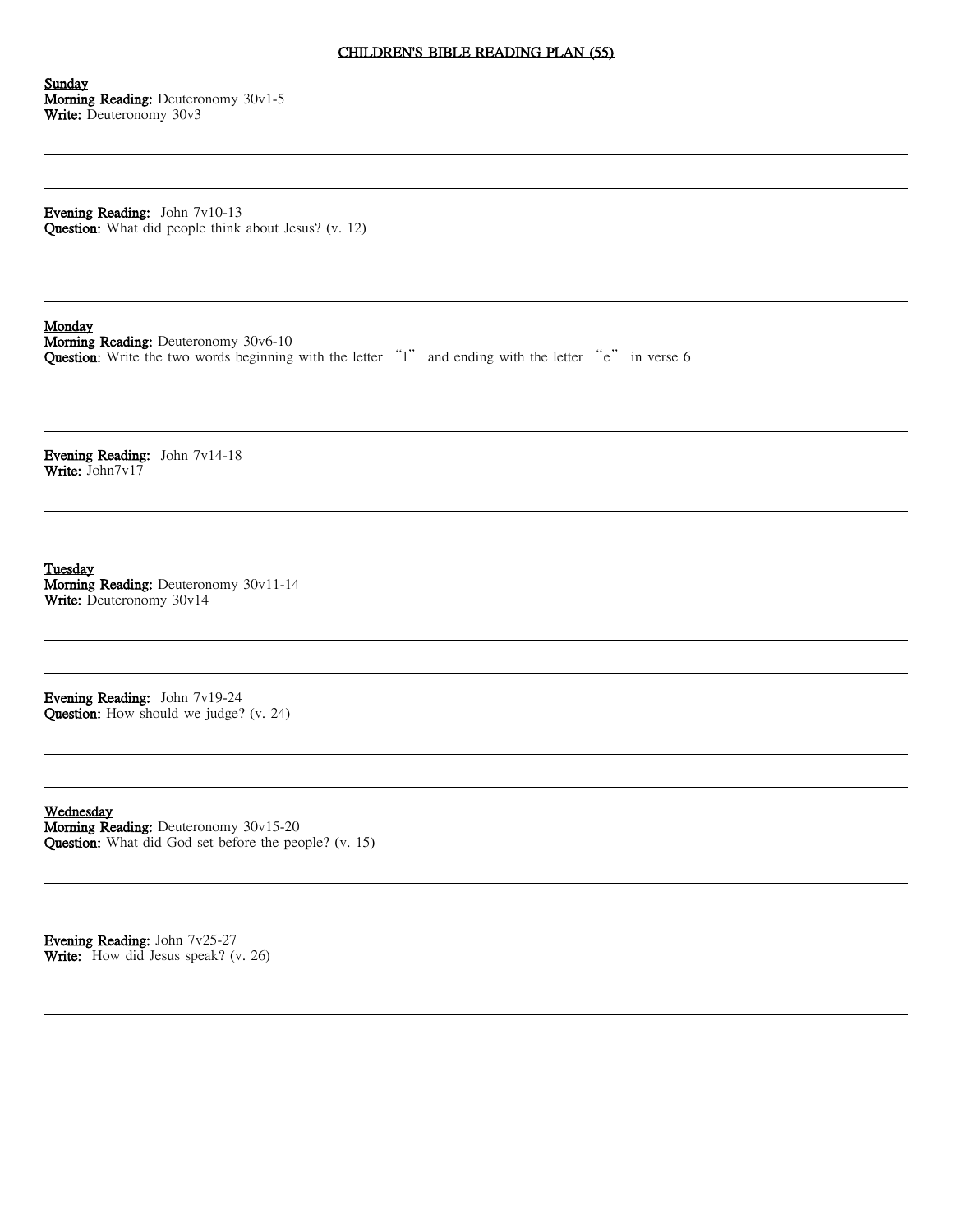# CHILDREN'S BIBLE READING PLAN (55)

**Sunday**

**Morning Reading:** Deuteronomy 30v1-5
**Write:** Deuteronomy 30v3

**Evening Reading:** John 7v10-13
**Question:** What did people think about Jesus? (v. 12)

**Monday**

**Morning Reading:** Deuteronomy 30v6-10
**Question:** Write the two words beginning with the letter "l" and ending with the letter "e" in verse 6

**Evening Reading:** John 7v14-18
**Write:** John7v17

**Tuesday**

**Morning Reading:** Deuteronomy 30v11-14
**Write:** Deuteronomy 30v14

**Evening Reading:** John 7v19-24
**Question:** How should we judge? (v. 24)

**Wednesday**

**Morning Reading:** Deuteronomy 30v15-20
**Question:** What did God set before the people? (v. 15)

**Evening Reading:** John 7v25-27
**Write:** How did Jesus speak? (v. 26)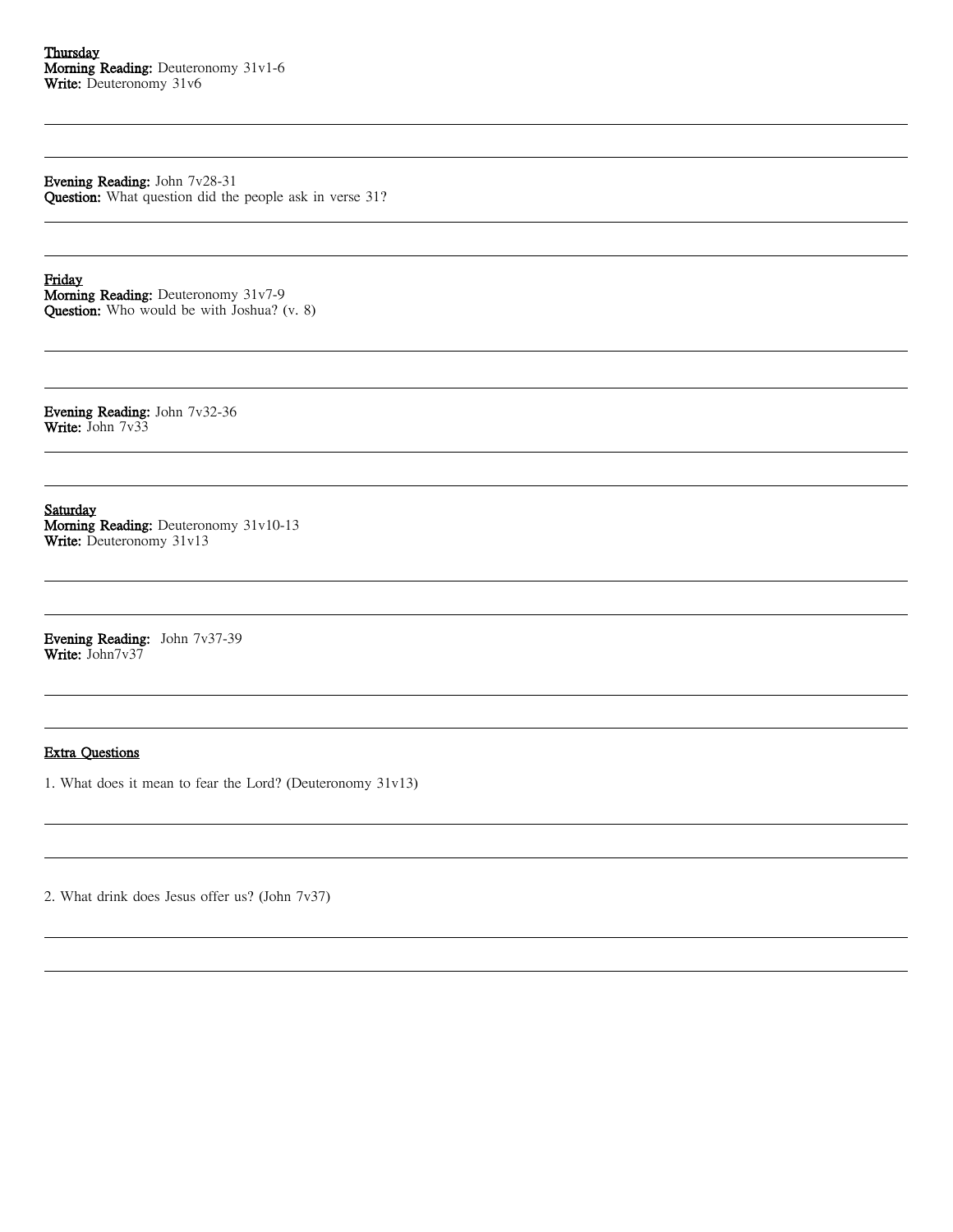Thursday

**Morning Reading:** Deuteronomy 31v1-6
**Write:** Deuteronomy 31v6

**Evening Reading:** John 7v28-31
**Question:** What question did the people ask in verse 31?

Friday

**Morning Reading:** Deuteronomy 31v7-9
**Question:** Who would be with Joshua? (v. 8)

**Evening Reading:** John 7v32-36
**Write:** John 7v33

Saturday

**Morning Reading:** Deuteronomy 31v10-13
**Write:** Deuteronomy 31v13

**Evening Reading:** John 7v37-39
**Write:** John7v37

Extra Questions

1. What does it mean to fear the Lord? (Deuteronomy 31v13)

2. What drink does Jesus offer us? (John 7v37)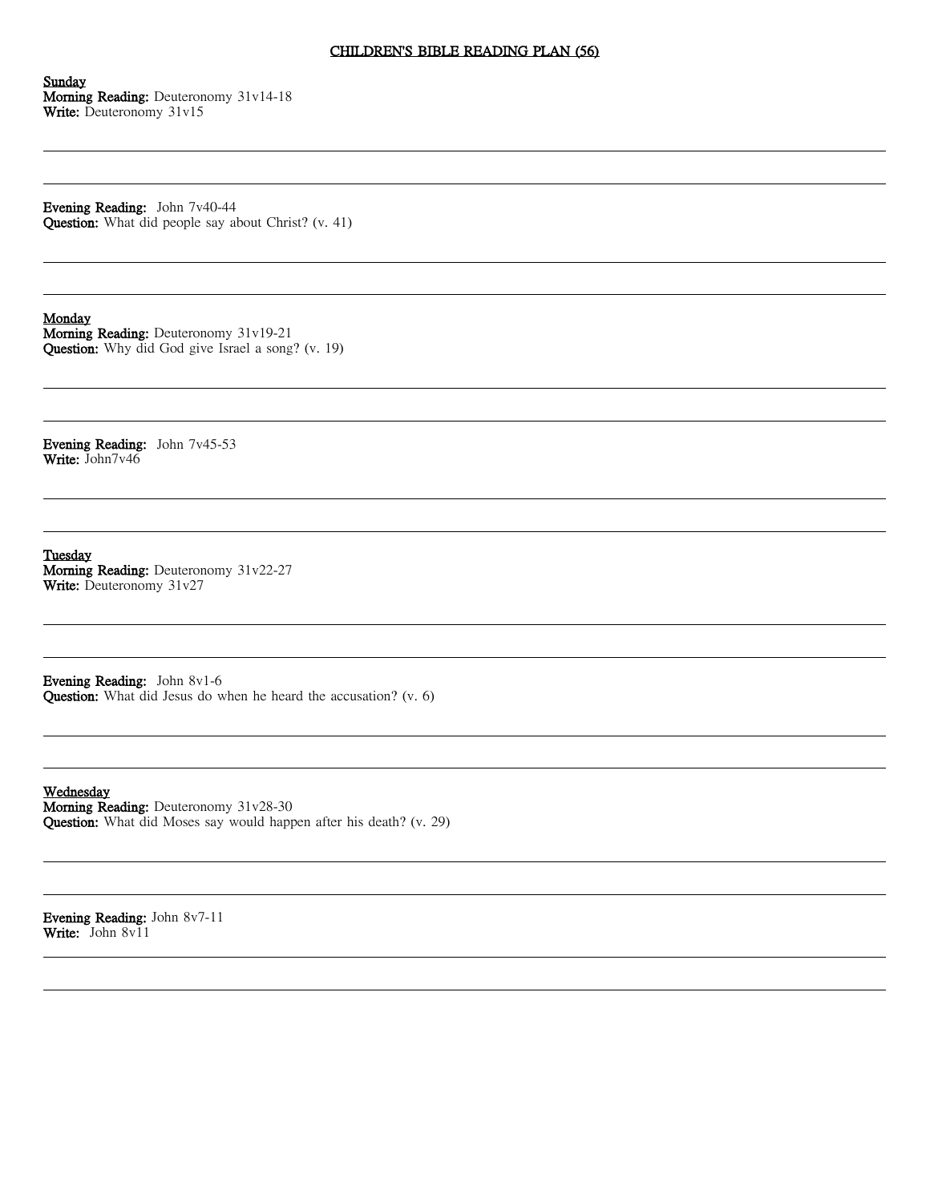# CHILDREN'S BIBLE READING PLAN (56)

**Sunday**
**Morning Reading:** Deuteronomy 31v14-18
**Write:** Deuteronomy 31v15

**Evening Reading:** John 7v40-44
**Question:** What did people say about Christ? (v. 41)

**Monday**
**Morning Reading:** Deuteronomy 31v19-21
**Question:** Why did God give Israel a song? (v. 19)

**Evening Reading:** John 7v45-53
**Write:** John7v46

**Tuesday**
**Morning Reading:** Deuteronomy 31v22-27
**Write:** Deuteronomy 31v27

**Evening Reading:** John 8v1-6
**Question:** What did Jesus do when he heard the accusation? (v. 6)

**Wednesday**
**Morning Reading:** Deuteronomy 31v28-30
**Question:** What did Moses say would happen after his death? (v. 29)

**Evening Reading:** John 8v7-11
**Write:** John 8v11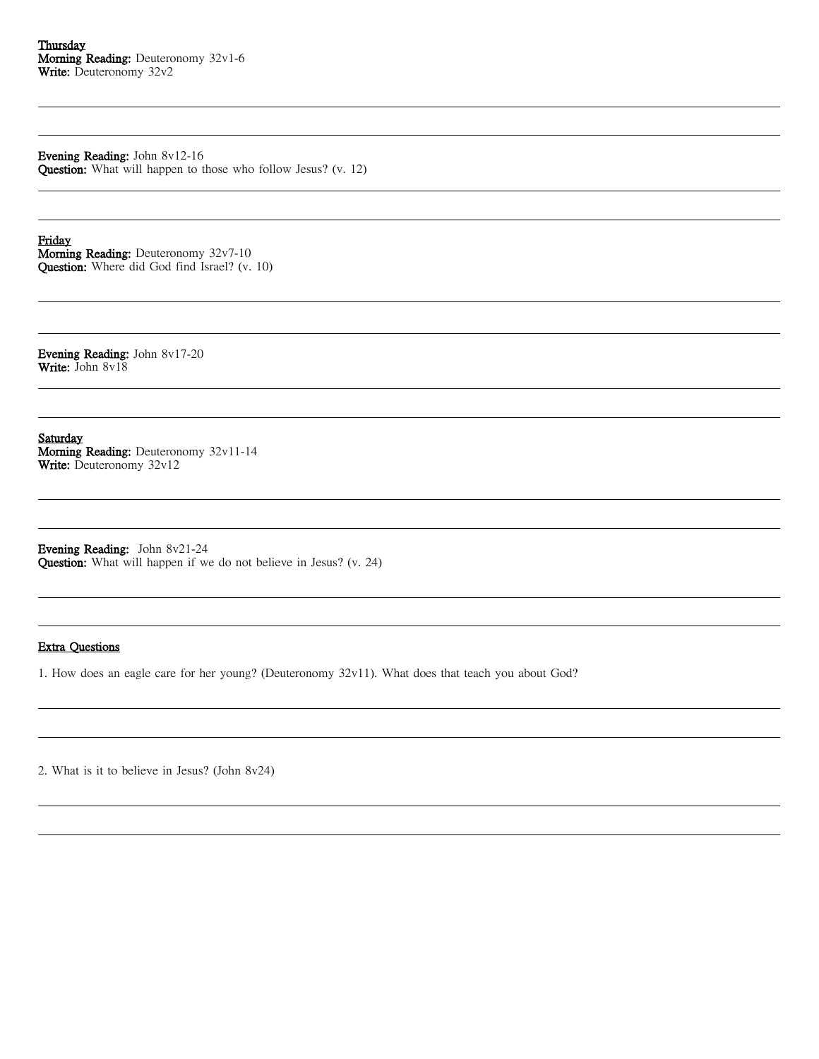Thursday
**Morning Reading:** Deuteronomy 32v1-6
**Write:** Deuteronomy 32v2

**Evening Reading:** John 8v12-16
**Question:** What will happen to those who follow Jesus? (v. 12)

Friday
**Morning Reading:** Deuteronomy 32v7-10
**Question:** Where did God find Israel? (v. 10)

**Evening Reading:** John 8v17-20
**Write:** John 8v18

Saturday
**Morning Reading:** Deuteronomy 32v11-14
**Write:** Deuteronomy 32v12

**Evening Reading:** John 8v21-24
**Question:** What will happen if we do not believe in Jesus? (v. 24)

Extra Questions

1. How does an eagle care for her young? (Deuteronomy 32v11). What does that teach you about God?

2. What is it to believe in Jesus? (John 8v24)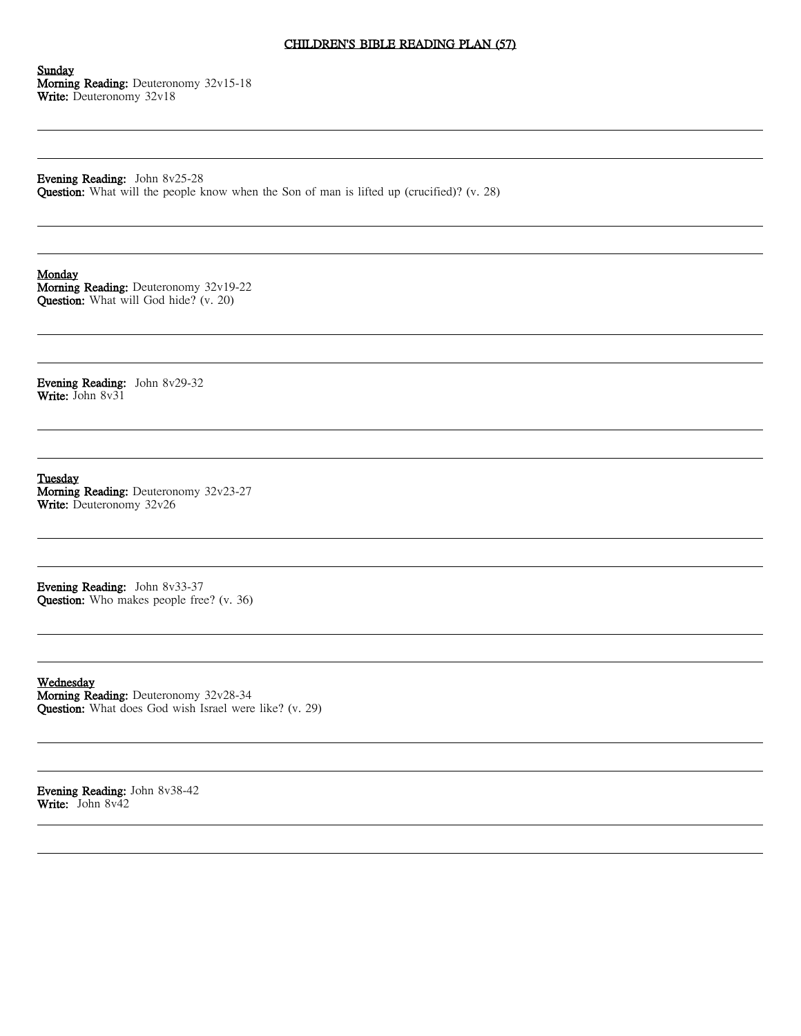# CHILDREN'S BIBLE READING PLAN (57)

**Sunday**
**Morning Reading:** Deuteronomy 32v15-18
**Write:** Deuteronomy 32v18

**Evening Reading:** John 8v25-28
**Question:** What will the people know when the Son of man is lifted up (crucified)? (v. 28)

**Monday**
**Morning Reading:** Deuteronomy 32v19-22
**Question:** What will God hide? (v. 20)

**Evening Reading:** John 8v29-32
**Write:** John 8v31

**Tuesday**
**Morning Reading:** Deuteronomy 32v23-27
**Write:** Deuteronomy 32v26

**Evening Reading:** John 8v33-37
**Question:** Who makes people free? (v. 36)

**Wednesday**
**Morning Reading:** Deuteronomy 32v28-34
**Question:** What does God wish Israel were like? (v. 29)

**Evening Reading:** John 8v38-42
**Write:** John 8v42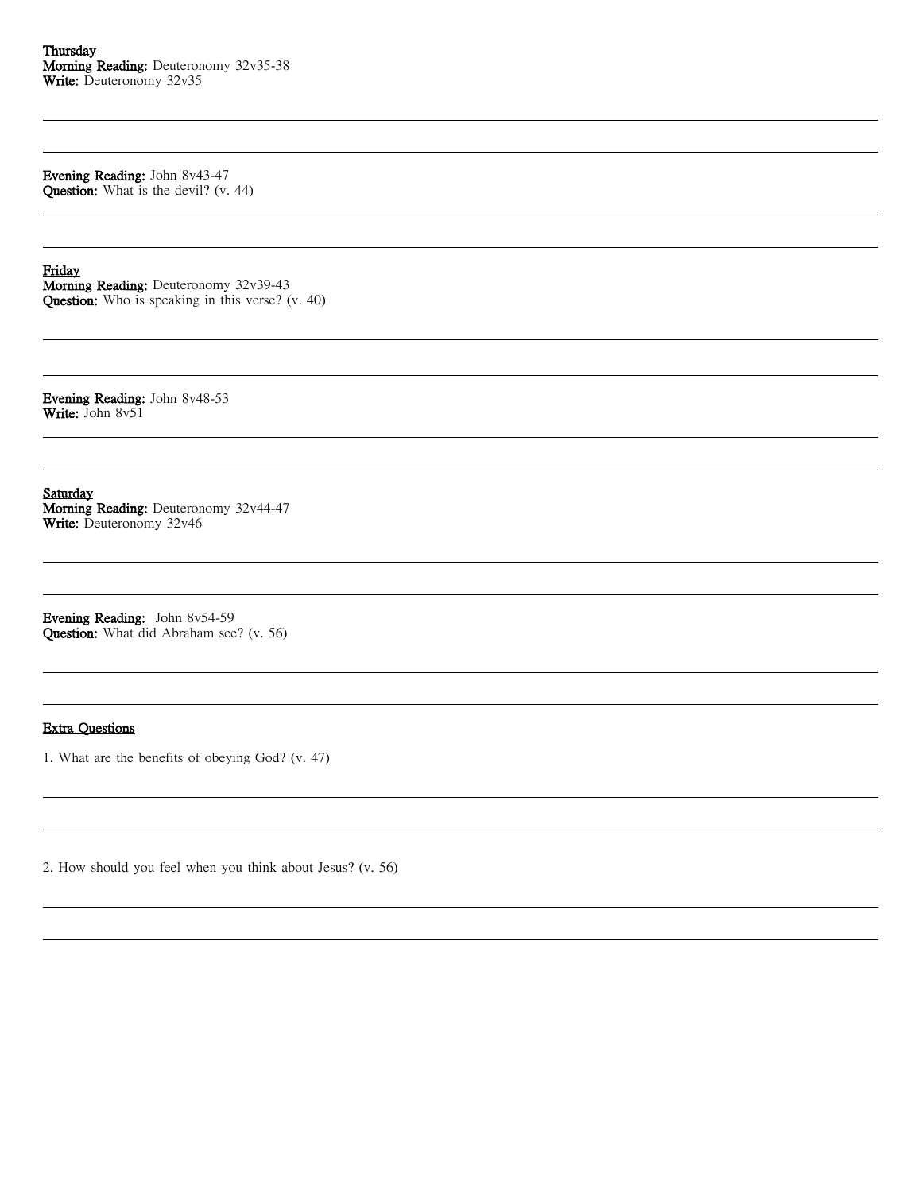**Thursday**
**Morning Reading:** Deuteronomy 32v35-38
**Write:** Deuteronomy 32v35

---

---

**Evening Reading:** John 8v43-47
**Question:** What is the devil? (v. 44)

---

---

**Friday**
**Morning Reading:** Deuteronomy 32v39-43
**Question:** Who is speaking in this verse? (v. 40)

---

---

**Evening Reading:** John 8v48-53
**Write:** John 8v51

---

---

**Saturday**
**Morning Reading:** Deuteronomy 32v44-47
**Write:** Deuteronomy 32v46

---

---

**Evening Reading:** John 8v54-59
**Question:** What did Abraham see? (v. 56)

---

---

**Extra Questions**

1. What are the benefits of obeying God? (v. 47)

---

---

2. How should you feel when you think about Jesus? (v. 56)

---

---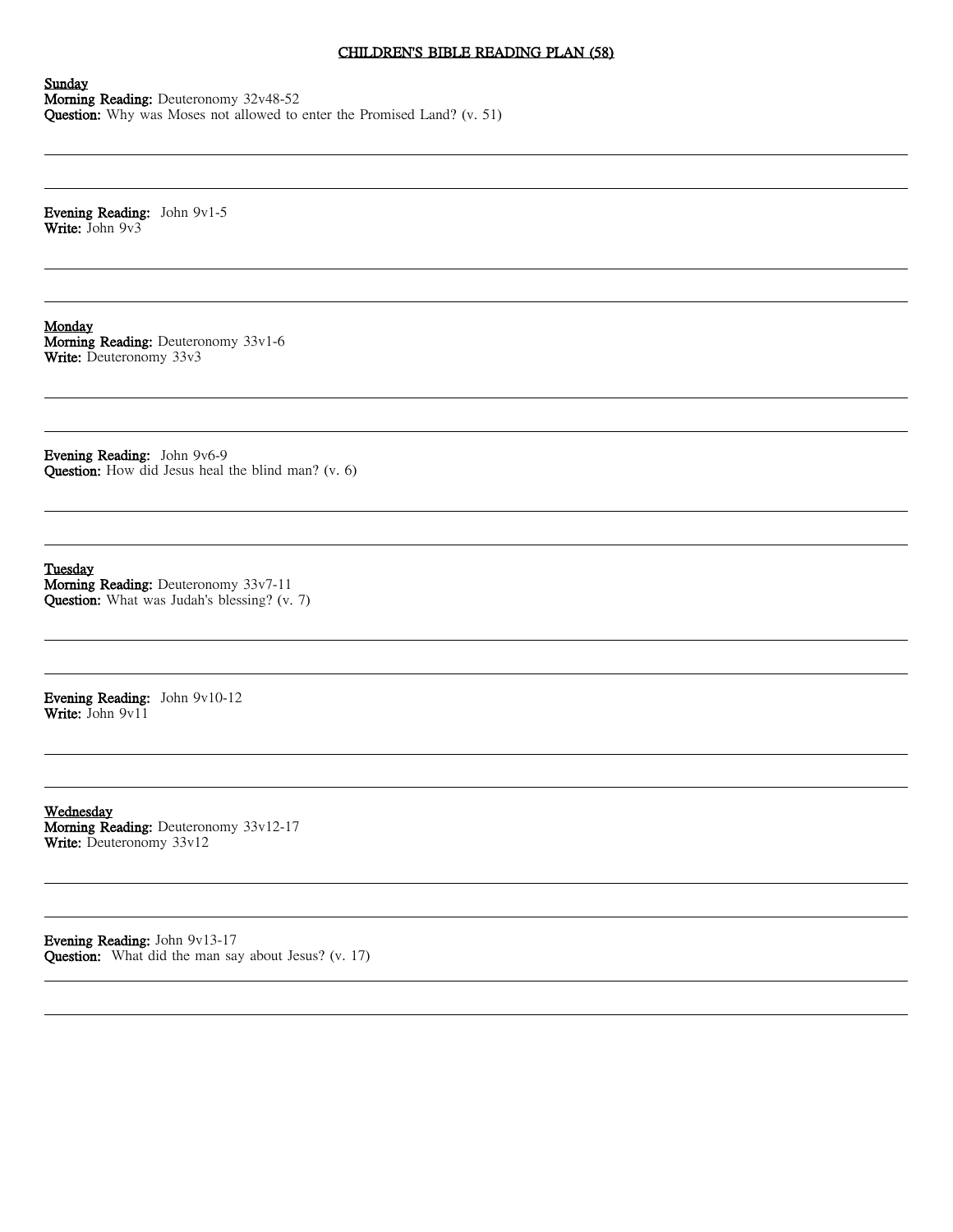# CHILDREN'S BIBLE READING PLAN (58)

**Sunday**
**Morning Reading:** Deuteronomy 32v48-52
**Question:** Why was Moses not allowed to enter the Promised Land? (v. 51)

**Evening Reading:** John 9v1-5
**Write:** John 9v3

**Monday**
**Morning Reading:** Deuteronomy 33v1-6
**Write:** Deuteronomy 33v3

**Evening Reading:** John 9v6-9
**Question:** How did Jesus heal the blind man? (v. 6)

**Tuesday**
**Morning Reading:** Deuteronomy 33v7-11
**Question:** What was Judah's blessing? (v. 7)

**Evening Reading:** John 9v10-12
**Write:** John 9v11

**Wednesday**
**Morning Reading:** Deuteronomy 33v12-17
**Write:** Deuteronomy 33v12

**Evening Reading:** John 9v13-17
**Question:** What did the man say about Jesus? (v. 17)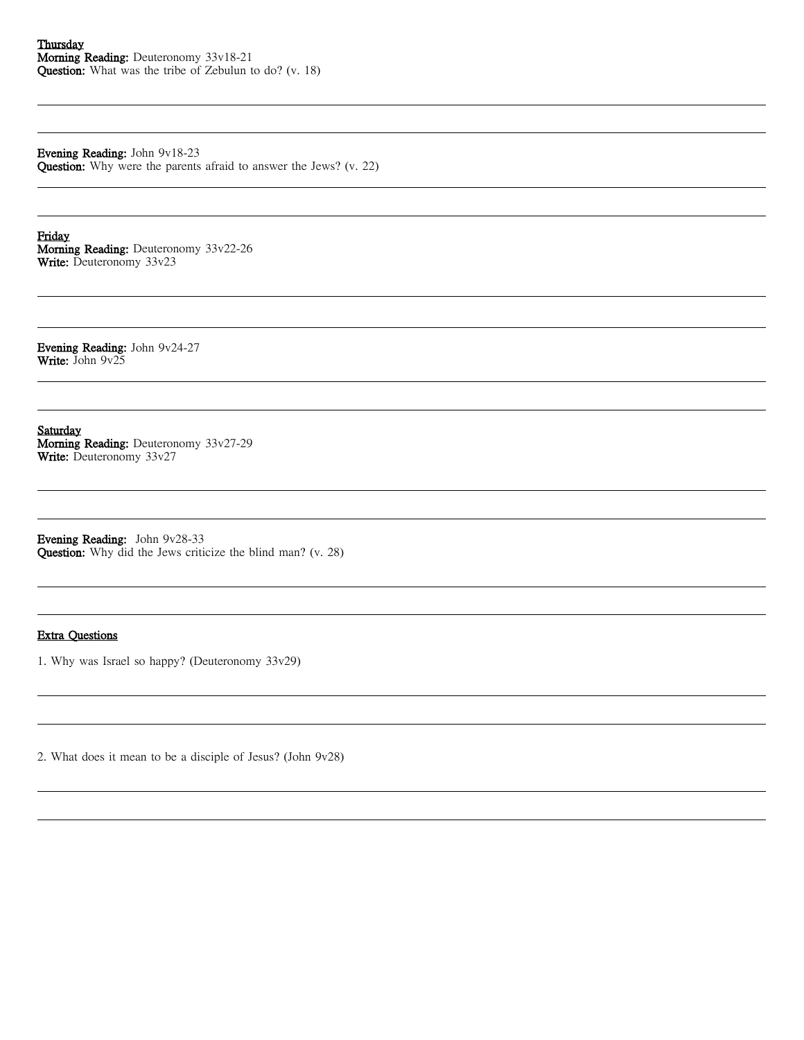<u>Thursday</u>
**Morning Reading:** Deuteronomy 33v18-21
**Question:** What was the tribe of Zebulun to do? (v. 18)

---

---

**Evening Reading:** John 9v18-23
**Question:** Why were the parents afraid to answer the Jews? (v. 22)

---

---

<u>Friday</u>
**Morning Reading:** Deuteronomy 33v22-26
**Write:** Deuteronomy 33v23

---

---

**Evening Reading:** John 9v24-27
**Write:** John 9v25

---

---

<u>Saturday</u>
**Morning Reading:** Deuteronomy 33v27-29
**Write:** Deuteronomy 33v27

---

---

**Evening Reading:** John 9v28-33
**Question:** Why did the Jews criticize the blind man? (v. 28)

---

---

<u>Extra Questions</u>

1. Why was Israel so happy? (Deuteronomy 33v29)

---

---

2. What does it mean to be a disciple of Jesus? (John 9v28)

---

---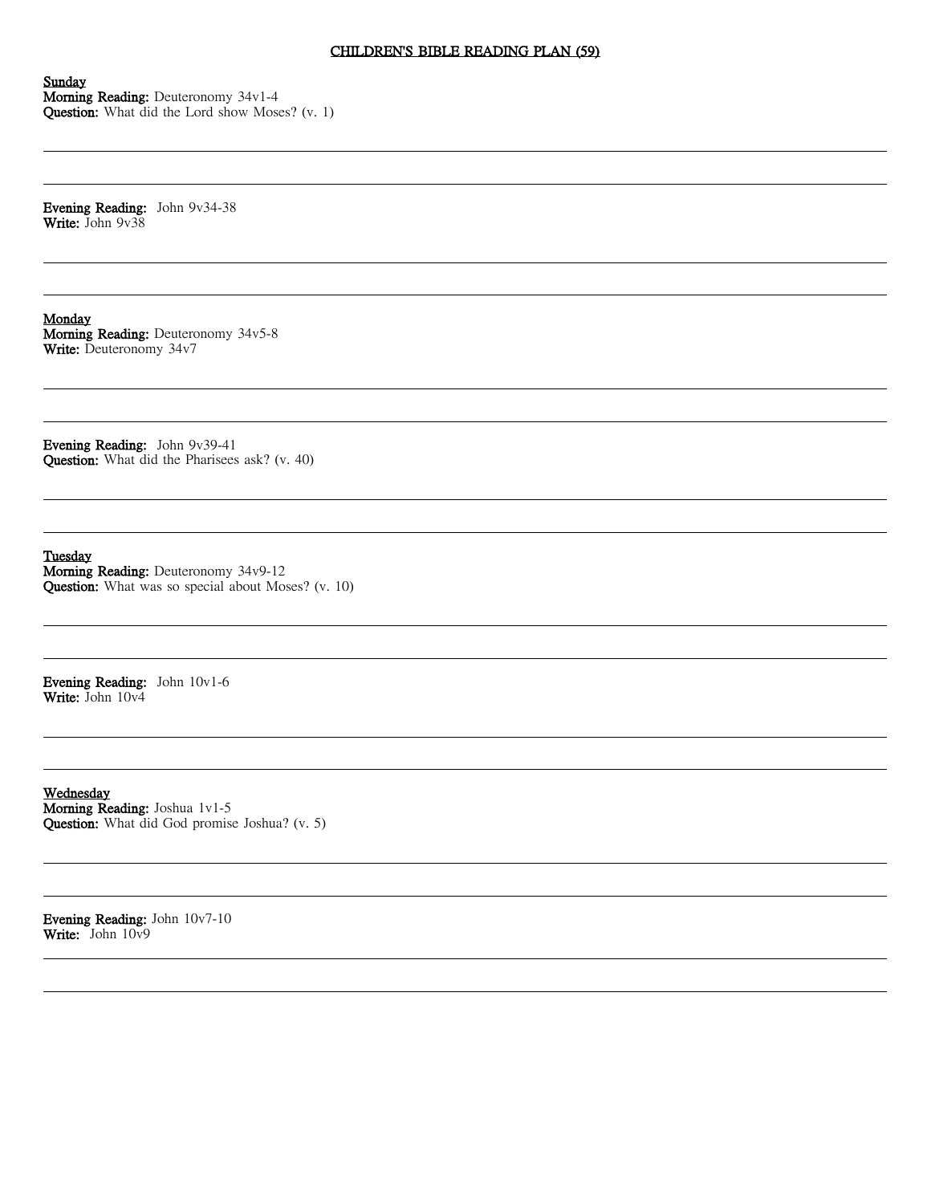# CHILDREN'S BIBLE READING PLAN (59)

**Sunday**
**Morning Reading:** Deuteronomy 34v1-4
**Question:** What did the Lord show Moses? (v. 1)

---

---

**Evening Reading:** John 9v34-38
**Write:** John 9v38

---

---

**Monday**
**Morning Reading:** Deuteronomy 34v5-8
**Write:** Deuteronomy 34v7

---

---

**Evening Reading:** John 9v39-41
**Question:** What did the Pharisees ask? (v. 40)

---

---

**Tuesday**
**Morning Reading:** Deuteronomy 34v9-12
**Question:** What was so special about Moses? (v. 10)

---

---

**Evening Reading:** John 10v1-6
**Write:** John 10v4

---

---

**Wednesday**
**Morning Reading:** Joshua 1v1-5
**Question:** What did God promise Joshua? (v. 5)

---

---

**Evening Reading:** John 10v7-10
**Write:** John 10v9

---

---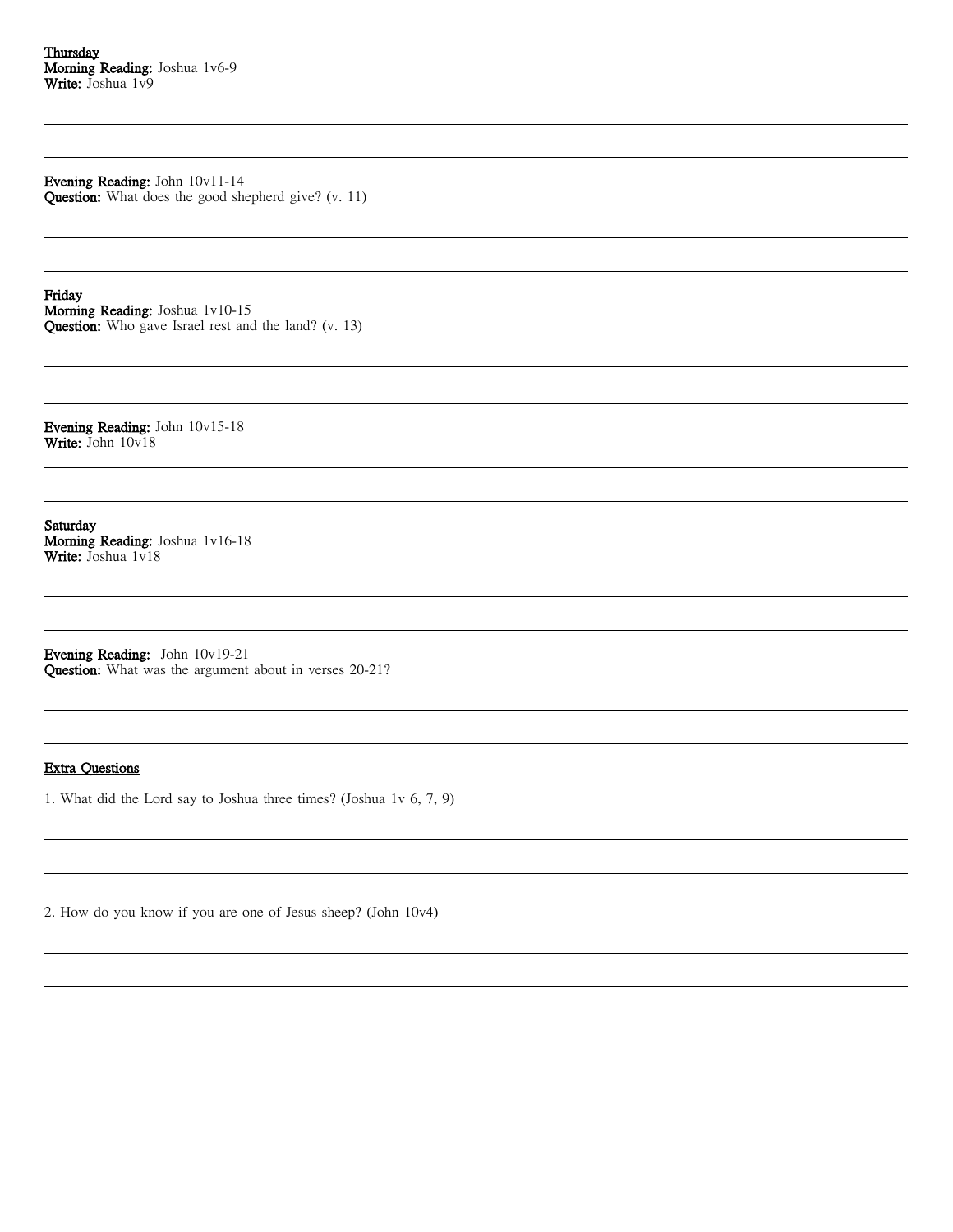**Thursday**
**Morning Reading:** Joshua 1v6-9
**Write:** Joshua 1v9

---

---

**Evening Reading:** John 10v11-14
**Question:** What does the good shepherd give? (v. 11)

---

---

**Friday**
**Morning Reading:** Joshua 1v10-15
**Question:** Who gave Israel rest and the land? (v. 13)

---

---

**Evening Reading:** John 10v15-18
**Write:** John 10v18

---

---

**Saturday**
**Morning Reading:** Joshua 1v16-18
**Write:** Joshua 1v18

---

---

**Evening Reading:** John 10v19-21
**Question:** What was the argument about in verses 20-21?

---

---

**Extra Questions**

1. What did the Lord say to Joshua three times? (Joshua 1v 6, 7, 9)

---

---

2. How do you know if you are one of Jesus sheep? (John 10v4)

---

---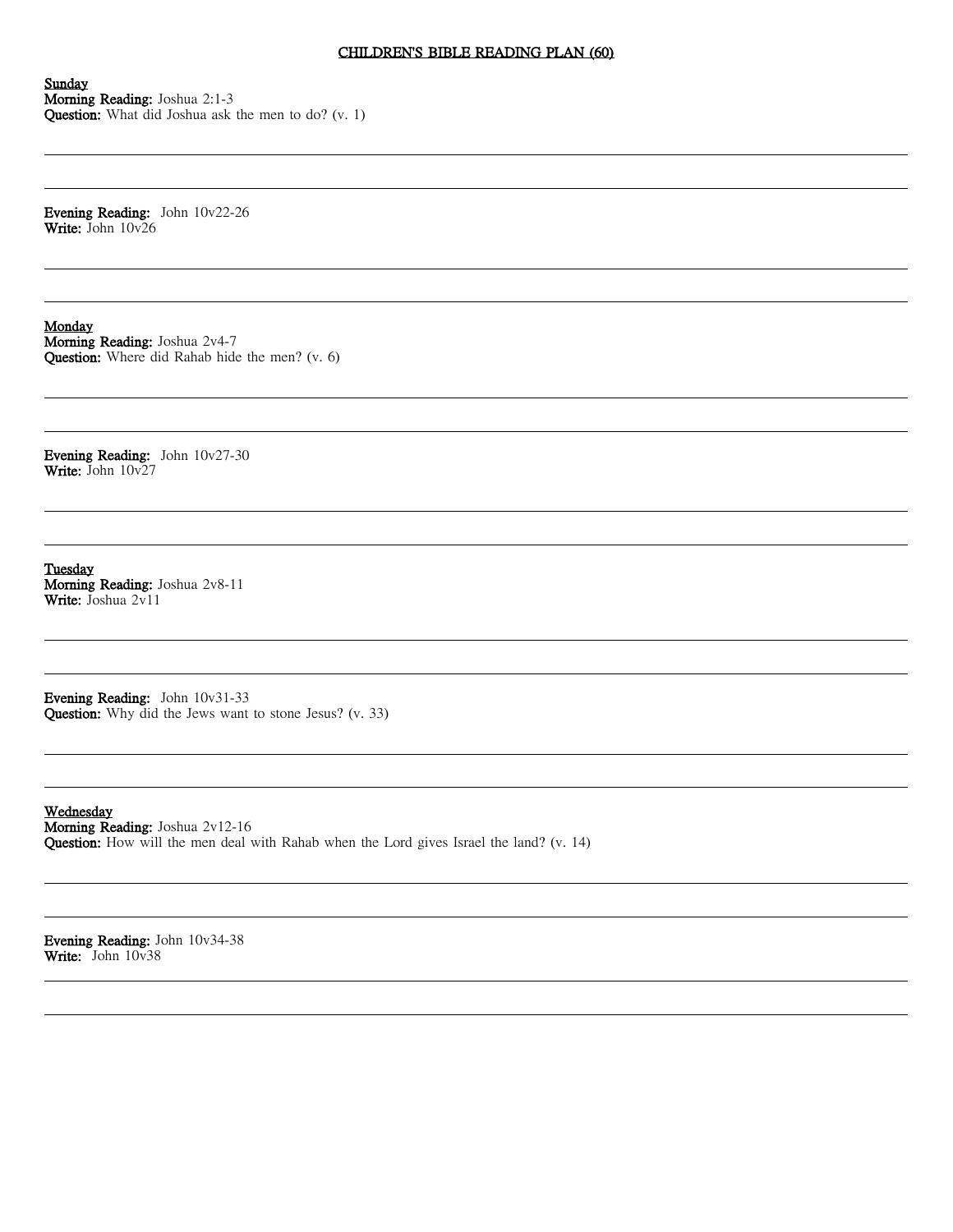# CHILDREN'S BIBLE READING PLAN (60)

**Sunday**
**Morning Reading:** Joshua 2:1-3
**Question:** What did Joshua ask the men to do? (v. 1)

**Evening Reading:** John 10v22-26
**Write:** John 10v26

**Monday**
**Morning Reading:** Joshua 2v4-7
**Question:** Where did Rahab hide the men? (v. 6)

**Evening Reading:** John 10v27-30
**Write:** John 10v27

**Tuesday**
**Morning Reading:** Joshua 2v8-11
**Write:** Joshua 2v11

**Evening Reading:** John 10v31-33
**Question:** Why did the Jews want to stone Jesus? (v. 33)

**Wednesday**
**Morning Reading:** Joshua 2v12-16
**Question:** How will the men deal with Rahab when the Lord gives Israel the land? (v. 14)

**Evening Reading:** John 10v34-38
**Write:** John 10v38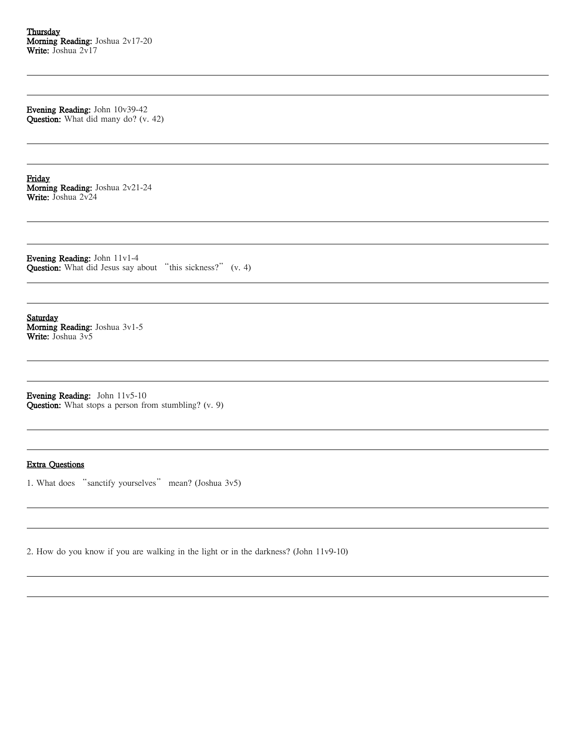**Thursday**
**Morning Reading:** Joshua 2v17-20
**Write:** Joshua 2v17

**Evening Reading:** John 10v39-42
**Question:** What did many do? (v. 42)

**Friday**
**Morning Reading:** Joshua 2v21-24
**Write:** Joshua 2v24

**Evening Reading:** John 11v1-4
**Question:** What did Jesus say about "this sickness?" (v. 4)

**Saturday**
**Morning Reading:** Joshua 3v1-5
**Write:** Joshua 3v5

**Evening Reading:** John 11v5-10
**Question:** What stops a person from stumbling? (v. 9)

**Extra Questions**

1. What does "sanctify yourselves" mean? (Joshua 3v5)

2. How do you know if you are walking in the light or in the darkness? (John 11v9-10)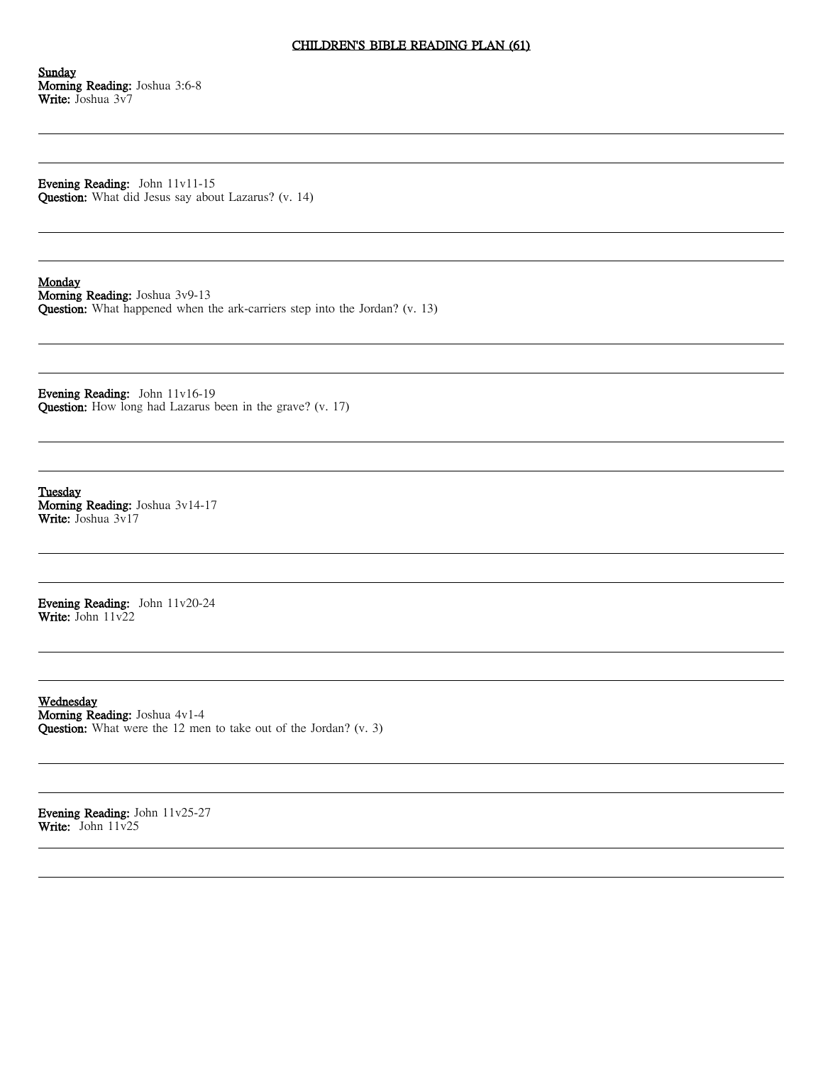# CHILDREN'S BIBLE READING PLAN (61)

**Sunday**
**Morning Reading:** Joshua 3:6-8
**Write:** Joshua 3v7

**Evening Reading:** John 11v11-15
**Question:** What did Jesus say about Lazarus? (v. 14)

**Monday**
**Morning Reading:** Joshua 3v9-13
**Question:** What happened when the ark-carriers step into the Jordan? (v. 13)

**Evening Reading:** John 11v16-19
**Question:** How long had Lazarus been in the grave? (v. 17)

**Tuesday**
**Morning Reading:** Joshua 3v14-17
**Write:** Joshua 3v17

**Evening Reading:** John 11v20-24
**Write:** John 11v22

**Wednesday**
**Morning Reading:** Joshua 4v1-4
**Question:** What were the 12 men to take out of the Jordan? (v. 3)

**Evening Reading:** John 11v25-27
**Write:** John 11v25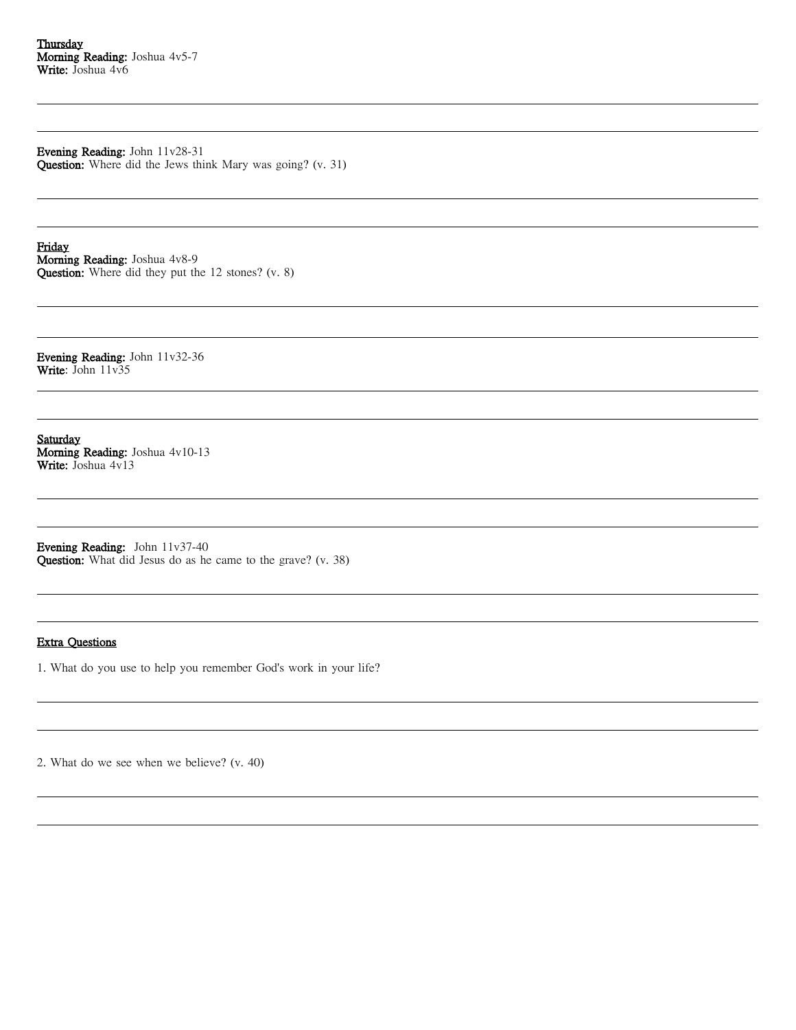**Thursday**
**Morning Reading:** Joshua 4v5-7
**Write:** Joshua 4v6

**Evening Reading:** John 11v28-31
**Question:** Where did the Jews think Mary was going? (v. 31)

**Friday**
**Morning Reading:** Joshua 4v8-9
**Question:** Where did they put the 12 stones? (v. 8)

**Evening Reading:** John 11v32-36
**Write**: John 11v35

**Saturday**
**Morning Reading:** Joshua 4v10-13
**Write:** Joshua 4v13

**Evening Reading:** John 11v37-40
**Question:** What did Jesus do as he came to the grave? (v. 38)

**Extra Questions**

1. What do you use to help you remember God's work in your life?

2. What do we see when we believe? (v. 40)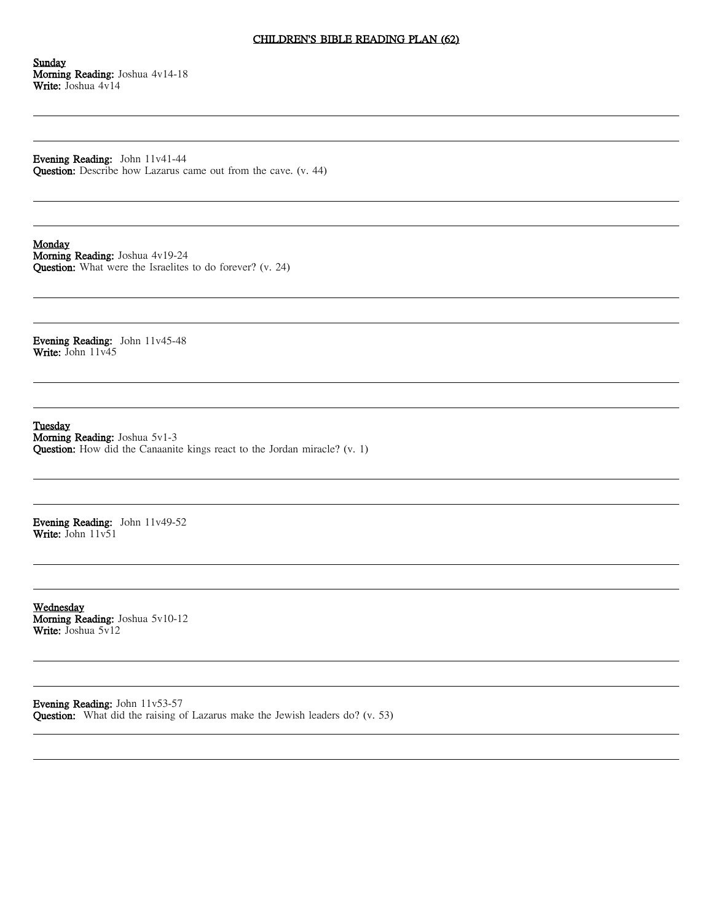# CHILDREN'S BIBLE READING PLAN (62)

**Sunday**
**Morning Reading:** Joshua 4v14-18
**Write:** Joshua 4v14

---

---

**Evening Reading:** John 11v41-44
**Question:** Describe how Lazarus came out from the cave. (v. 44)

---

---

**Monday**
**Morning Reading:** Joshua 4v19-24
**Question:** What were the Israelites to do forever? (v. 24)

---

---

**Evening Reading:** John 11v45-48
**Write:** John 11v45

---

---

**Tuesday**
**Morning Reading:** Joshua 5v1-3
**Question:** How did the Canaanite kings react to the Jordan miracle? (v. 1)

---

---

**Evening Reading:** John 11v49-52
**Write:** John 11v51

---

---

**Wednesday**
**Morning Reading:** Joshua 5v10-12
**Write:** Joshua 5v12

---

---

**Evening Reading:** John 11v53-57
**Question:** What did the raising of Lazarus make the Jewish leaders do? (v. 53)

---

---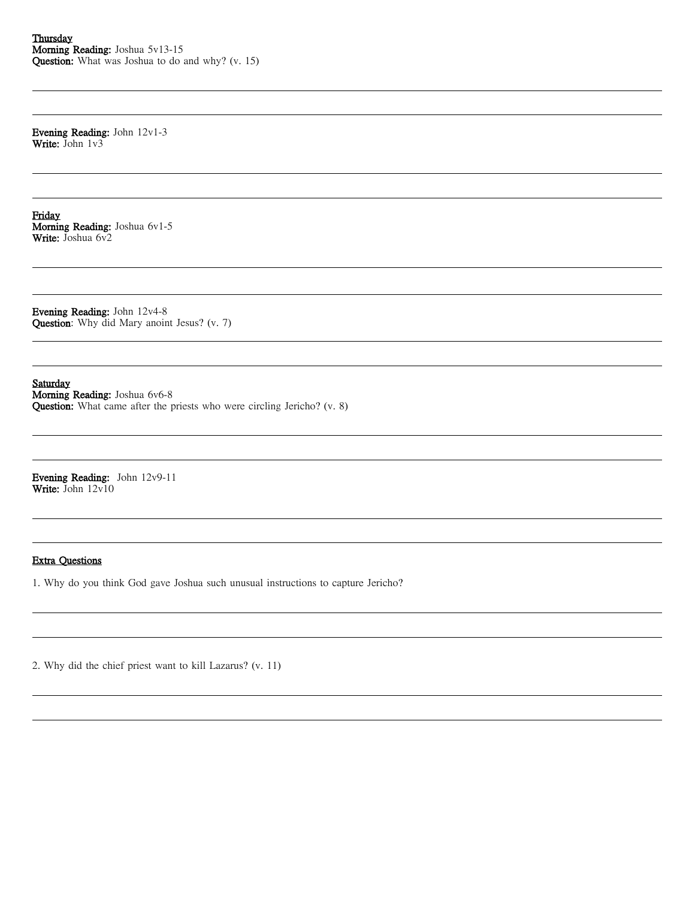<u>**Thursday**</u>
**Morning Reading:** Joshua 5v13-15
**Question:** What was Joshua to do and why? (v. 15)

---

---

**Evening Reading:** John 12v1-3
**Write:** John 1v3

---

---

<u>**Friday**</u>
**Morning Reading:** Joshua 6v1-5
**Write:** Joshua 6v2

---

---

**Evening Reading:** John 12v4-8
**Question**: Why did Mary anoint Jesus? (v. 7)

---

---

<u>**Saturday**</u>
**Morning Reading:** Joshua 6v6-8
**Question:** What came after the priests who were circling Jericho? (v. 8)

---

---

**Evening Reading:** John 12v9-11
**Write:** John 12v10

---

---

<u>**Extra Questions**</u>

1. Why do you think God gave Joshua such unusual instructions to capture Jericho?

---

---

2. Why did the chief priest want to kill Lazarus? (v. 11)

---

---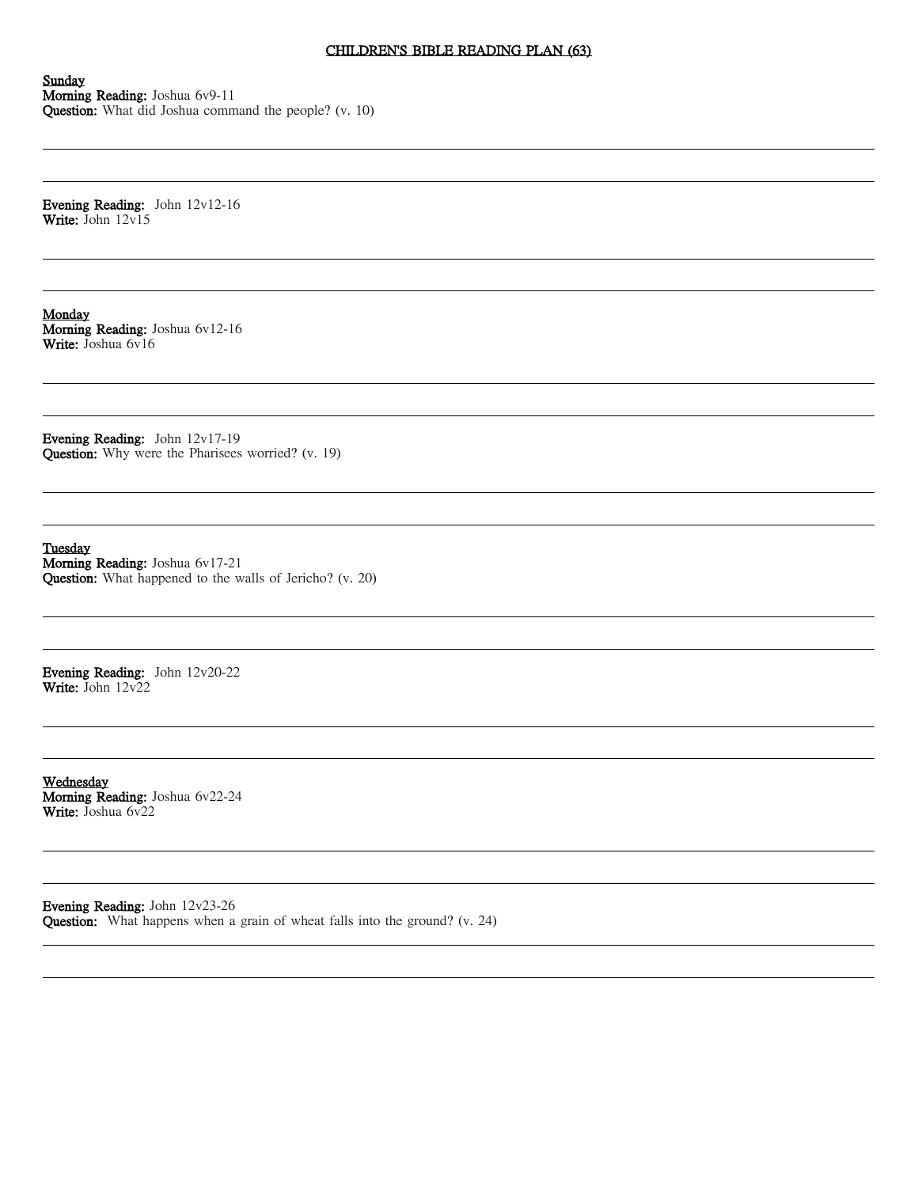# CHILDREN'S BIBLE READING PLAN (63)

**Sunday**
**Morning Reading:** Joshua 6v9-11
**Question:** What did Joshua command the people? (v. 10)

**Evening Reading:** John 12v12-16
**Write:** John 12v15

**Monday**
**Morning Reading:** Joshua 6v12-16
**Write:** Joshua 6v16

**Evening Reading:** John 12v17-19
**Question:** Why were the Pharisees worried? (v. 19)

**Tuesday**
**Morning Reading:** Joshua 6v17-21
**Question:** What happened to the walls of Jericho? (v. 20)

**Evening Reading:** John 12v20-22
**Write:** John 12v22

**Wednesday**
**Morning Reading:** Joshua 6v22-24
**Write:** Joshua 6v22

**Evening Reading:** John 12v23-26
**Question:** What happens when a grain of wheat falls into the ground? (v. 24)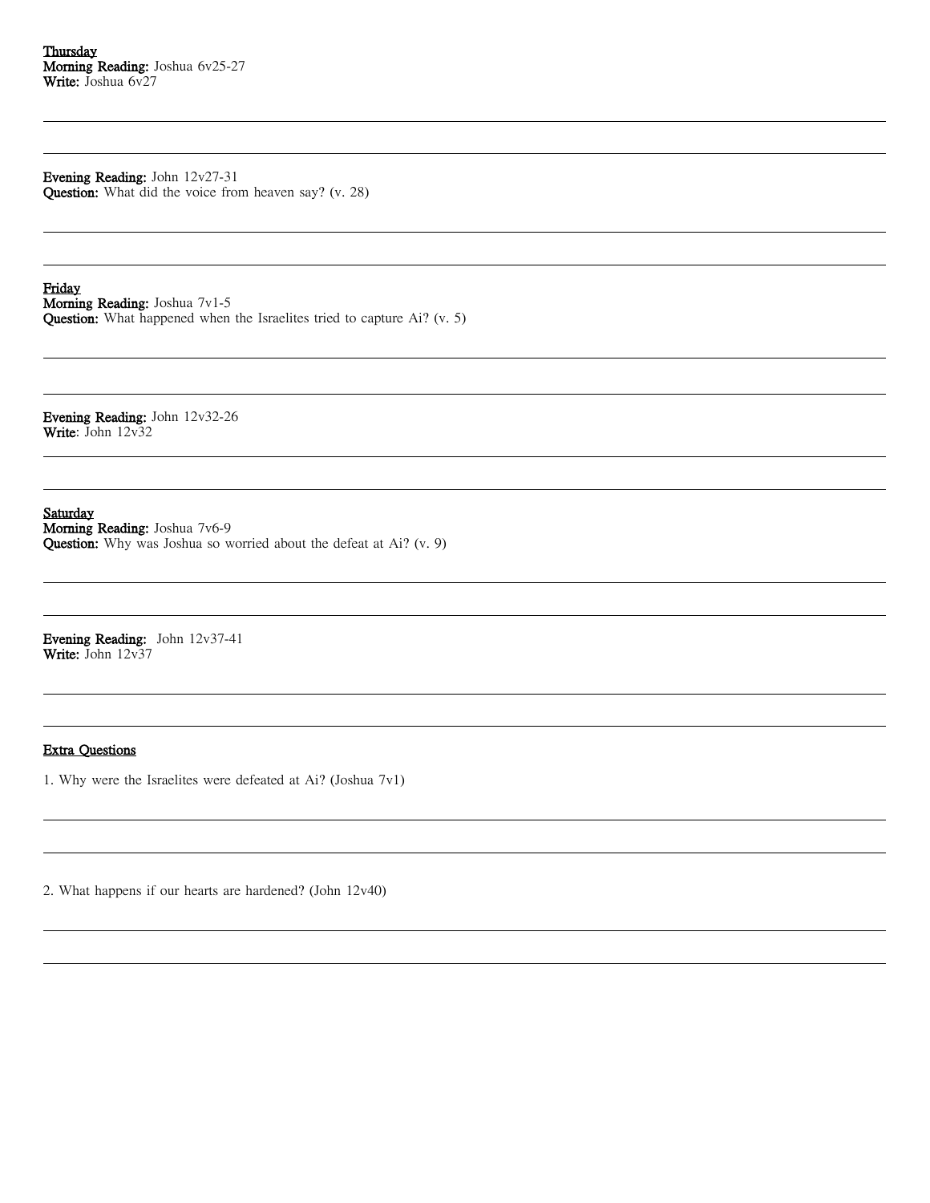<u>Thursday</u>
**Morning Reading:** Joshua 6v25-27
**Write:** Joshua 6v27

**Evening Reading:** John 12v27-31
**Question:** What did the voice from heaven say? (v. 28)

<u>Friday</u>
**Morning Reading:** Joshua 7v1-5
**Question:** What happened when the Israelites tried to capture Ai? (v. 5)

**Evening Reading:** John 12v32-26
**Write**: John 12v32

<u>Saturday</u>
**Morning Reading:** Joshua 7v6-9
**Question:** Why was Joshua so worried about the defeat at Ai? (v. 9)

**Evening Reading:** John 12v37-41
**Write:** John 12v37

<u>Extra Questions</u>

1. Why were the Israelites were defeated at Ai? (Joshua 7v1)

2. What happens if our hearts are hardened? (John 12v40)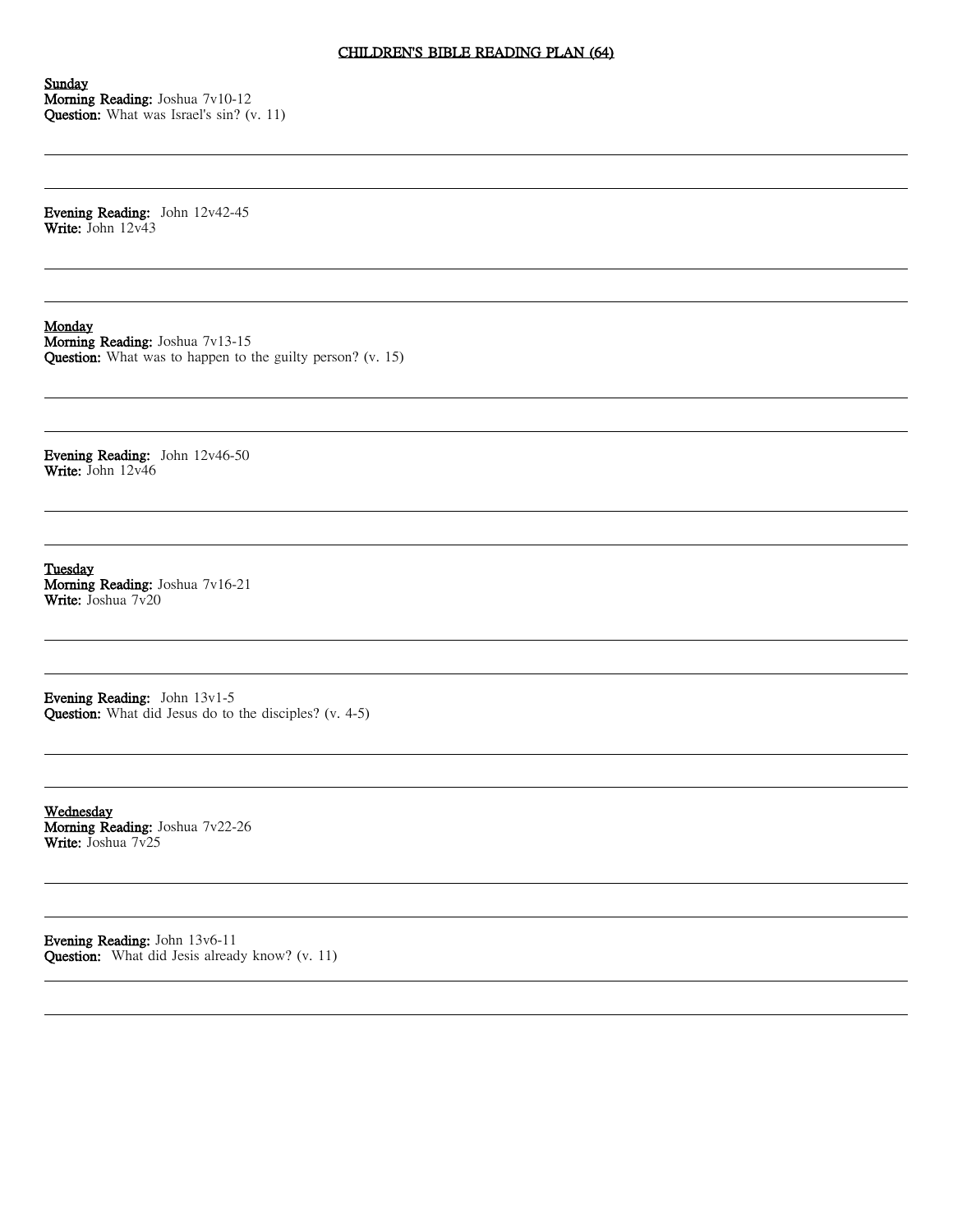# CHILDREN'S BIBLE READING PLAN (64)

**Sunday**
**Morning Reading:** Joshua 7v10-12
**Question:** What was Israel's sin? (v. 11)

---

---

**Evening Reading:** John 12v42-45
**Write:** John 12v43

---

---

**Monday**
**Morning Reading:** Joshua 7v13-15
**Question:** What was to happen to the guilty person? (v. 15)

---

---

**Evening Reading:** John 12v46-50
**Write:** John 12v46

---

---

**Tuesday**
**Morning Reading:** Joshua 7v16-21
**Write:** Joshua 7v20

---

---

**Evening Reading:** John 13v1-5
**Question:** What did Jesus do to the disciples? (v. 4-5)

---

---

**Wednesday**
**Morning Reading:** Joshua 7v22-26
**Write:** Joshua 7v25

---

---

**Evening Reading:** John 13v6-11
**Question:** What did Jesis already know? (v. 11)

---

---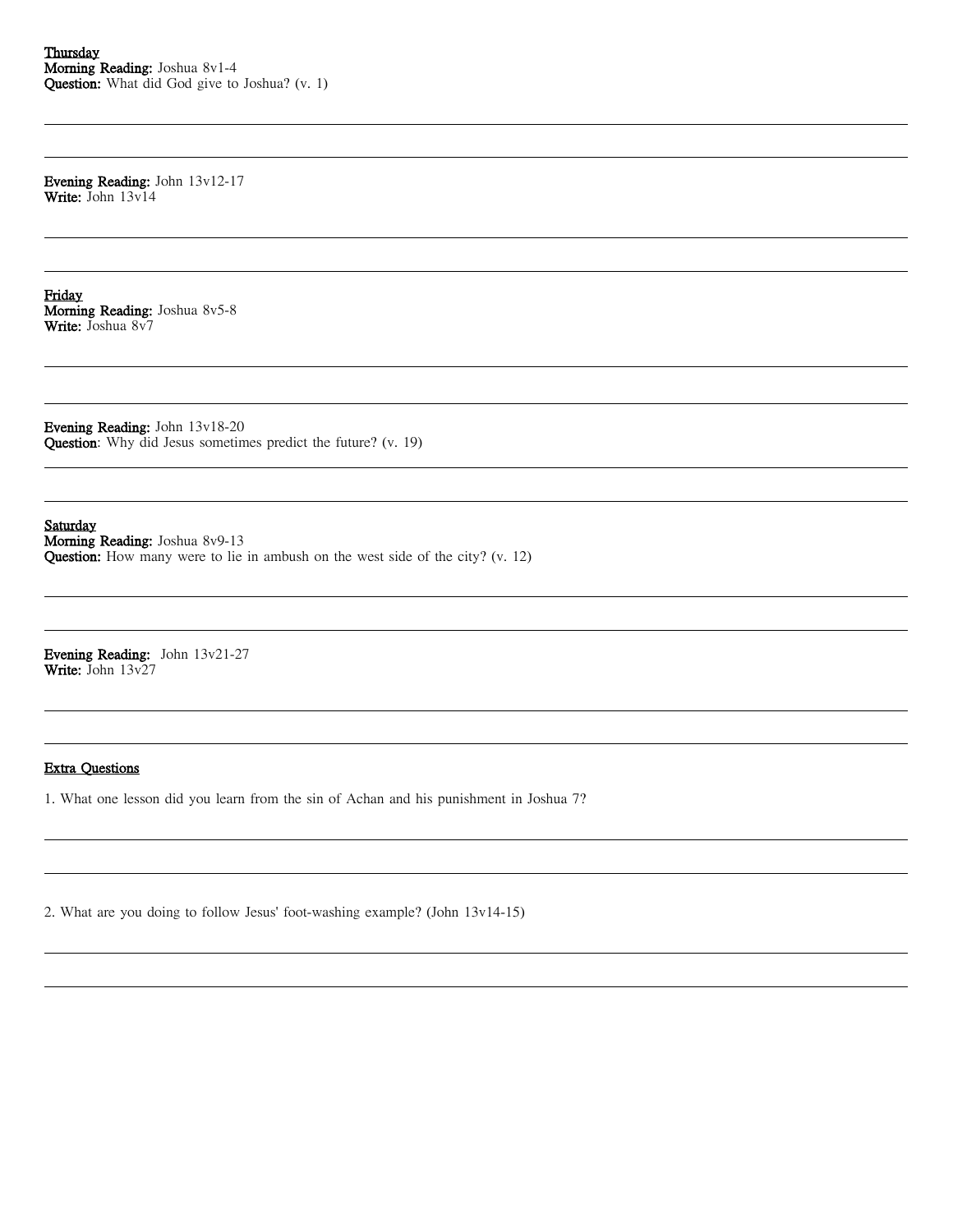**Thursday**
**Morning Reading:** Joshua 8v1-4
**Question:** What did God give to Joshua? (v. 1)

**Evening Reading:** John 13v12-17
**Write:** John 13v14

**Friday**
**Morning Reading:** Joshua 8v5-8
**Write:** Joshua 8v7

**Evening Reading:** John 13v18-20
**Question**: Why did Jesus sometimes predict the future? (v. 19)

**Saturday**
**Morning Reading:** Joshua 8v9-13
**Question:** How many were to lie in ambush on the west side of the city? (v. 12)

**Evening Reading:** John 13v21-27
**Write:** John 13v27

**Extra Questions**

1. What one lesson did you learn from the sin of Achan and his punishment in Joshua 7?

2. What are you doing to follow Jesus' foot-washing example? (John 13v14-15)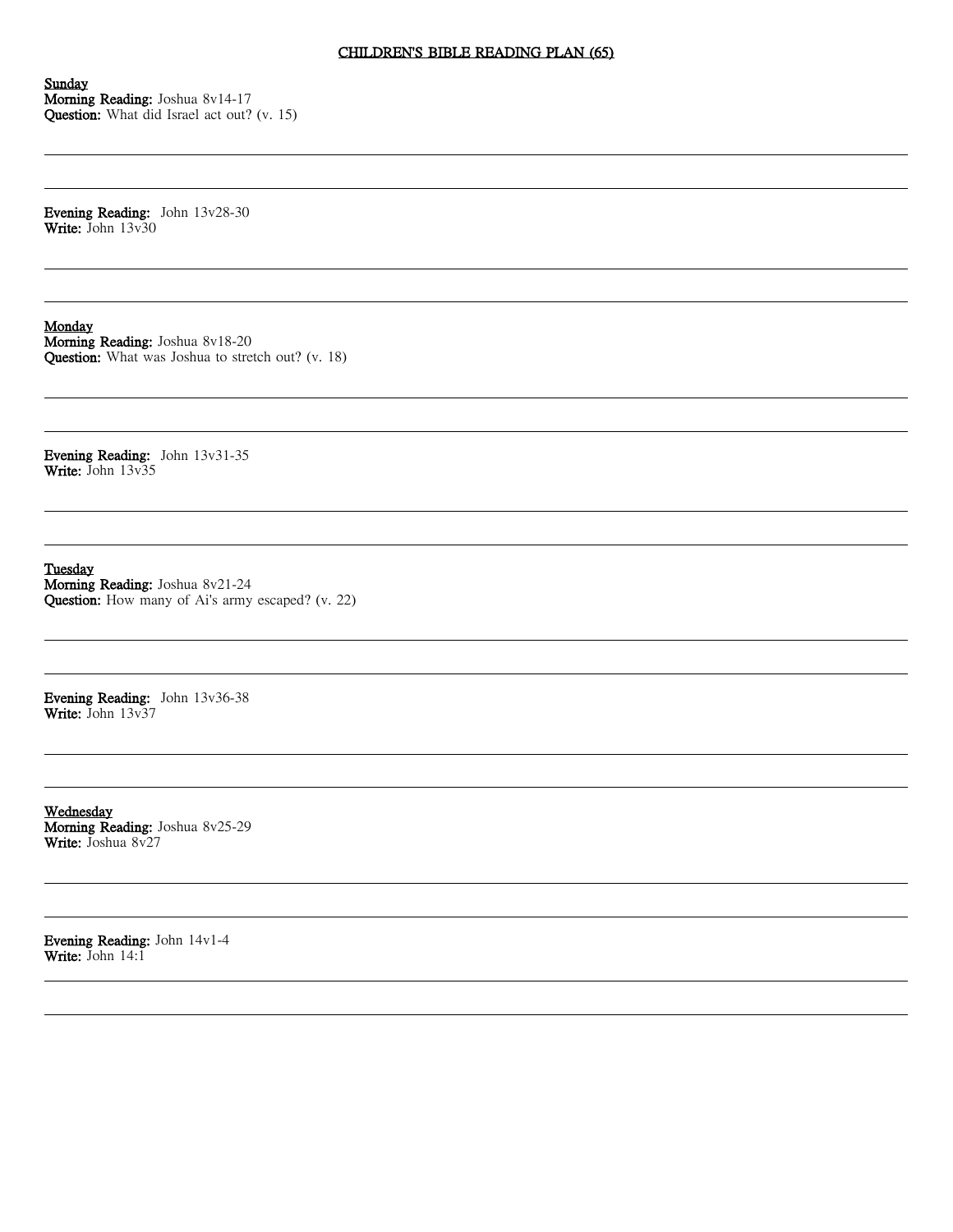# CHILDREN'S BIBLE READING PLAN (65)

**Sunday**
**Morning Reading:** Joshua 8v14-17
**Question:** What did Israel act out? (v. 15)

---

---

**Evening Reading:** John 13v28-30
**Write:** John 13v30

---

---

**Monday**
**Morning Reading:** Joshua 8v18-20
**Question:** What was Joshua to stretch out? (v. 18)

---

---

**Evening Reading:** John 13v31-35
**Write:** John 13v35

---

---

**Tuesday**
**Morning Reading:** Joshua 8v21-24
**Question:** How many of Ai's army escaped? (v. 22)

---

---

**Evening Reading:** John 13v36-38
**Write:** John 13v37

---

---

**Wednesday**
**Morning Reading:** Joshua 8v25-29
**Write:** Joshua 8v27

---

---

**Evening Reading:** John 14v1-4
**Write:** John 14:1

---

---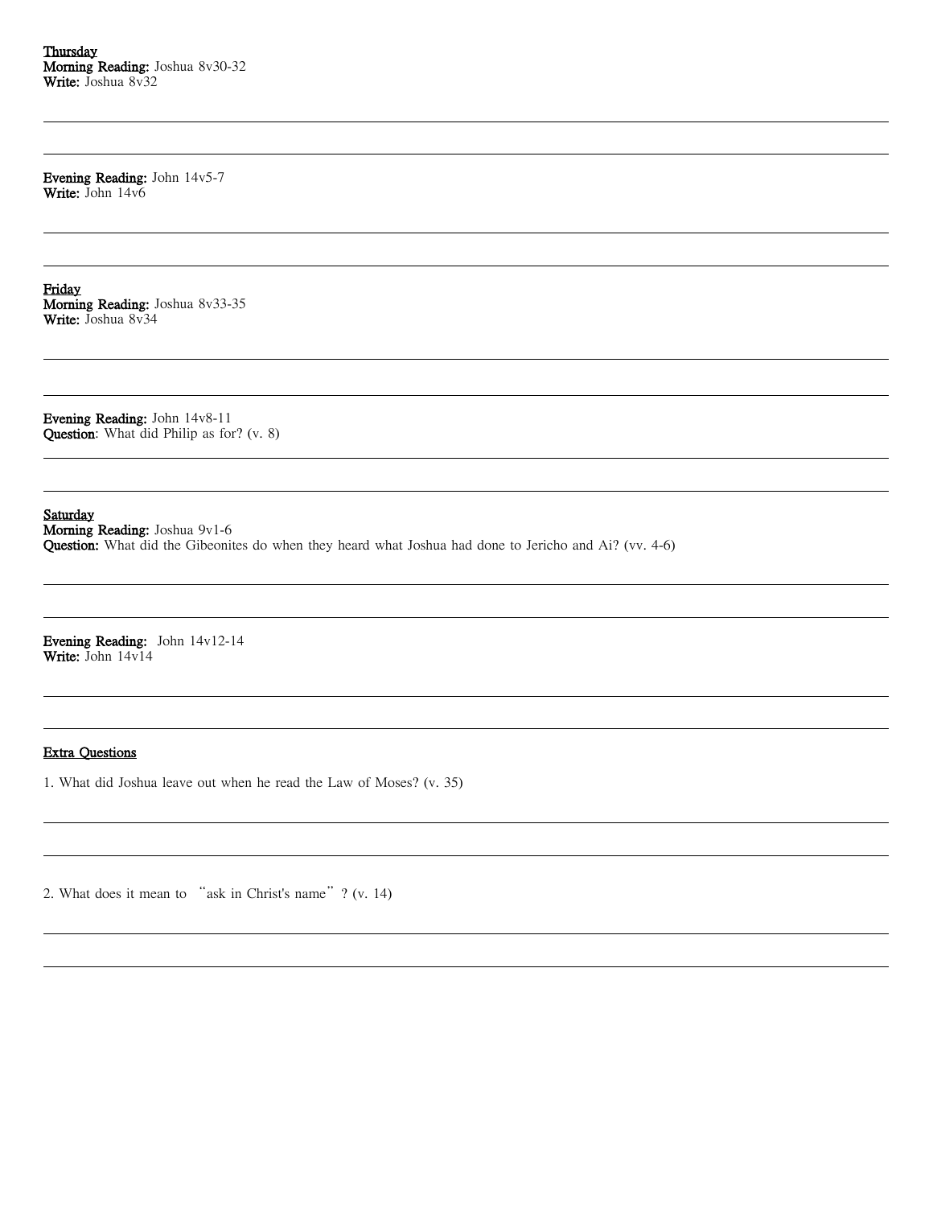**Thursday**

**Morning Reading:** Joshua 8v30-32
**Write:** Joshua 8v32

**Evening Reading:** John 14v5-7
**Write:** John 14v6

**Friday**

**Morning Reading:** Joshua 8v33-35
**Write:** Joshua 8v34

**Evening Reading:** John 14v8-11
**Question**: What did Philip as for? (v. 8)

**Saturday**

**Morning Reading:** Joshua 9v1-6
**Question:** What did the Gibeonites do when they heard what Joshua had done to Jericho and Ai? (vv. 4-6)

**Evening Reading:** John 14v12-14
**Write:** John 14v14

**Extra Questions**

1. What did Joshua leave out when he read the Law of Moses? (v. 35)

2. What does it mean to "ask in Christ's name"? (v. 14)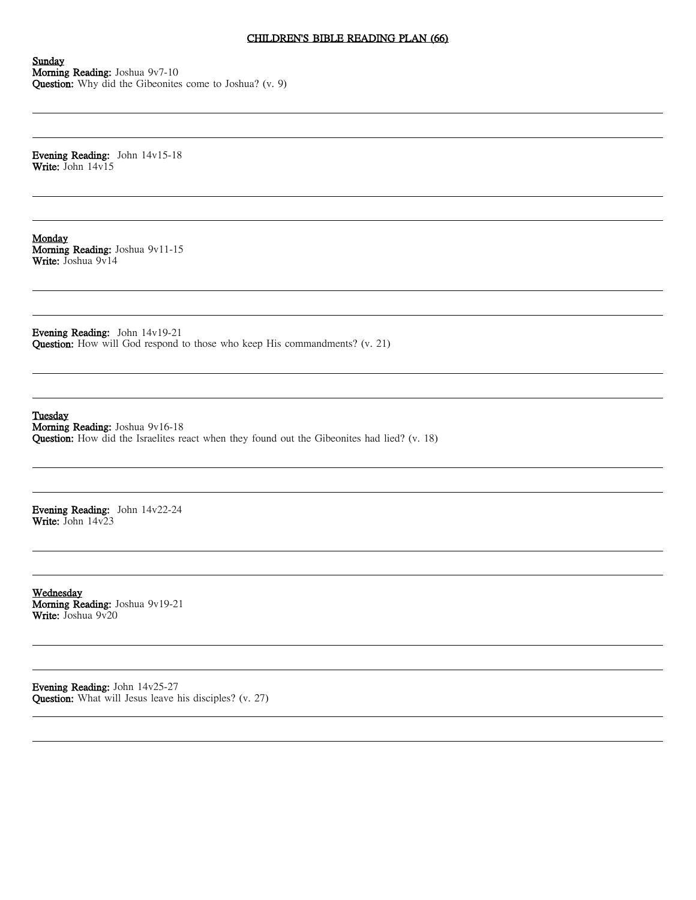# CHILDREN'S BIBLE READING PLAN (66)

**Sunday**
**Morning Reading:** Joshua 9v7-10
**Question:** Why did the Gibeonites come to Joshua? (v. 9)

---

---

**Evening Reading:** John 14v15-18
**Write:** John 14v15

---

---

**Monday**
**Morning Reading:** Joshua 9v11-15
**Write:** Joshua 9v14

---

---

**Evening Reading:** John 14v19-21
**Question:** How will God respond to those who keep His commandments? (v. 21)

---

---

**Tuesday**
**Morning Reading:** Joshua 9v16-18
**Question:** How did the Israelites react when they found out the Gibeonites had lied? (v. 18)

---

---

**Evening Reading:** John 14v22-24
**Write:** John 14v23

---

---

**Wednesday**
**Morning Reading:** Joshua 9v19-21
**Write:** Joshua 9v20

---

---

**Evening Reading:** John 14v25-27
**Question:** What will Jesus leave his disciples? (v. 27)

---

---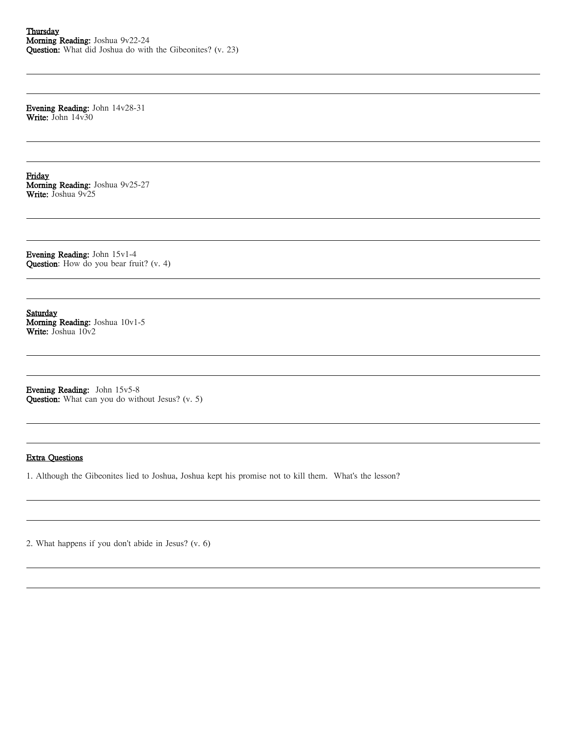**<u>Thursday</u>**
**Morning Reading:** Joshua 9v22-24
**Question:** What did Joshua do with the Gibeonites? (v. 23)

---

---

**Evening Reading:** John 14v28-31
**Write:** John 14v30

---

---

**<u>Friday</u>**
**Morning Reading:** Joshua 9v25-27
**Write:** Joshua 9v25

---

---

**Evening Reading:** John 15v1-4
**Question**: How do you bear fruit? (v. 4)

---

---

**<u>Saturday</u>**
**Morning Reading:** Joshua 10v1-5
**Write:** Joshua 10v2

---

---

**Evening Reading:** John 15v5-8
**Question:** What can you do without Jesus? (v. 5)

---

---

**<u>Extra Questions</u>**

1. Although the Gibeonites lied to Joshua, Joshua kept his promise not to kill them. What's the lesson?

---

---

2. What happens if you don't abide in Jesus? (v. 6)

---

---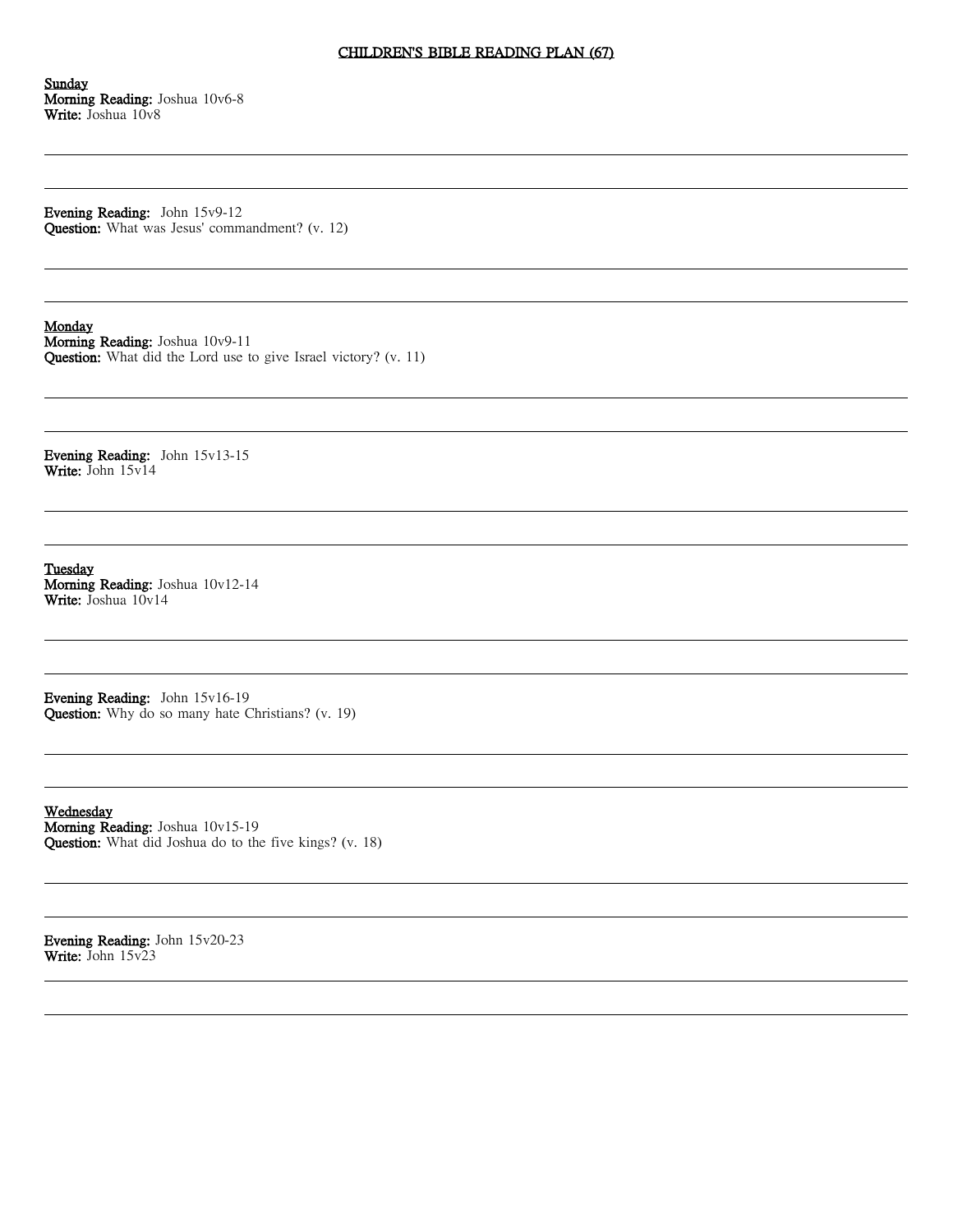# CHILDREN'S BIBLE READING PLAN (67)

**Sunday**
**Morning Reading:** Joshua 10v6-8
**Write:** Joshua 10v8

**Evening Reading:** John 15v9-12
**Question:** What was Jesus' commandment? (v. 12)

**Monday**
**Morning Reading:** Joshua 10v9-11
**Question:** What did the Lord use to give Israel victory? (v. 11)

**Evening Reading:** John 15v13-15
**Write:** John 15v14

**Tuesday**
**Morning Reading:** Joshua 10v12-14
**Write:** Joshua 10v14

**Evening Reading:** John 15v16-19
**Question:** Why do so many hate Christians? (v. 19)

**Wednesday**
**Morning Reading:** Joshua 10v15-19
**Question:** What did Joshua do to the five kings? (v. 18)

**Evening Reading:** John 15v20-23
**Write:** John 15v23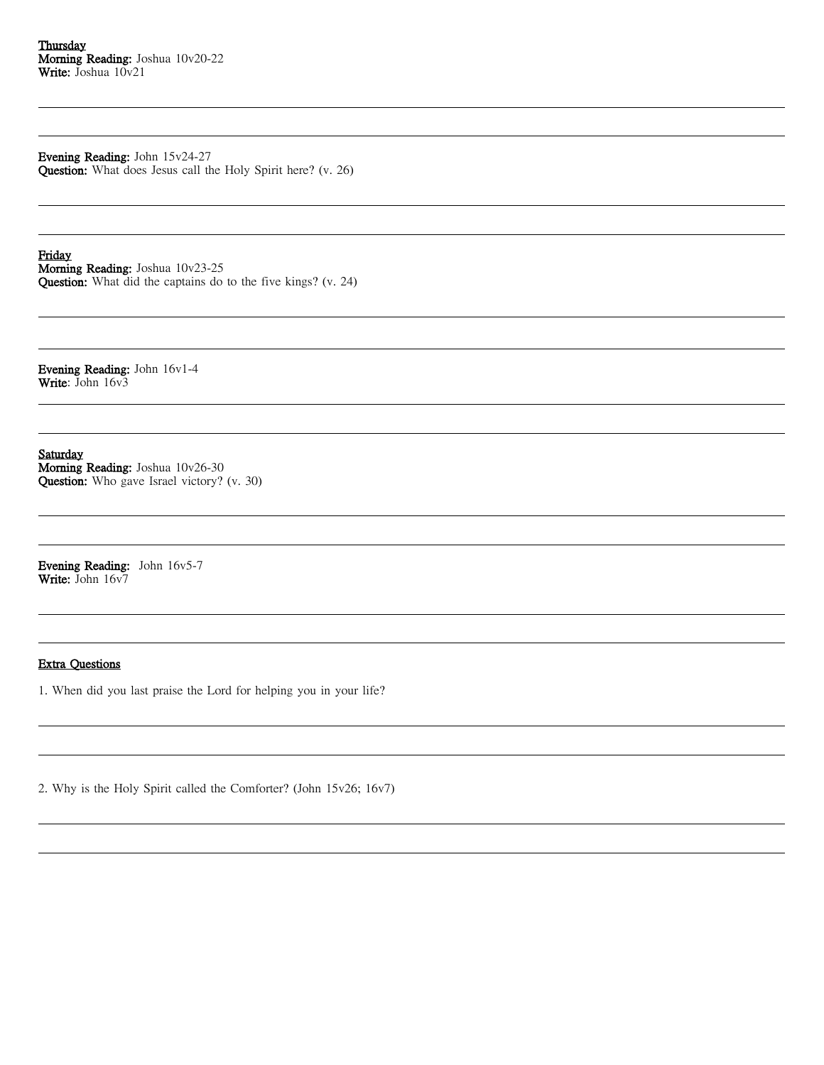**Thursday**
**Morning Reading:** Joshua 10v20-22
**Write:** Joshua 10v21

**Evening Reading:** John 15v24-27
**Question:** What does Jesus call the Holy Spirit here? (v. 26)

**Friday**
**Morning Reading:** Joshua 10v23-25
**Question:** What did the captains do to the five kings? (v. 24)

**Evening Reading:** John 16v1-4
**Write**: John 16v3

**Saturday**
**Morning Reading:** Joshua 10v26-30
**Question:** Who gave Israel victory? (v. 30)

**Evening Reading:** John 16v5-7
**Write:** John 16v7

**Extra Questions**

1. When did you last praise the Lord for helping you in your life?

2. Why is the Holy Spirit called the Comforter? (John 15v26; 16v7)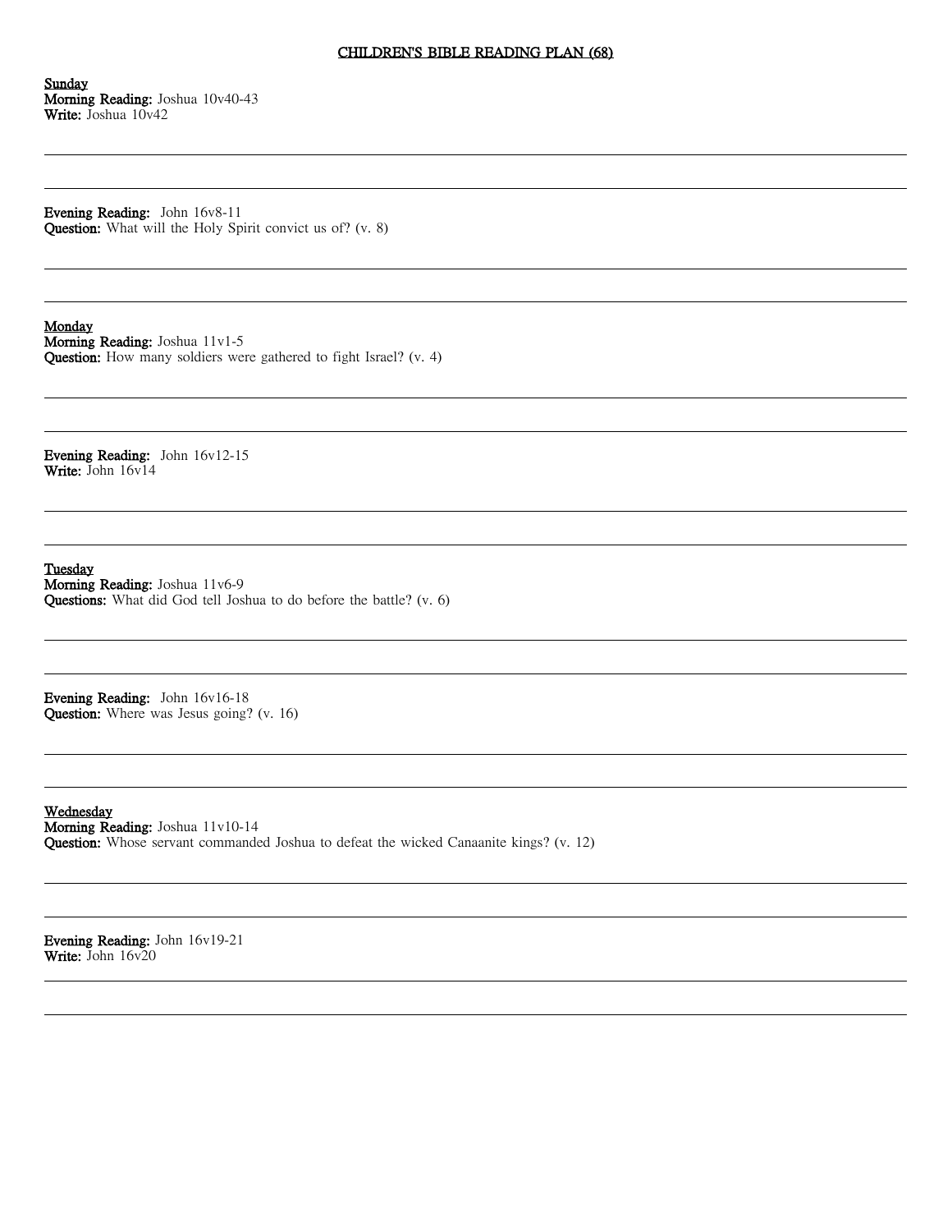# CHILDREN'S BIBLE READING PLAN (68)

**Sunday**
**Morning Reading:** Joshua 10v40-43
**Write:** Joshua 10v42

**Evening Reading:** John 16v8-11
**Question:** What will the Holy Spirit convict us of? (v. 8)

**Monday**
**Morning Reading:** Joshua 11v1-5
**Question:** How many soldiers were gathered to fight Israel? (v. 4)

**Evening Reading:** John 16v12-15
**Write:** John 16v14

**Tuesday**
**Morning Reading:** Joshua 11v6-9
**Questions:** What did God tell Joshua to do before the battle? (v. 6)

**Evening Reading:** John 16v16-18
**Question:** Where was Jesus going? (v. 16)

**Wednesday**
**Morning Reading:** Joshua 11v10-14
**Question:** Whose servant commanded Joshua to defeat the wicked Canaanite kings? (v. 12)

**Evening Reading:** John 16v19-21
**Write:** John 16v20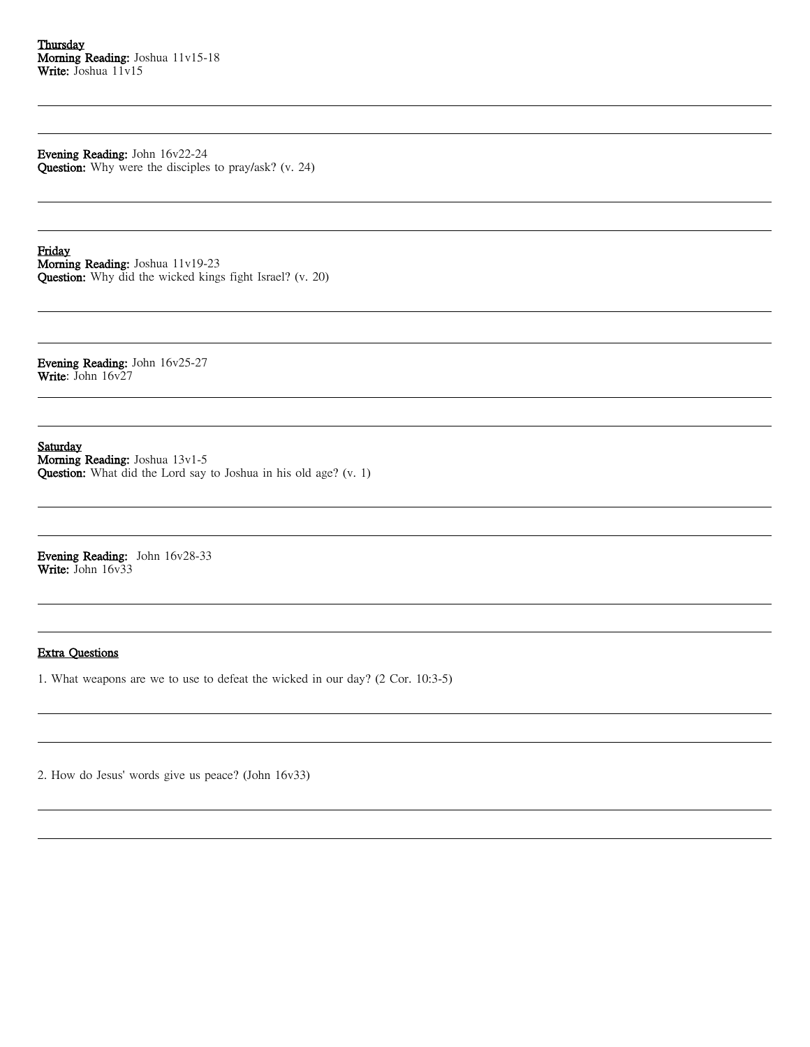**<u>Thursday</u>**
**Morning Reading:** Joshua 11v15-18
**Write:** Joshua 11v15

**Evening Reading:** John 16v22-24
**Question:** Why were the disciples to pray/ask? (v. 24)

**<u>Friday</u>**
**Morning Reading:** Joshua 11v19-23
**Question:** Why did the wicked kings fight Israel? (v. 20)

**Evening Reading:** John 16v25-27
**Write**: John 16v27

**<u>Saturday</u>**
**Morning Reading:** Joshua 13v1-5
**Question:** What did the Lord say to Joshua in his old age? (v. 1)

**Evening Reading:** John 16v28-33
**Write:** John 16v33

**<u>Extra Questions</u>**

1. What weapons are we to use to defeat the wicked in our day? (2 Cor. 10:3-5)

2. How do Jesus' words give us peace? (John 16v33)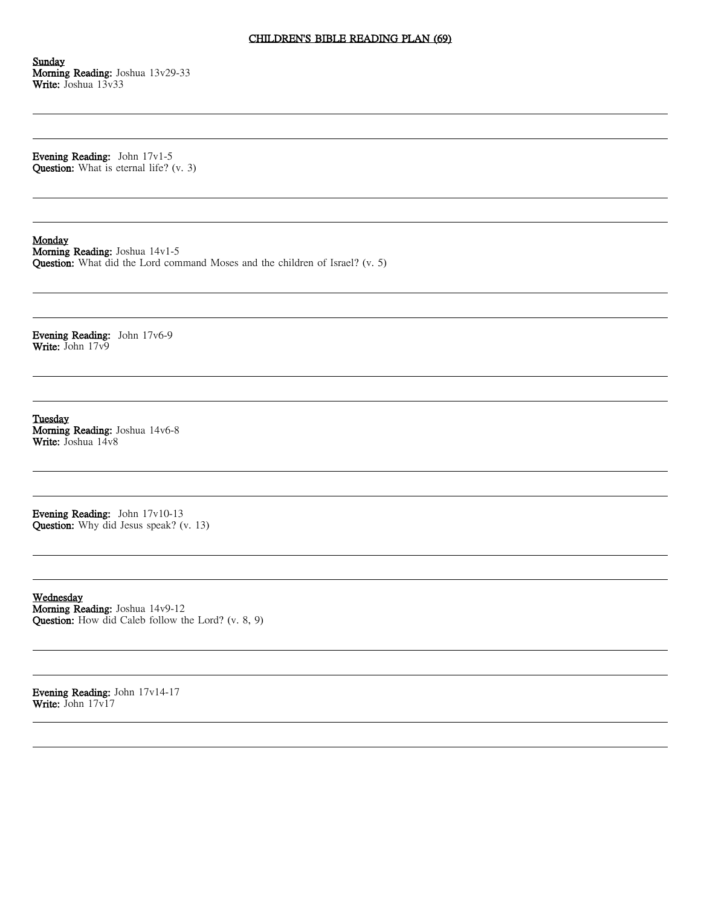# CHILDREN'S BIBLE READING PLAN (69)

## Sunday

**Morning Reading:** Joshua 13v29-33
**Write:** Joshua 13v33

---

---

**Evening Reading:** John 17v1-5
**Question:** What is eternal life? (v. 3)

---

---

## Monday

**Morning Reading:** Joshua 14v1-5
**Question:** What did the Lord command Moses and the children of Israel? (v. 5)

---

---

**Evening Reading:** John 17v6-9
**Write:** John 17v9

---

---

## Tuesday

**Morning Reading:** Joshua 14v6-8
**Write:** Joshua 14v8

---

---

**Evening Reading:** John 17v10-13
**Question:** Why did Jesus speak? (v. 13)

---

---

## Wednesday

**Morning Reading:** Joshua 14v9-12
**Question:** How did Caleb follow the Lord? (v. 8, 9)

---

---

**Evening Reading:** John 17v14-17
**Write:** John 17v17

---

---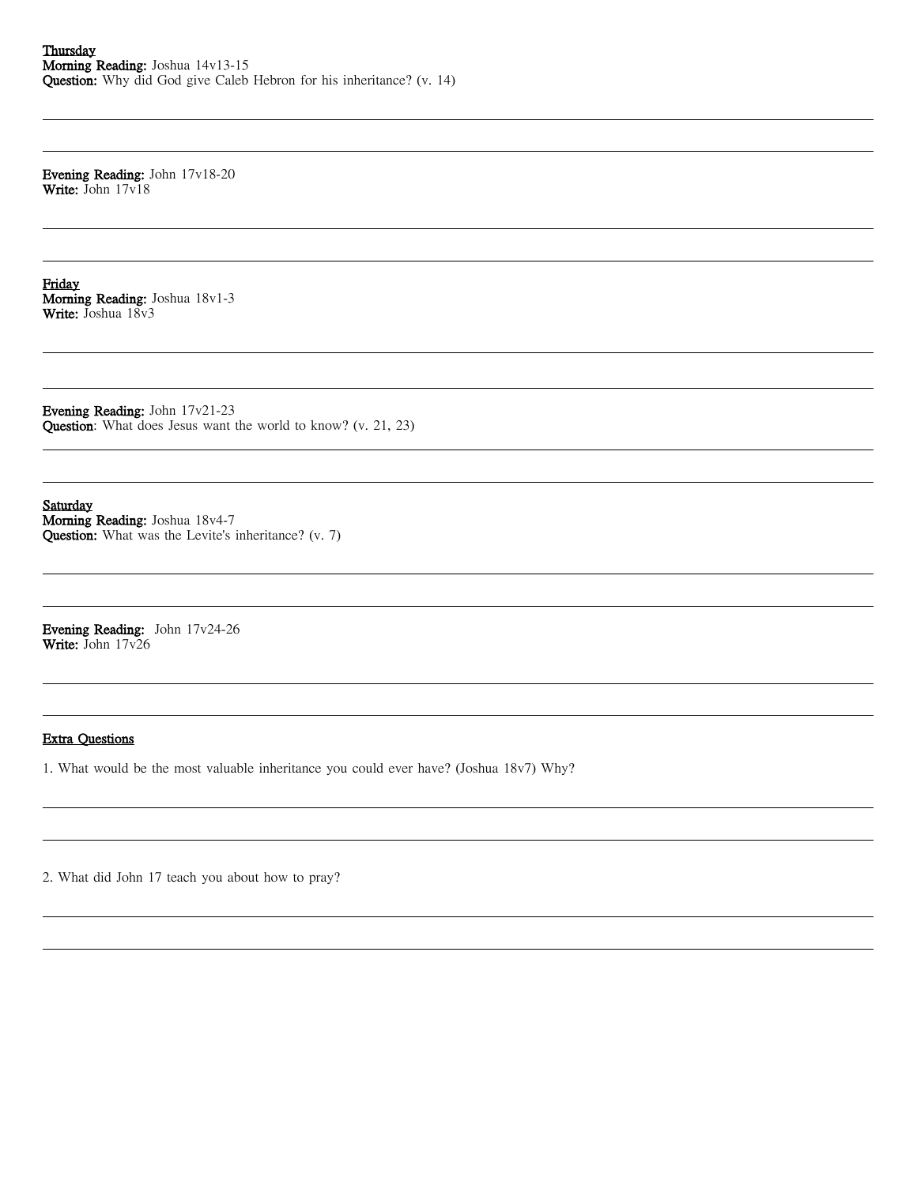**Thursday**
**Morning Reading:** Joshua 14v13-15
**Question:** Why did God give Caleb Hebron for his inheritance? (v. 14)

**Evening Reading:** John 17v18-20
**Write:** John 17v18

**Friday**
**Morning Reading:** Joshua 18v1-3
**Write:** Joshua 18v3

**Evening Reading:** John 17v21-23
**Question**: What does Jesus want the world to know? (v. 21, 23)

**Saturday**
**Morning Reading:** Joshua 18v4-7
**Question:** What was the Levite's inheritance? (v. 7)

**Evening Reading:** John 17v24-26
**Write:** John 17v26

**Extra Questions**

1. What would be the most valuable inheritance you could ever have? (Joshua 18v7) Why?

2. What did John 17 teach you about how to pray?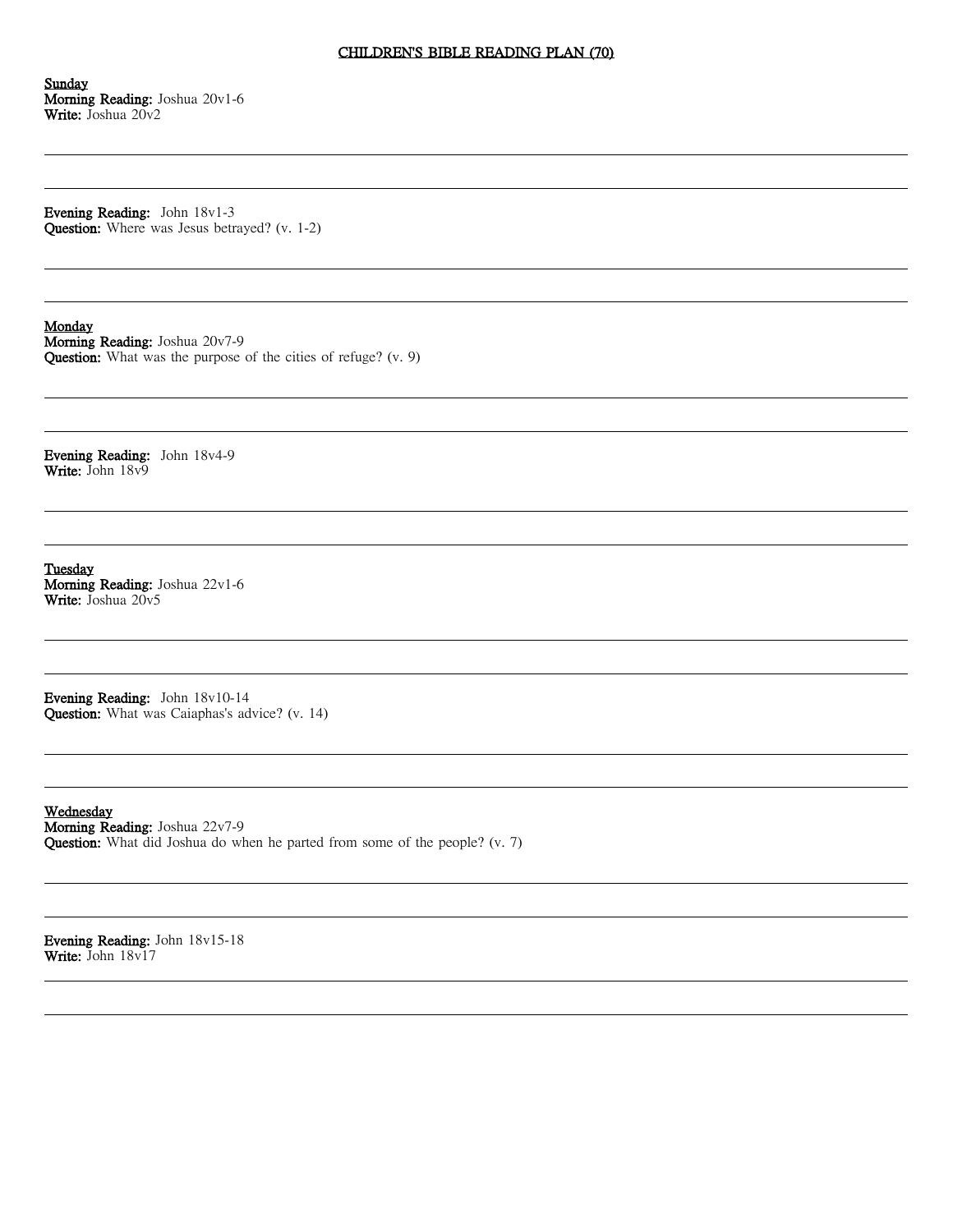# CHILDREN'S BIBLE READING PLAN (70)

**Sunday**
**Morning Reading:** Joshua 20v1-6
**Write:** Joshua 20v2

**Evening Reading:** John 18v1-3
**Question:** Where was Jesus betrayed? (v. 1-2)

**Monday**
**Morning Reading:** Joshua 20v7-9
**Question:** What was the purpose of the cities of refuge? (v. 9)

**Evening Reading:** John 18v4-9
**Write:** John 18v9

**Tuesday**
**Morning Reading:** Joshua 22v1-6
**Write:** Joshua 20v5

**Evening Reading:** John 18v10-14
**Question:** What was Caiaphas's advice? (v. 14)

**Wednesday**
**Morning Reading:** Joshua 22v7-9
**Question:** What did Joshua do when he parted from some of the people? (v. 7)

**Evening Reading:** John 18v15-18
**Write:** John 18v17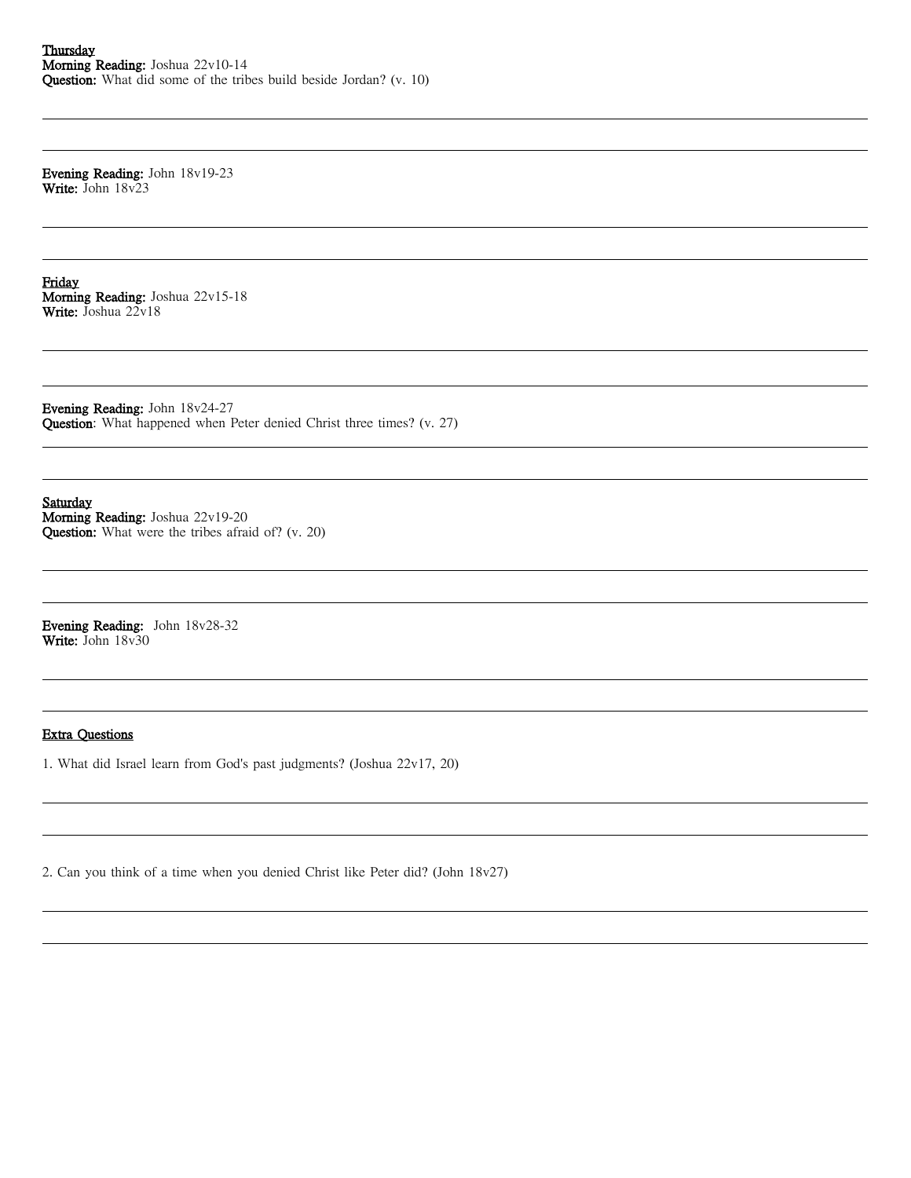<u>**Thursday**</u>
**Morning Reading:** Joshua 22v10-14
**Question:** What did some of the tribes build beside Jordan? (v. 10)

**Evening Reading:** John 18v19-23
**Write:** John 18v23

<u>**Friday**</u>
**Morning Reading:** Joshua 22v15-18
**Write:** Joshua 22v18

**Evening Reading:** John 18v24-27
**Question**: What happened when Peter denied Christ three times? (v. 27)

<u>**Saturday**</u>
**Morning Reading:** Joshua 22v19-20
**Question:** What were the tribes afraid of? (v. 20)

**Evening Reading:** John 18v28-32
**Write:** John 18v30

<u>**Extra Questions**</u>

1. What did Israel learn from God's past judgments? (Joshua 22v17, 20)

2. Can you think of a time when you denied Christ like Peter did? (John 18v27)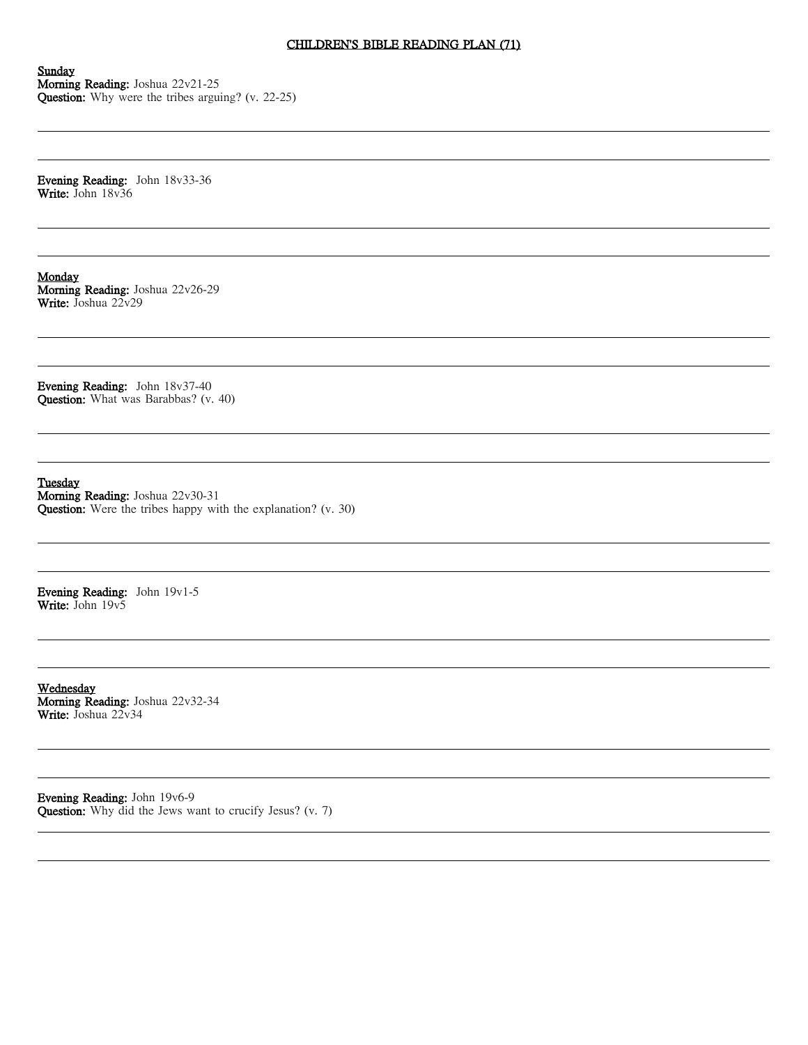# CHILDREN'S BIBLE READING PLAN (71)

**Sunday**
**Morning Reading:** Joshua 22v21-25
**Question:** Why were the tribes arguing? (v. 22-25)

---

---

**Evening Reading:** John 18v33-36
**Write:** John 18v36

---

---

**Monday**
**Morning Reading:** Joshua 22v26-29
**Write:** Joshua 22v29

---

---

**Evening Reading:** John 18v37-40
**Question:** What was Barabbas? (v. 40)

---

---

**Tuesday**
**Morning Reading:** Joshua 22v30-31
**Question:** Were the tribes happy with the explanation? (v. 30)

---

---

**Evening Reading:** John 19v1-5
**Write:** John 19v5

---

---

**Wednesday**
**Morning Reading:** Joshua 22v32-34
**Write:** Joshua 22v34

---

---

**Evening Reading:** John 19v6-9
**Question:** Why did the Jews want to crucify Jesus? (v. 7)

---

---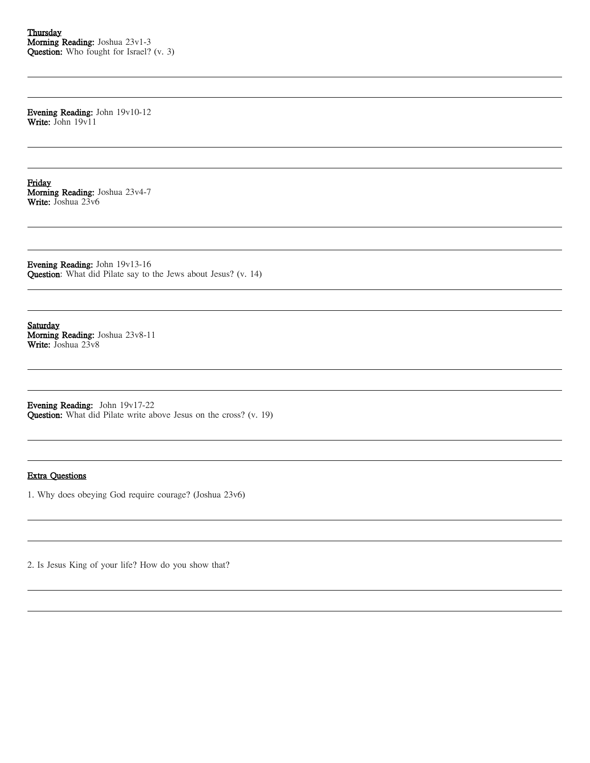**Thursday**
**Morning Reading:** Joshua 23v1-3
**Question:** Who fought for Israel? (v. 3)

**Evening Reading:** John 19v10-12
**Write:** John 19v11

**Friday**
**Morning Reading:** Joshua 23v4-7
**Write:** Joshua 23v6

**Evening Reading:** John 19v13-16
**Question**: What did Pilate say to the Jews about Jesus? (v. 14)

**Saturday**
**Morning Reading:** Joshua 23v8-11
**Write:** Joshua 23v8

**Evening Reading:** John 19v17-22
**Question:** What did Pilate write above Jesus on the cross? (v. 19)

**Extra Questions**

1. Why does obeying God require courage? (Joshua 23v6)

2. Is Jesus King of your life? How do you show that?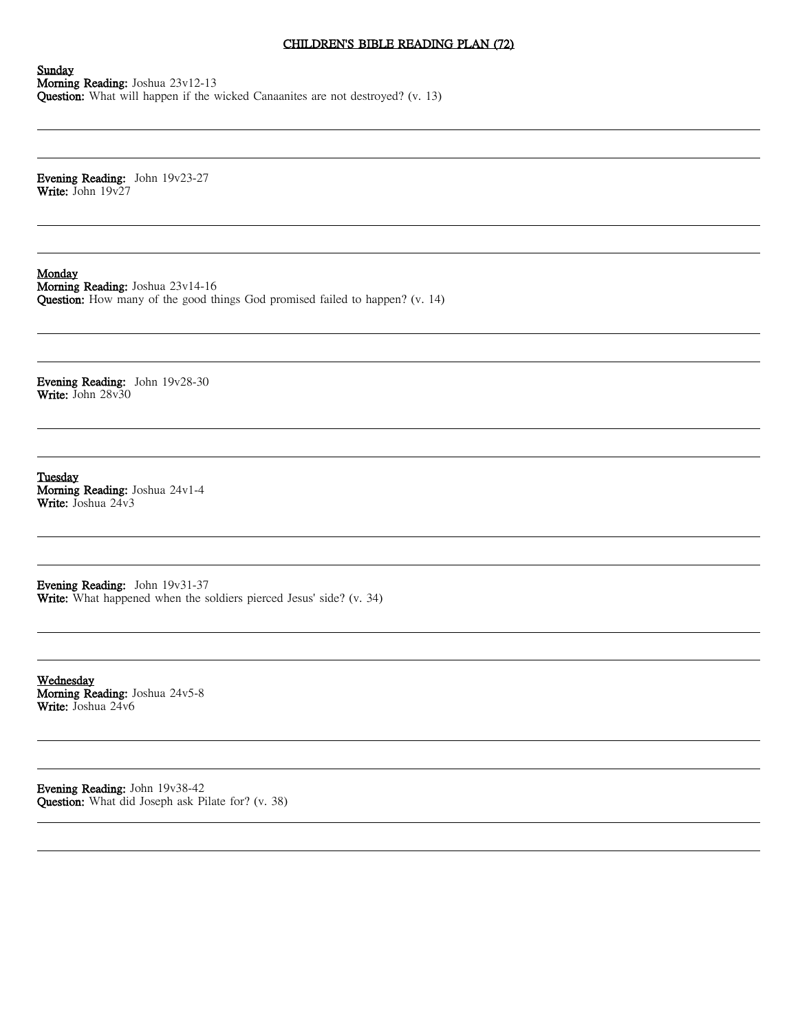# CHILDREN'S BIBLE READING PLAN (72)

**Sunday**
**Morning Reading:** Joshua 23v12-13
**Question:** What will happen if the wicked Canaanites are not destroyed? (v. 13)

**Evening Reading:** John 19v23-27
**Write:** John 19v27

**Monday**
**Morning Reading:** Joshua 23v14-16
**Question:** How many of the good things God promised failed to happen? (v. 14)

**Evening Reading:** John 19v28-30
**Write:** John 28v30

**Tuesday**
**Morning Reading:** Joshua 24v1-4
**Write:** Joshua 24v3

**Evening Reading:** John 19v31-37
**Write:** What happened when the soldiers pierced Jesus' side? (v. 34)

**Wednesday**
**Morning Reading:** Joshua 24v5-8
**Write:** Joshua 24v6

**Evening Reading:** John 19v38-42
**Question:** What did Joseph ask Pilate for? (v. 38)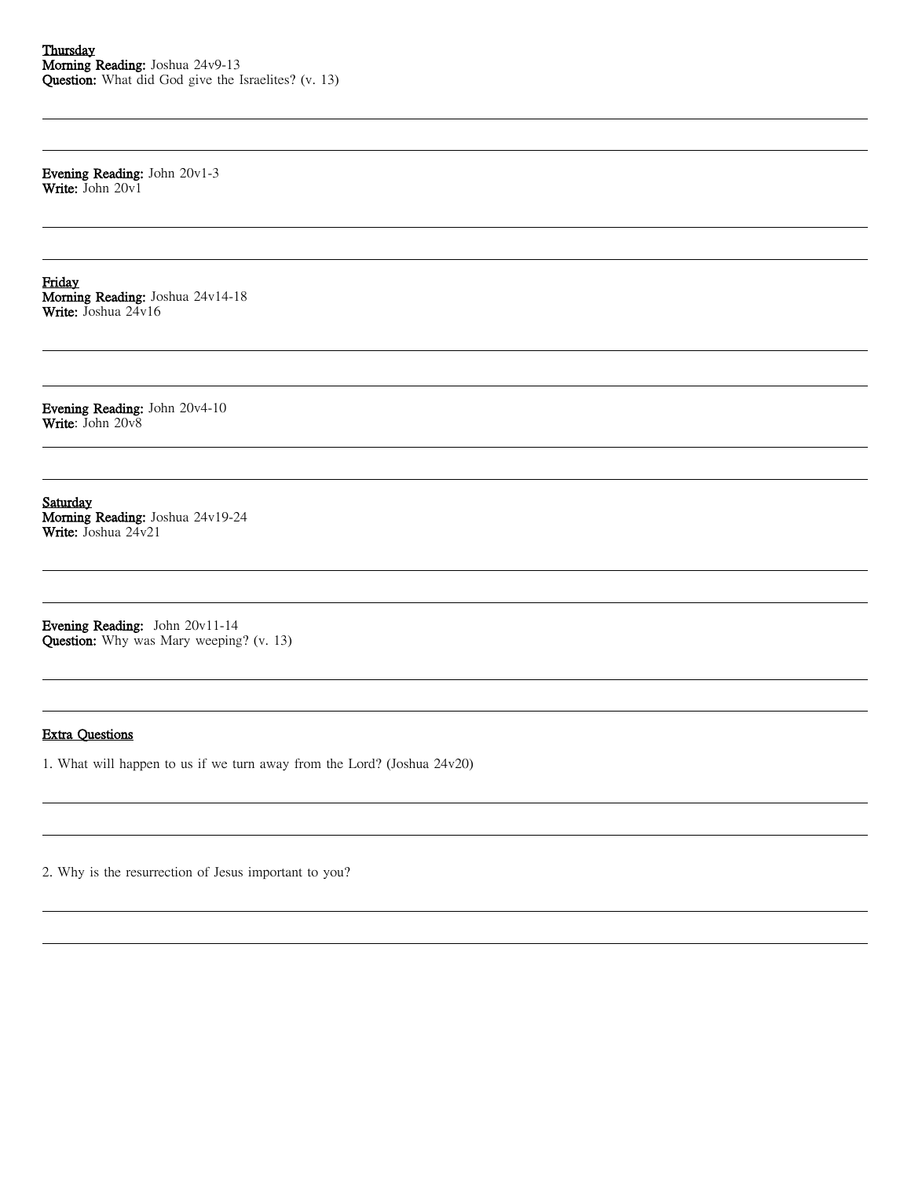<u>**Thursday**</u>
**Morning Reading:** Joshua 24v9-13
**Question:** What did God give the Israelites? (v. 13)

---

---

**Evening Reading:** John 20v1-3
**Write:** John 20v1

---

---

<u>**Friday**</u>
**Morning Reading:** Joshua 24v14-18
**Write:** Joshua 24v16

---

---

**Evening Reading:** John 20v4-10
**Write**: John 20v8

---

---

<u>**Saturday**</u>
**Morning Reading:** Joshua 24v19-24
**Write:** Joshua 24v21

---

---

**Evening Reading:** John 20v11-14
**Question:** Why was Mary weeping? (v. 13)

---

---

<u>**Extra Questions**</u>

1. What will happen to us if we turn away from the Lord? (Joshua 24v20)

---

---

2. Why is the resurrection of Jesus important to you?

---

---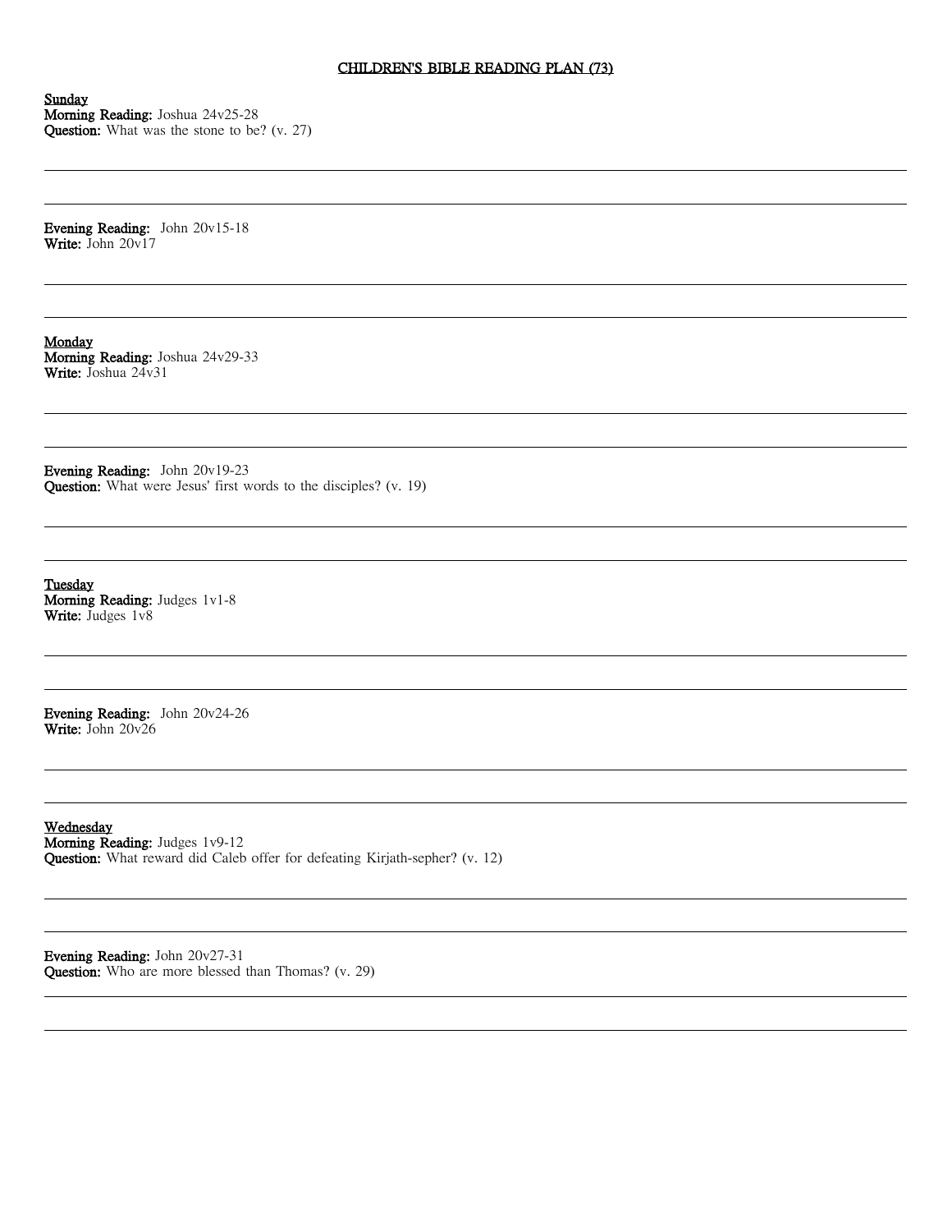# CHILDREN'S BIBLE READING PLAN (73)

**Sunday**
**Morning Reading:** Joshua 24v25-28
**Question:** What was the stone to be? (v. 27)

---

---

**Evening Reading:** John 20v15-18
**Write:** John 20v17

---

---

**Monday**
**Morning Reading:** Joshua 24v29-33
**Write:** Joshua 24v31

---

---

**Evening Reading:** John 20v19-23
**Question:** What were Jesus' first words to the disciples? (v. 19)

---

---

**Tuesday**
**Morning Reading:** Judges 1v1-8
**Write:** Judges 1v8

---

---

**Evening Reading:** John 20v24-26
**Write:** John 20v26

---

---

**Wednesday**
**Morning Reading:** Judges 1v9-12
**Question:** What reward did Caleb offer for defeating Kirjath-sepher? (v. 12)

---

---

**Evening Reading:** John 20v27-31
**Question:** Who are more blessed than Thomas? (v. 29)

---

---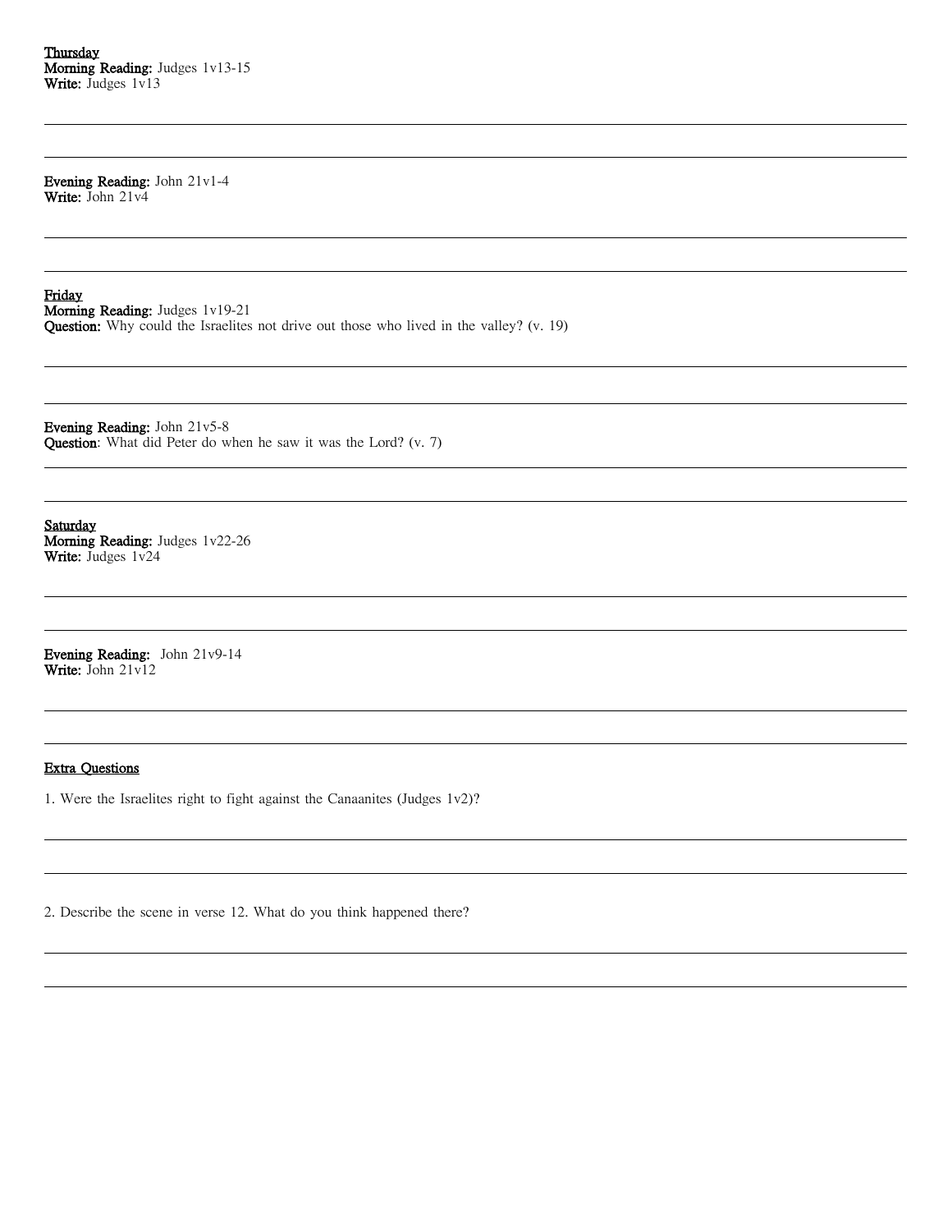<u>**Thursday**</u>
**Morning Reading:** Judges 1v13-15
**Write:** Judges 1v13

**Evening Reading:** John 21v1-4
**Write:** John 21v4

<u>**Friday**</u>
**Morning Reading:** Judges 1v19-21
**Question:** Why could the Israelites not drive out those who lived in the valley? (v. 19)

**Evening Reading:** John 21v5-8
**Question**: What did Peter do when he saw it was the Lord? (v. 7)

<u>**Saturday**</u>
**Morning Reading:** Judges 1v22-26
**Write:** Judges 1v24

**Evening Reading:** John 21v9-14
**Write:** John 21v12

<u>**Extra Questions**</u>

1. Were the Israelites right to fight against the Canaanites (Judges 1v2)?

2. Describe the scene in verse 12. What do you think happened there?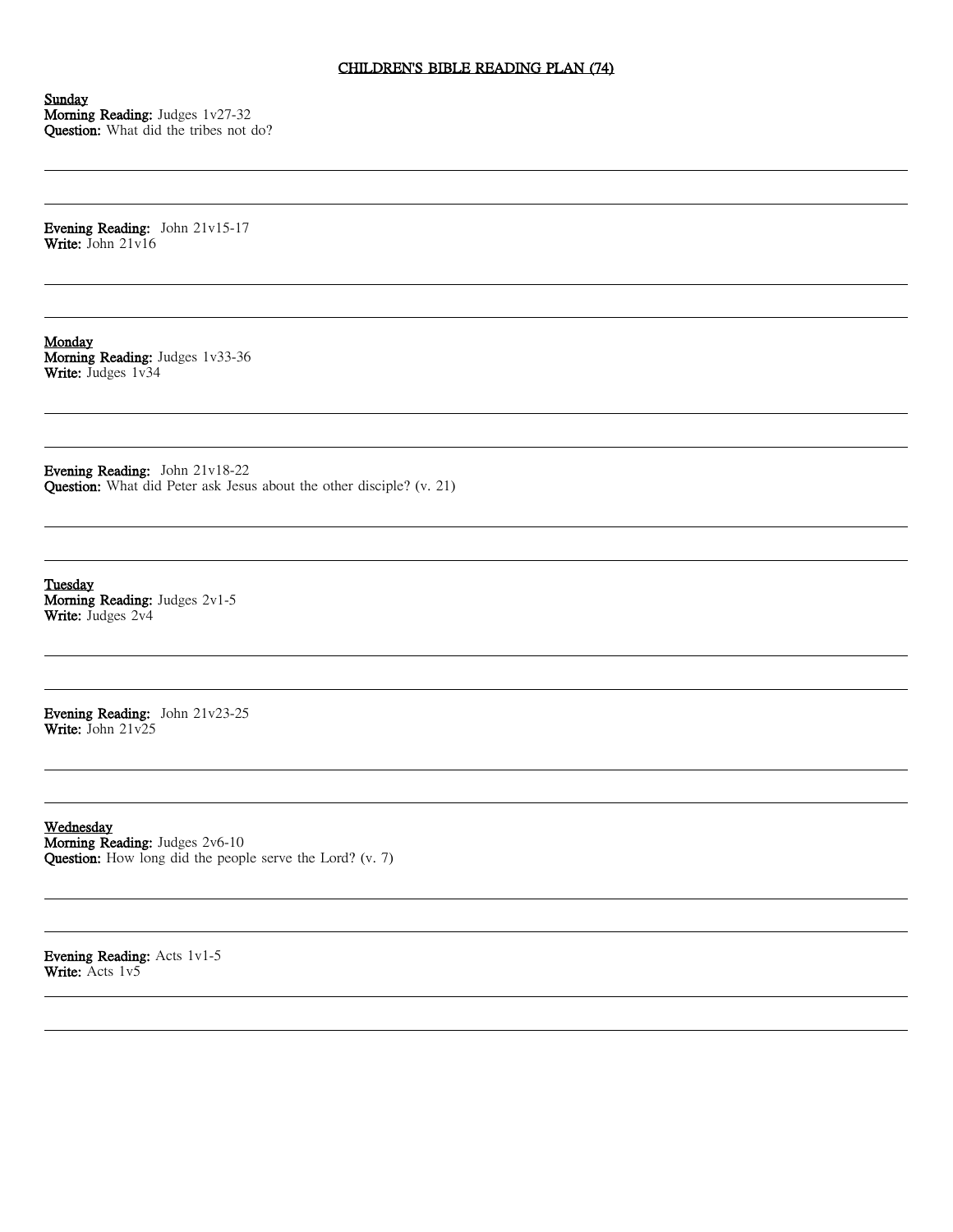# CHILDREN'S BIBLE READING PLAN (74)

**Sunday**
**Morning Reading:** Judges 1v27-32
**Question:** What did the tribes not do?

---

---

**Evening Reading:** John 21v15-17
**Write:** John 21v16

---

---

**Monday**
**Morning Reading:** Judges 1v33-36
**Write:** Judges 1v34

---

---

**Evening Reading:** John 21v18-22
**Question:** What did Peter ask Jesus about the other disciple? (v. 21)

---

---

**Tuesday**
**Morning Reading:** Judges 2v1-5
**Write:** Judges 2v4

---

---

**Evening Reading:** John 21v23-25
**Write:** John 21v25

---

---

**Wednesday**
**Morning Reading:** Judges 2v6-10
**Question:** How long did the people serve the Lord? (v. 7)

---

---

**Evening Reading:** Acts 1v1-5
**Write:** Acts 1v5

---

---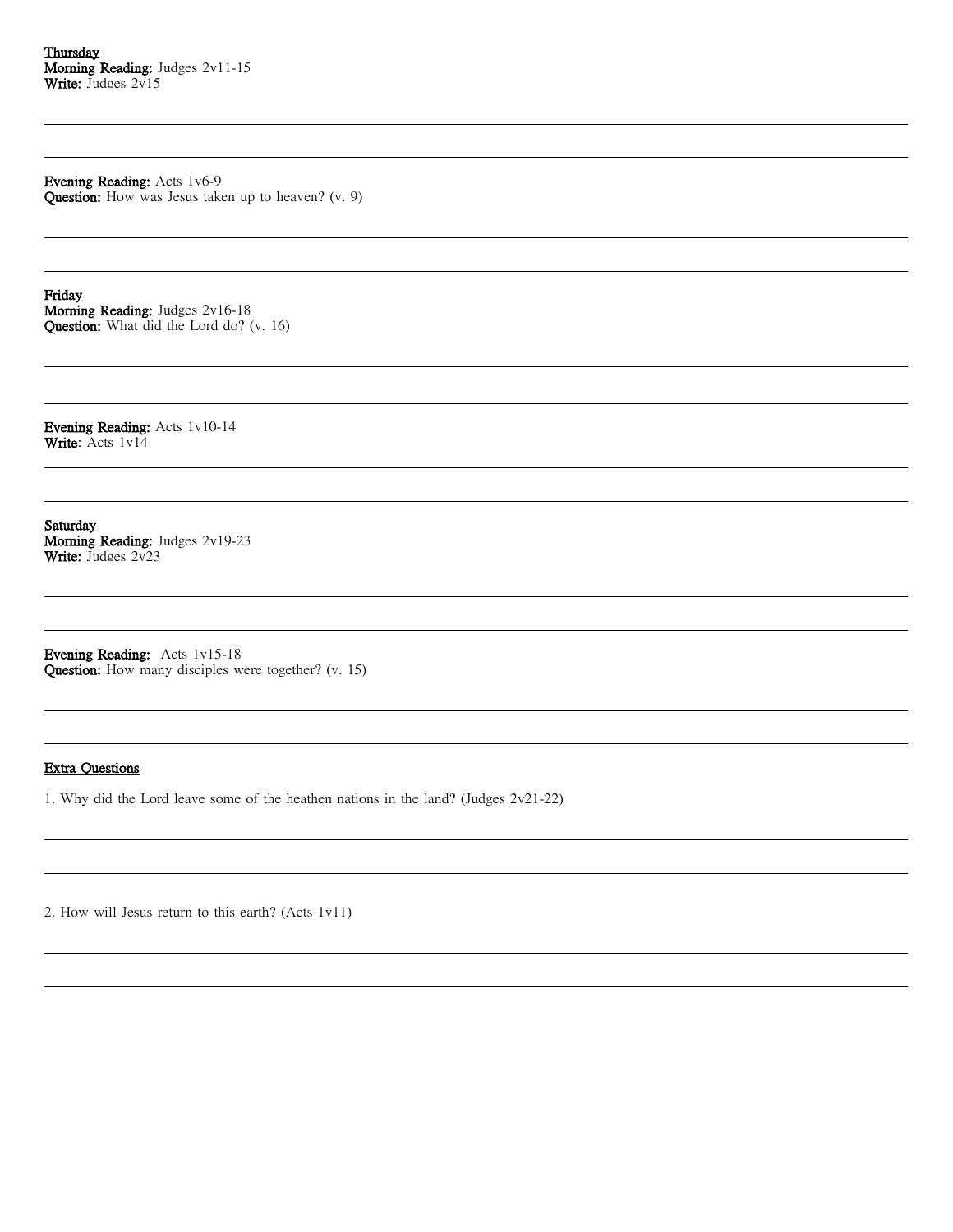<u>Thursday</u>
**Morning Reading:** Judges 2v11-15
**Write:** Judges 2v15

**Evening Reading:** Acts 1v6-9
**Question:** How was Jesus taken up to heaven? (v. 9)

<u>Friday</u>
**Morning Reading:** Judges 2v16-18
**Question:** What did the Lord do? (v. 16)

**Evening Reading:** Acts 1v10-14
**Write**: Acts 1v14

<u>Saturday</u>
**Morning Reading:** Judges 2v19-23
**Write:** Judges 2v23

**Evening Reading:** Acts 1v15-18
**Question:** How many disciples were together? (v. 15)

<u>Extra Questions</u>

1. Why did the Lord leave some of the heathen nations in the land? (Judges 2v21-22)

2. How will Jesus return to this earth? (Acts 1v11)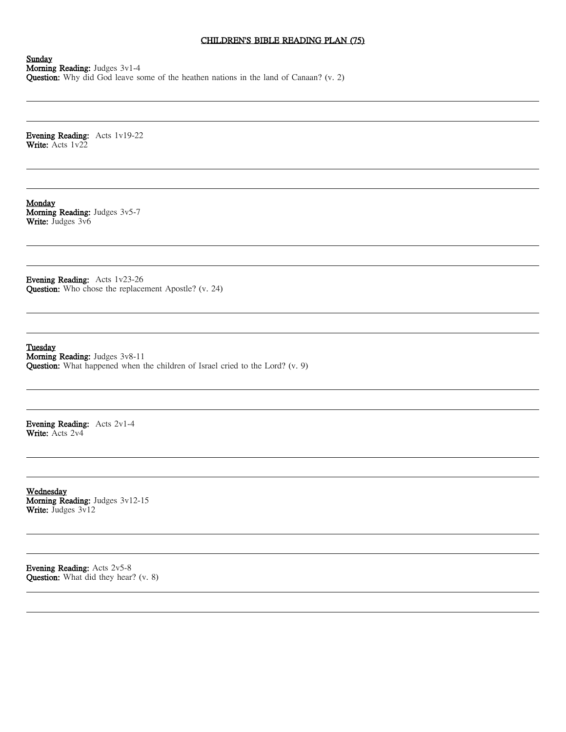# CHILDREN'S BIBLE READING PLAN (75)

**Sunday**
**Morning Reading:** Judges 3v1-4
**Question:** Why did God leave some of the heathen nations in the land of Canaan? (v. 2)

---

---

**Evening Reading:** Acts 1v19-22
**Write:** Acts 1v22

---

---

**Monday**
**Morning Reading:** Judges 3v5-7
**Write:** Judges 3v6

---

---

**Evening Reading:** Acts 1v23-26
**Question:** Who chose the replacement Apostle? (v. 24)

---

---

**Tuesday**
**Morning Reading:** Judges 3v8-11
**Question:** What happened when the children of Israel cried to the Lord? (v. 9)

---

---

**Evening Reading:** Acts 2v1-4
**Write:** Acts 2v4

---

---

**Wednesday**
**Morning Reading:** Judges 3v12-15
**Write:** Judges 3v12

---

---

**Evening Reading:** Acts 2v5-8
**Question:** What did they hear? (v. 8)

---

---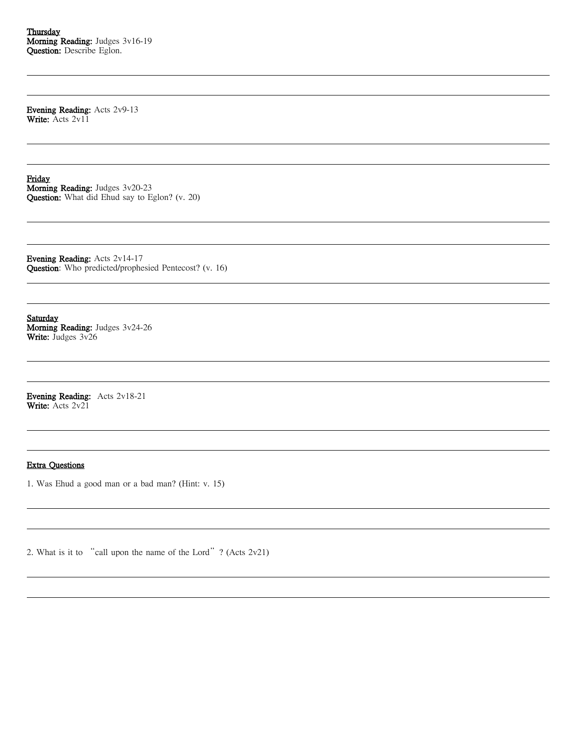<u>**Thursday**</u>
**Morning Reading:** Judges 3v16-19
**Question:** Describe Eglon.

---

---

**Evening Reading:** Acts 2v9-13
**Write:** Acts 2v11

---

---

<u>**Friday**</u>
**Morning Reading:** Judges 3v20-23
**Question:** What did Ehud say to Eglon? (v. 20)

---

---

**Evening Reading:** Acts 2v14-17
**Question**: Who predicted/prophesied Pentecost? (v. 16)

---

---

<u>**Saturday**</u>
**Morning Reading:** Judges 3v24-26
**Write:** Judges 3v26

---

---

**Evening Reading:** Acts 2v18-21
**Write:** Acts 2v21

---

---

<u>**Extra Questions**</u>

1. Was Ehud a good man or a bad man? (Hint: v. 15)

---

---

2. What is it to "call upon the name of the Lord"? (Acts 2v21)

---

---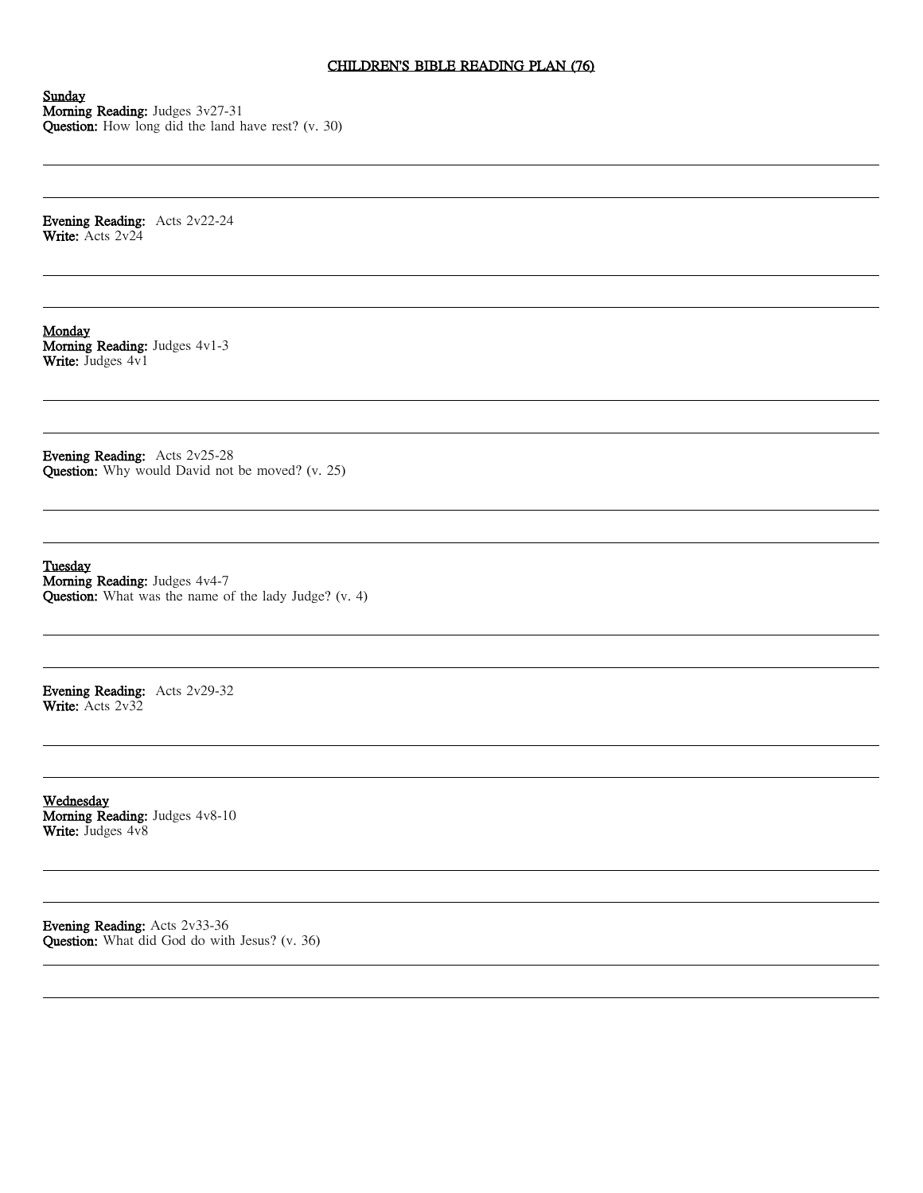# CHILDREN'S BIBLE READING PLAN (76)

**Sunday**

**Morning Reading:** Judges 3v27-31
**Question:** How long did the land have rest? (v. 30)

---

---

**Evening Reading:** Acts 2v22-24
**Write:** Acts 2v24

---

---

**Monday**

**Morning Reading:** Judges 4v1-3
**Write:** Judges 4v1

---

---

**Evening Reading:** Acts 2v25-28
**Question:** Why would David not be moved? (v. 25)

---

---

**Tuesday**

**Morning Reading:** Judges 4v4-7
**Question:** What was the name of the lady Judge? (v. 4)

---

---

**Evening Reading:** Acts 2v29-32
**Write:** Acts 2v32

---

---

**Wednesday**

**Morning Reading:** Judges 4v8-10
**Write:** Judges 4v8

---

---

**Evening Reading:** Acts 2v33-36
**Question:** What did God do with Jesus? (v. 36)

---

---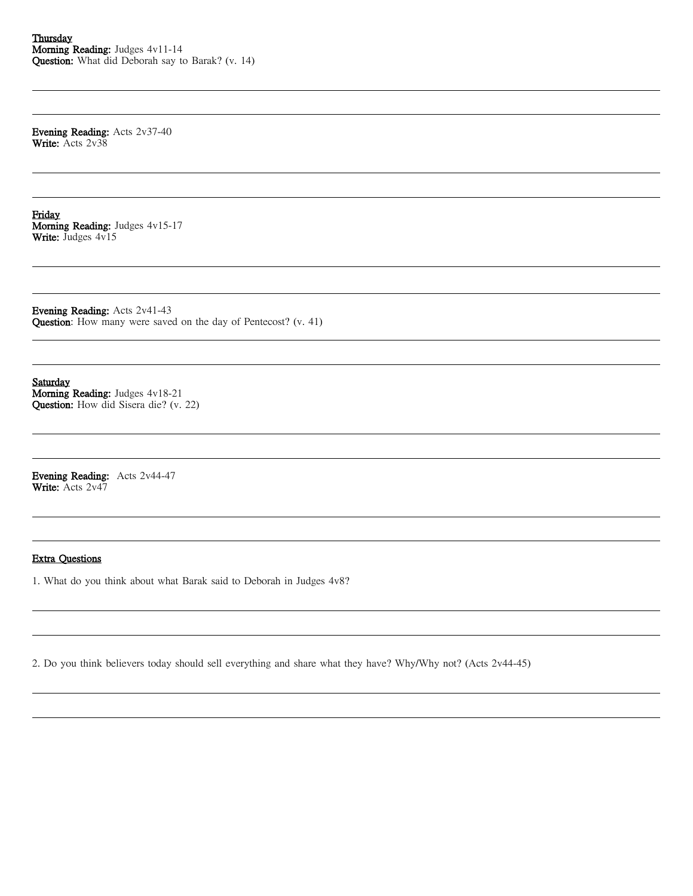<u>Thursday</u>
**Morning Reading:** Judges 4v11-14
**Question:** What did Deborah say to Barak? (v. 14)

**Evening Reading:** Acts 2v37-40
**Write:** Acts 2v38

<u>Friday</u>
**Morning Reading:** Judges 4v15-17
**Write:** Judges 4v15

**Evening Reading:** Acts 2v41-43
**Question**: How many were saved on the day of Pentecost? (v. 41)

<u>Saturday</u>
**Morning Reading:** Judges 4v18-21
**Question:** How did Sisera die? (v. 22)

**Evening Reading:** Acts 2v44-47
**Write:** Acts 2v47

<u>Extra Questions</u>

1. What do you think about what Barak said to Deborah in Judges 4v8?

2. Do you think believers today should sell everything and share what they have? Why/Why not? (Acts 2v44-45)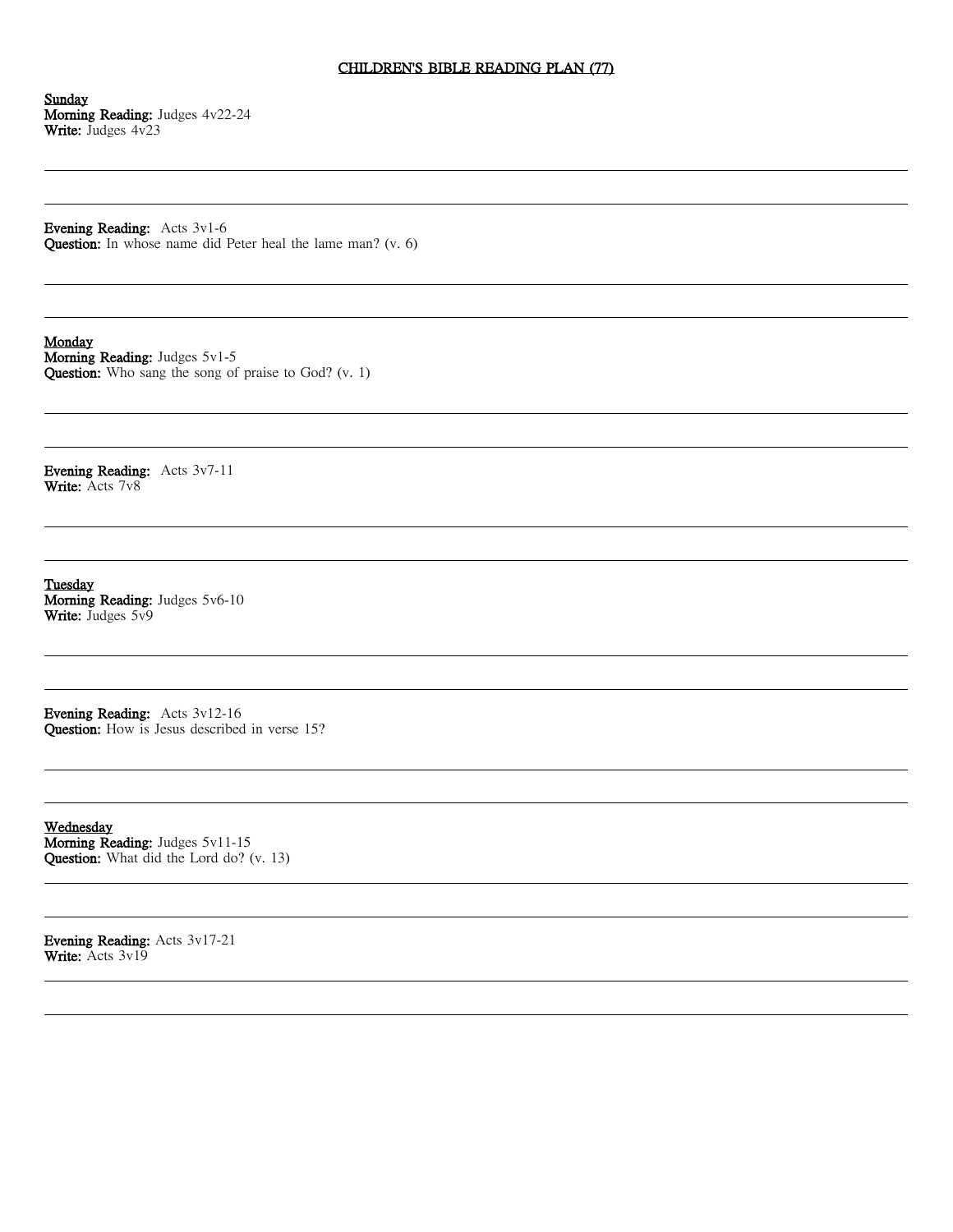# CHILDREN'S BIBLE READING PLAN (77)

**Sunday**
**Morning Reading:** Judges 4v22-24
**Write:** Judges 4v23

---

---

**Evening Reading:** Acts 3v1-6
**Question:** In whose name did Peter heal the lame man? (v. 6)

---

---

**Monday**
**Morning Reading:** Judges 5v1-5
**Question:** Who sang the song of praise to God? (v. 1)

---

---

**Evening Reading:** Acts 3v7-11
**Write:** Acts 7v8

---

---

**Tuesday**
**Morning Reading:** Judges 5v6-10
**Write:** Judges 5v9

---

---

**Evening Reading:** Acts 3v12-16
**Question:** How is Jesus described in verse 15?

---

---

**Wednesday**
**Morning Reading:** Judges 5v11-15
**Question:** What did the Lord do? (v. 13)

---

---

**Evening Reading:** Acts 3v17-21
**Write:** Acts 3v19

---

---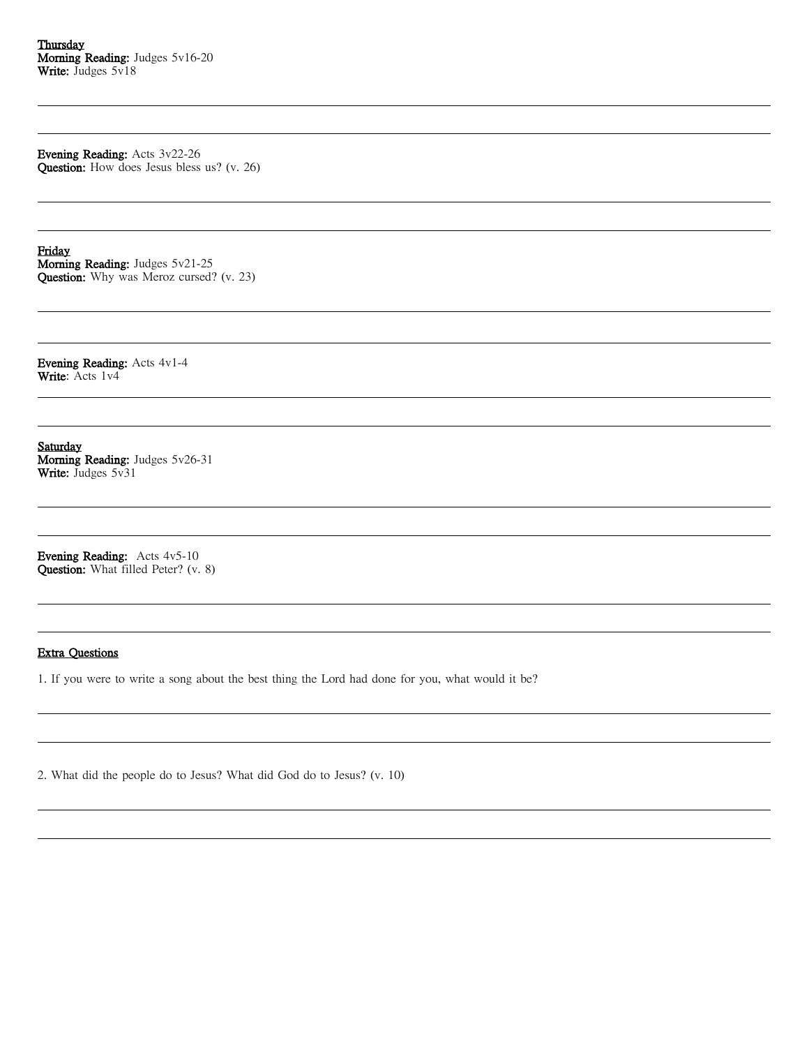<u>**Thursday**</u>
**Morning Reading:** Judges 5v16-20
**Write:** Judges 5v18

---

---

**Evening Reading:** Acts 3v22-26
**Question:** How does Jesus bless us? (v. 26)

---

---

<u>**Friday**</u>
**Morning Reading:** Judges 5v21-25
**Question:** Why was Meroz cursed? (v. 23)

---

---

**Evening Reading:** Acts 4v1-4
**Write**: Acts 1v4

---

---

<u>**Saturday**</u>
**Morning Reading:** Judges 5v26-31
**Write:** Judges 5v31

---

---

**Evening Reading:** Acts 4v5-10
**Question:** What filled Peter? (v. 8)

---

---

<u>**Extra Questions**</u>

1. If you were to write a song about the best thing the Lord had done for you, what would it be?

---

---

2. What did the people do to Jesus? What did God do to Jesus? (v. 10)

---

---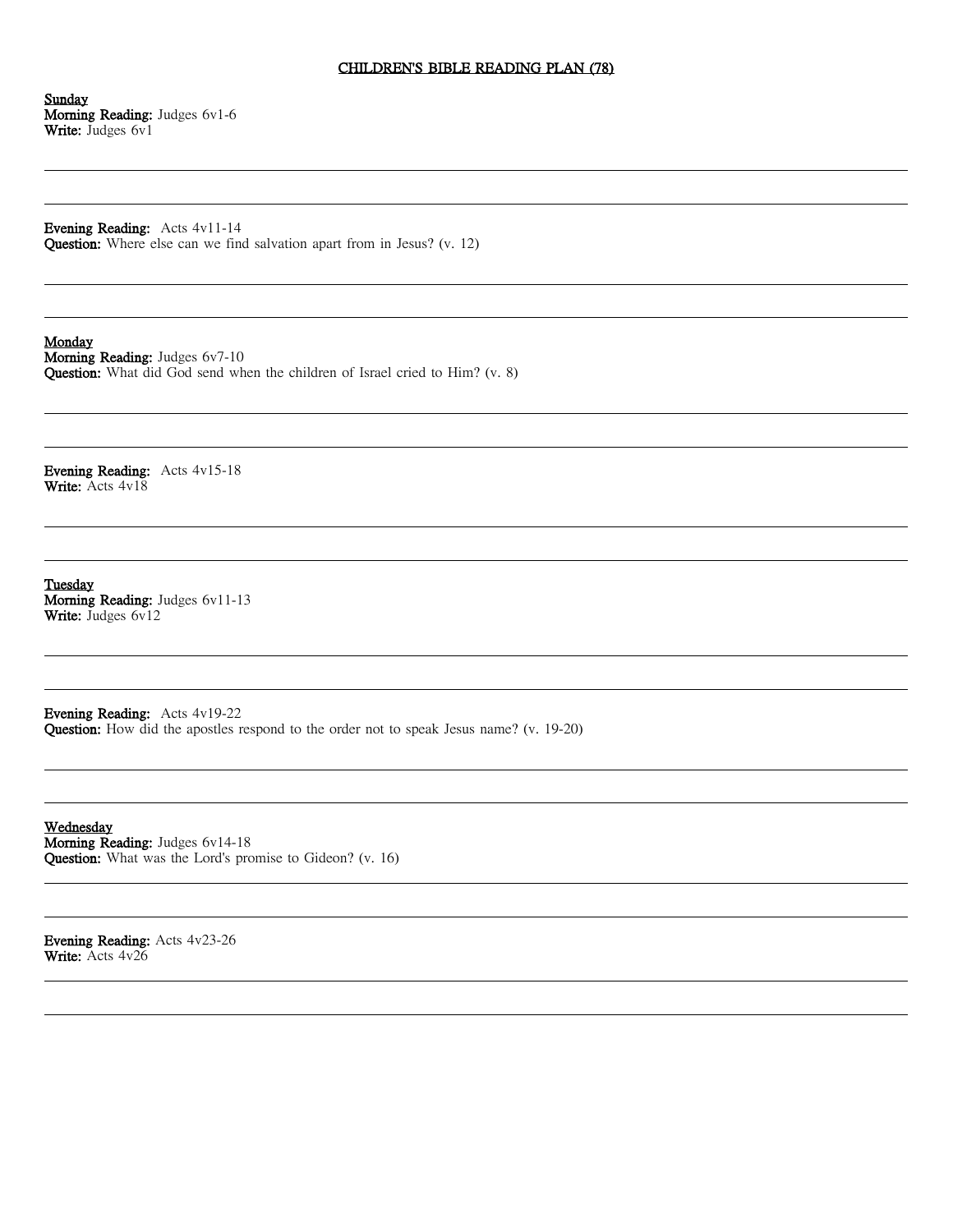# CHILDREN'S BIBLE READING PLAN (78)

**Sunday**
**Morning Reading:** Judges 6v1-6
**Write:** Judges 6v1

---

---

**Evening Reading:** Acts 4v11-14
**Question:** Where else can we find salvation apart from in Jesus? (v. 12)

---

---

**Monday**
**Morning Reading:** Judges 6v7-10
**Question:** What did God send when the children of Israel cried to Him? (v. 8)

---

---

**Evening Reading:** Acts 4v15-18
**Write:** Acts 4v18

---

---

**Tuesday**
**Morning Reading:** Judges 6v11-13
**Write:** Judges 6v12

---

---

**Evening Reading:** Acts 4v19-22
**Question:** How did the apostles respond to the order not to speak Jesus name? (v. 19-20)

---

---

**Wednesday**
**Morning Reading:** Judges 6v14-18
**Question:** What was the Lord's promise to Gideon? (v. 16)

---

---

**Evening Reading:** Acts 4v23-26
**Write:** Acts 4v26

---

---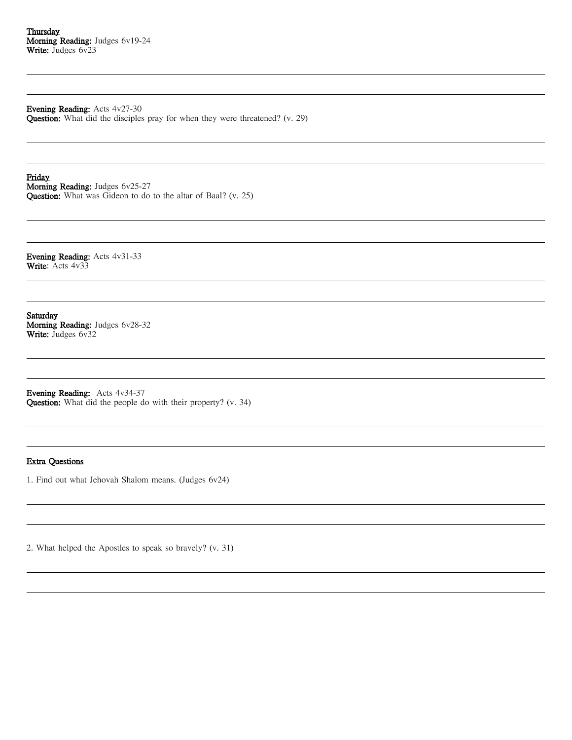**Thursday**
**Morning Reading:** Judges 6v19-24
**Write:** Judges 6v23

**Evening Reading:** Acts 4v27-30
**Question:** What did the disciples pray for when they were threatened? (v. 29)

**Friday**
**Morning Reading:** Judges 6v25-27
**Question:** What was Gideon to do to the altar of Baal? (v. 25)

**Evening Reading:** Acts 4v31-33
**Write**: Acts 4v33

**Saturday**
**Morning Reading:** Judges 6v28-32
**Write:** Judges 6v32

**Evening Reading:** Acts 4v34-37
**Question:** What did the people do with their property? (v. 34)

**Extra Questions**

1. Find out what Jehovah Shalom means. (Judges 6v24)

2. What helped the Apostles to speak so bravely? (v. 31)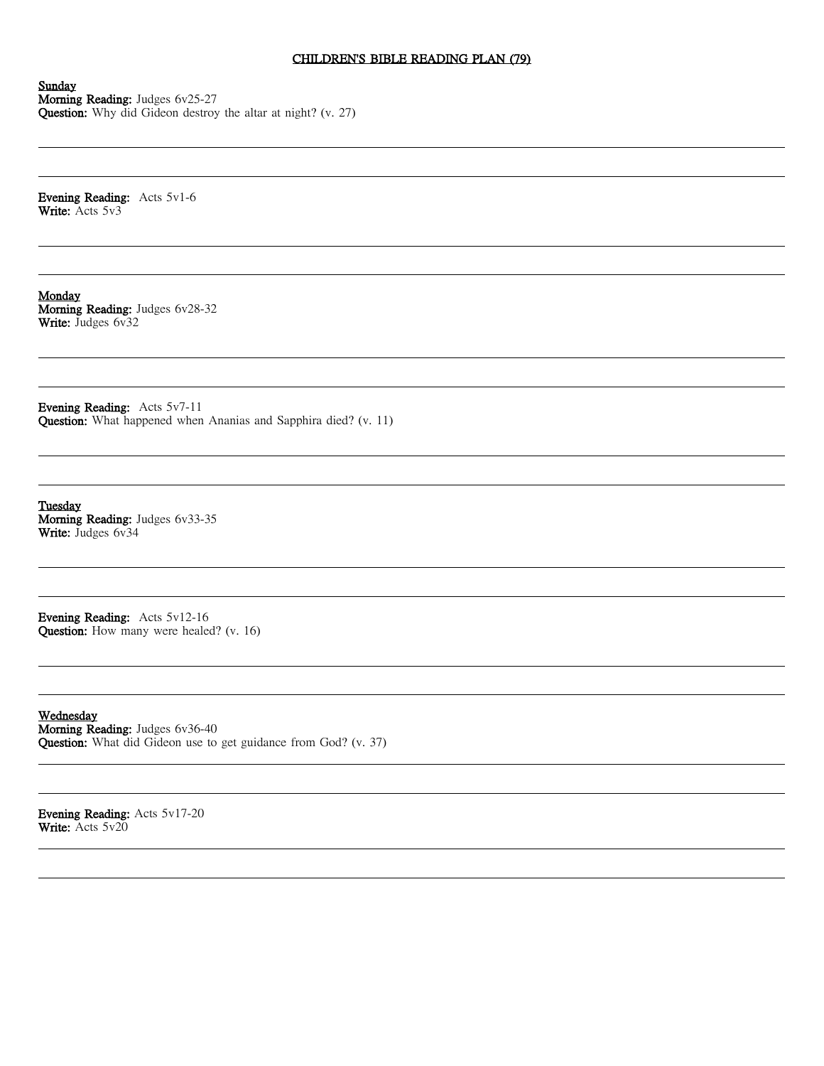# CHILDREN'S BIBLE READING PLAN (79)

**Sunday**
**Morning Reading:** Judges 6v25-27
**Question:** Why did Gideon destroy the altar at night? (v. 27)

---

---

**Evening Reading:** Acts 5v1-6
**Write:** Acts 5v3

---

---

**Monday**
**Morning Reading:** Judges 6v28-32
**Write:** Judges 6v32

---

---

**Evening Reading:** Acts 5v7-11
**Question:** What happened when Ananias and Sapphira died? (v. 11)

---

---

**Tuesday**
**Morning Reading:** Judges 6v33-35
**Write:** Judges 6v34

---

---

**Evening Reading:** Acts 5v12-16
**Question:** How many were healed? (v. 16)

---

---

**Wednesday**
**Morning Reading:** Judges 6v36-40
**Question:** What did Gideon use to get guidance from God? (v. 37)

---

---

**Evening Reading:** Acts 5v17-20
**Write:** Acts 5v20

---

---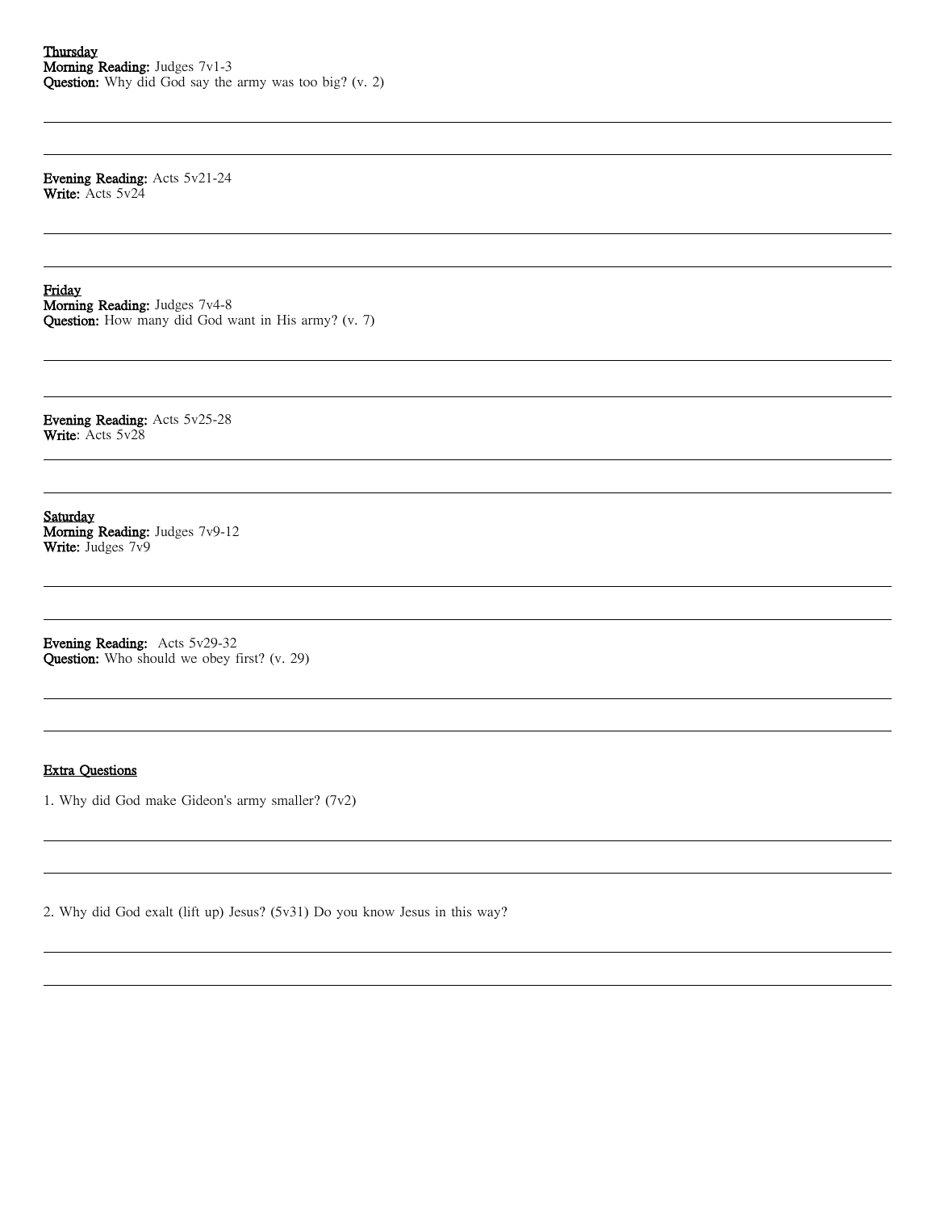**<u>Thursday</u>**
**Morning Reading:** Judges 7v1-3
**Question:** Why did God say the army was too big? (v. 2)

---

---

**Evening Reading:** Acts 5v21-24
**Write:** Acts 5v24

---

---

**<u>Friday</u>**
**Morning Reading:** Judges 7v4-8
**Question:** How many did God want in His army? (v. 7)

---

---

**Evening Reading:** Acts 5v25-28
**Write**: Acts 5v28

---

---

**<u>Saturday</u>**
**Morning Reading:** Judges 7v9-12
**Write:** Judges 7v9

---

---

**Evening Reading:** Acts 5v29-32
**Question:** Who should we obey first? (v. 29)

---

---

**<u>Extra Questions</u>**

1. Why did God make Gideon's army smaller? (7v2)

---

---

2. Why did God exalt (lift up) Jesus? (5v31) Do you know Jesus in this way?

---

---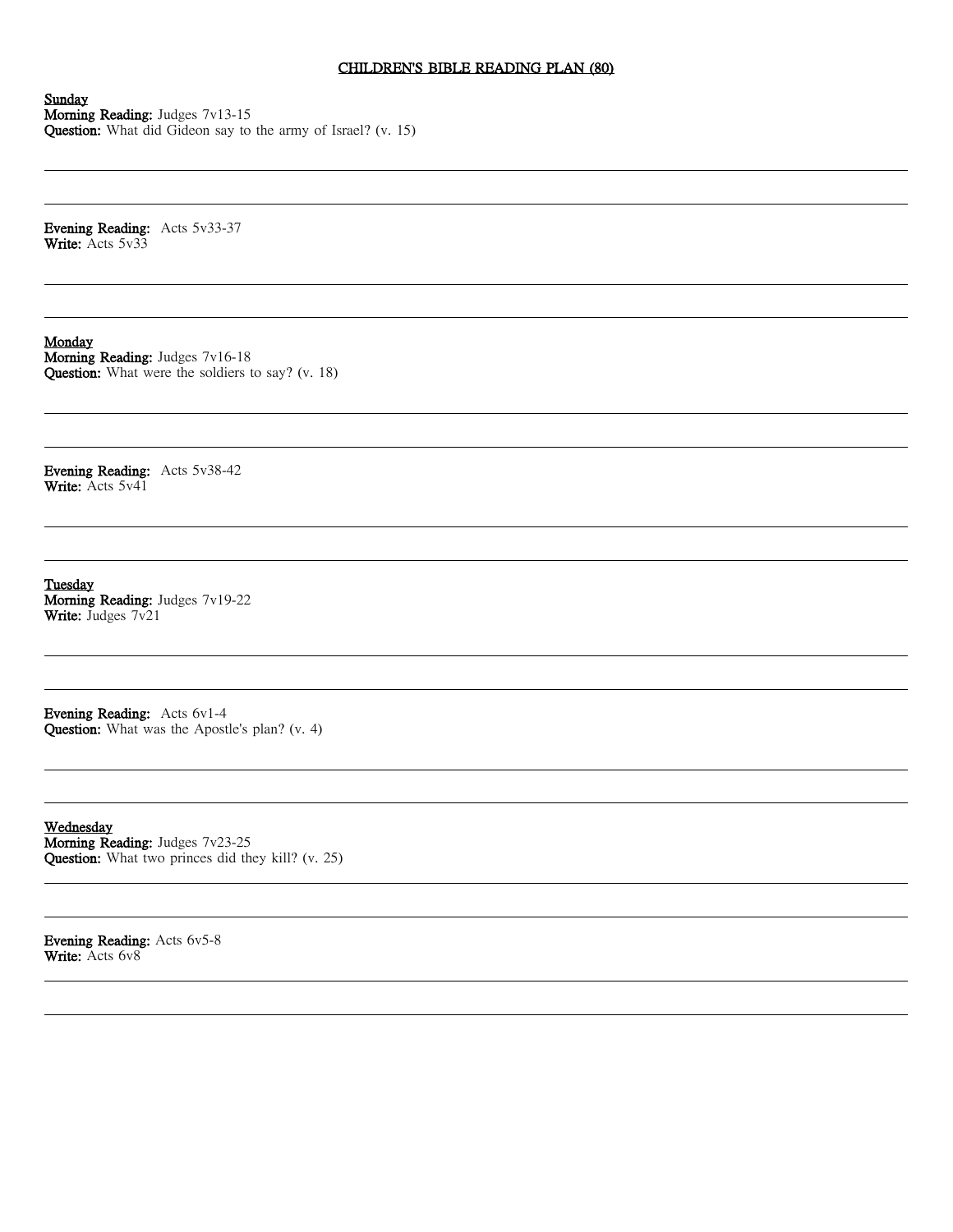# CHILDREN'S BIBLE READING PLAN (80)

**Sunday**
**Morning Reading:** Judges 7v13-15
**Question:** What did Gideon say to the army of Israel? (v. 15)

---

---

**Evening Reading:** Acts 5v33-37
**Write:** Acts 5v33

---

---

**Monday**
**Morning Reading:** Judges 7v16-18
**Question:** What were the soldiers to say? (v. 18)

---

---

**Evening Reading:** Acts 5v38-42
**Write:** Acts 5v41

---

---

**Tuesday**
**Morning Reading:** Judges 7v19-22
**Write:** Judges 7v21

---

---

**Evening Reading:** Acts 6v1-4
**Question:** What was the Apostle's plan? (v. 4)

---

---

**Wednesday**
**Morning Reading:** Judges 7v23-25
**Question:** What two princes did they kill? (v. 25)

---

---

**Evening Reading:** Acts 6v5-8
**Write:** Acts 6v8

---

---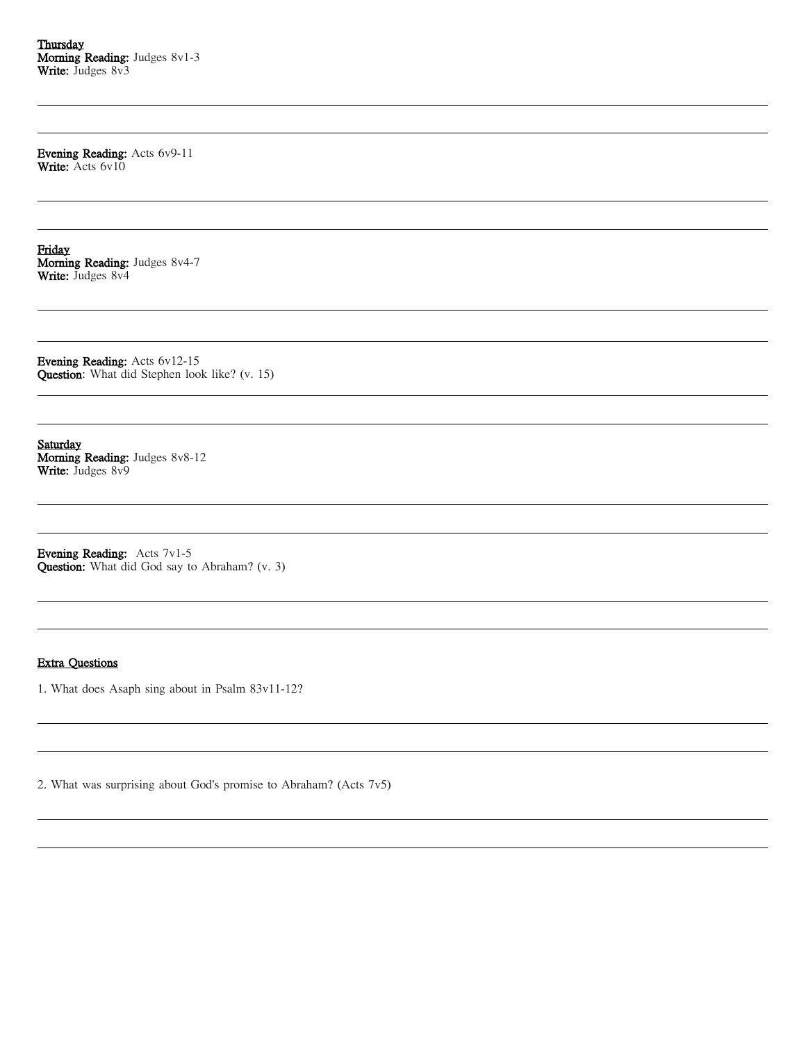**Thursday**
**Morning Reading:** Judges 8v1-3
**Write:** Judges 8v3

**Evening Reading:** Acts 6v9-11
**Write:** Acts 6v10

**Friday**
**Morning Reading:** Judges 8v4-7
**Write:** Judges 8v4

**Evening Reading:** Acts 6v12-15
**Question**: What did Stephen look like? (v. 15)

**Saturday**
**Morning Reading:** Judges 8v8-12
**Write:** Judges 8v9

**Evening Reading:** Acts 7v1-5
**Question:** What did God say to Abraham? (v. 3)

**Extra Questions**

1. What does Asaph sing about in Psalm 83v11-12?

2. What was surprising about God's promise to Abraham? (Acts 7v5)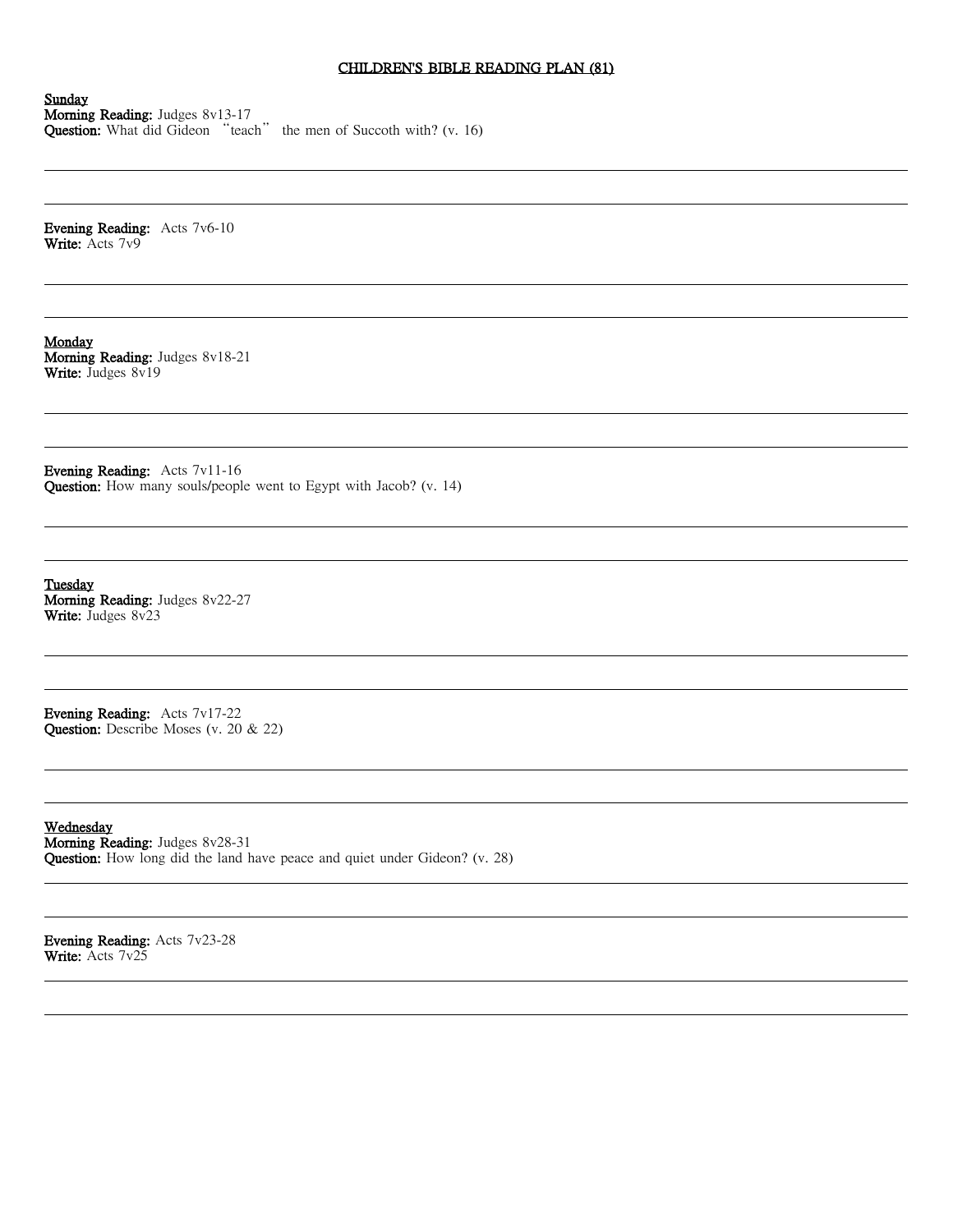# CHILDREN'S BIBLE READING PLAN (81)

**Sunday**
**Morning Reading:** Judges 8v13-17
**Question:** What did Gideon "teach" the men of Succoth with? (v. 16)

---

---

**Evening Reading:** Acts 7v6-10
**Write:** Acts 7v9

---

---

**Monday**
**Morning Reading:** Judges 8v18-21
**Write:** Judges 8v19

---

---

**Evening Reading:** Acts 7v11-16
**Question:** How many souls/people went to Egypt with Jacob? (v. 14)

---

---

**Tuesday**
**Morning Reading:** Judges 8v22-27
**Write:** Judges 8v23

---

---

**Evening Reading:** Acts 7v17-22
**Question:** Describe Moses (v. 20 & 22)

---

---

**Wednesday**
**Morning Reading:** Judges 8v28-31
**Question:** How long did the land have peace and quiet under Gideon? (v. 28)

---

---

**Evening Reading:** Acts 7v23-28
**Write:** Acts 7v25

---

---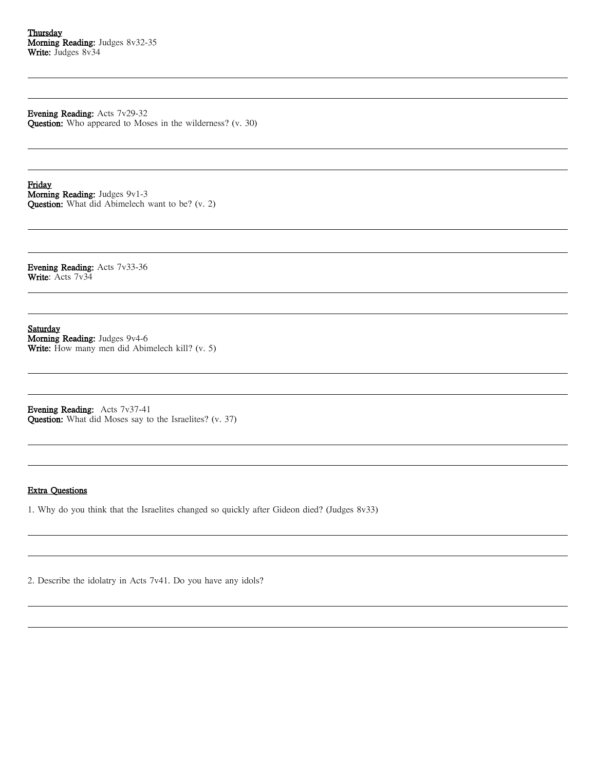**<u>Thursday</u>**
**Morning Reading:** Judges 8v32-35
**Write:** Judges 8v34

**Evening Reading:** Acts 7v29-32
**Question:** Who appeared to Moses in the wilderness? (v. 30)

**<u>Friday</u>**
**Morning Reading:** Judges 9v1-3
**Question:** What did Abimelech want to be? (v. 2)

**Evening Reading:** Acts 7v33-36
**Write**: Acts 7v34

**<u>Saturday</u>**
**Morning Reading:** Judges 9v4-6
**Write:** How many men did Abimelech kill? (v. 5)

**Evening Reading:** Acts 7v37-41
**Question:** What did Moses say to the Israelites? (v. 37)

**<u>Extra Questions</u>**

1. Why do you think that the Israelites changed so quickly after Gideon died? (Judges 8v33)

2. Describe the idolatry in Acts 7v41. Do you have any idols?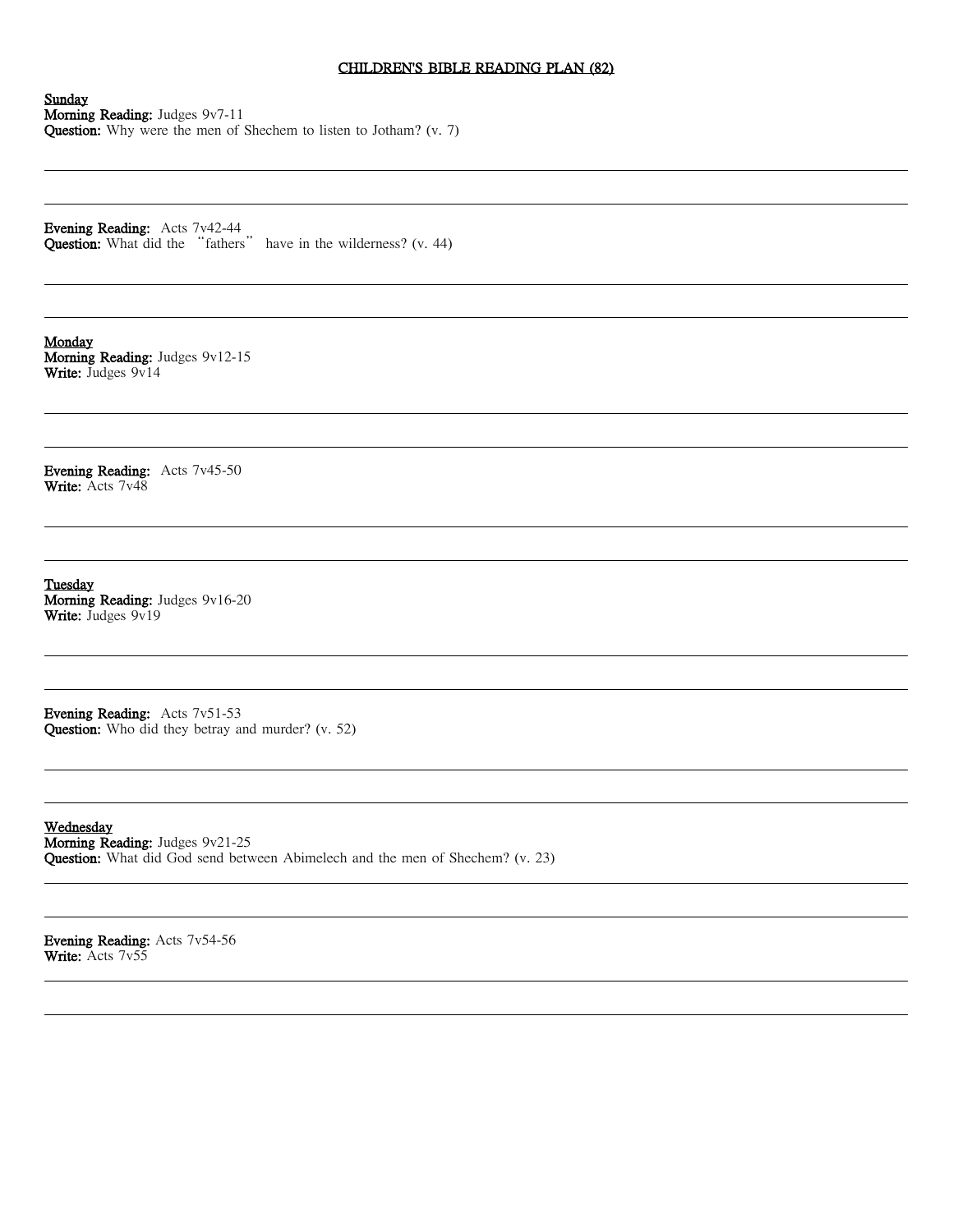# CHILDREN'S BIBLE READING PLAN (82)

**Sunday**
**Morning Reading:** Judges 9v7-11
**Question:** Why were the men of Shechem to listen to Jotham? (v. 7)

**Evening Reading:** Acts 7v42-44
**Question:** What did the "fathers" have in the wilderness? (v. 44)

**Monday**
**Morning Reading:** Judges 9v12-15
**Write:** Judges 9v14

**Evening Reading:** Acts 7v45-50
**Write:** Acts 7v48

**Tuesday**
**Morning Reading:** Judges 9v16-20
**Write:** Judges 9v19

**Evening Reading:** Acts 7v51-53
**Question:** Who did they betray and murder? (v. 52)

**Wednesday**
**Morning Reading:** Judges 9v21-25
**Question:** What did God send between Abimelech and the men of Shechem? (v. 23)

**Evening Reading:** Acts 7v54-56
**Write:** Acts 7v55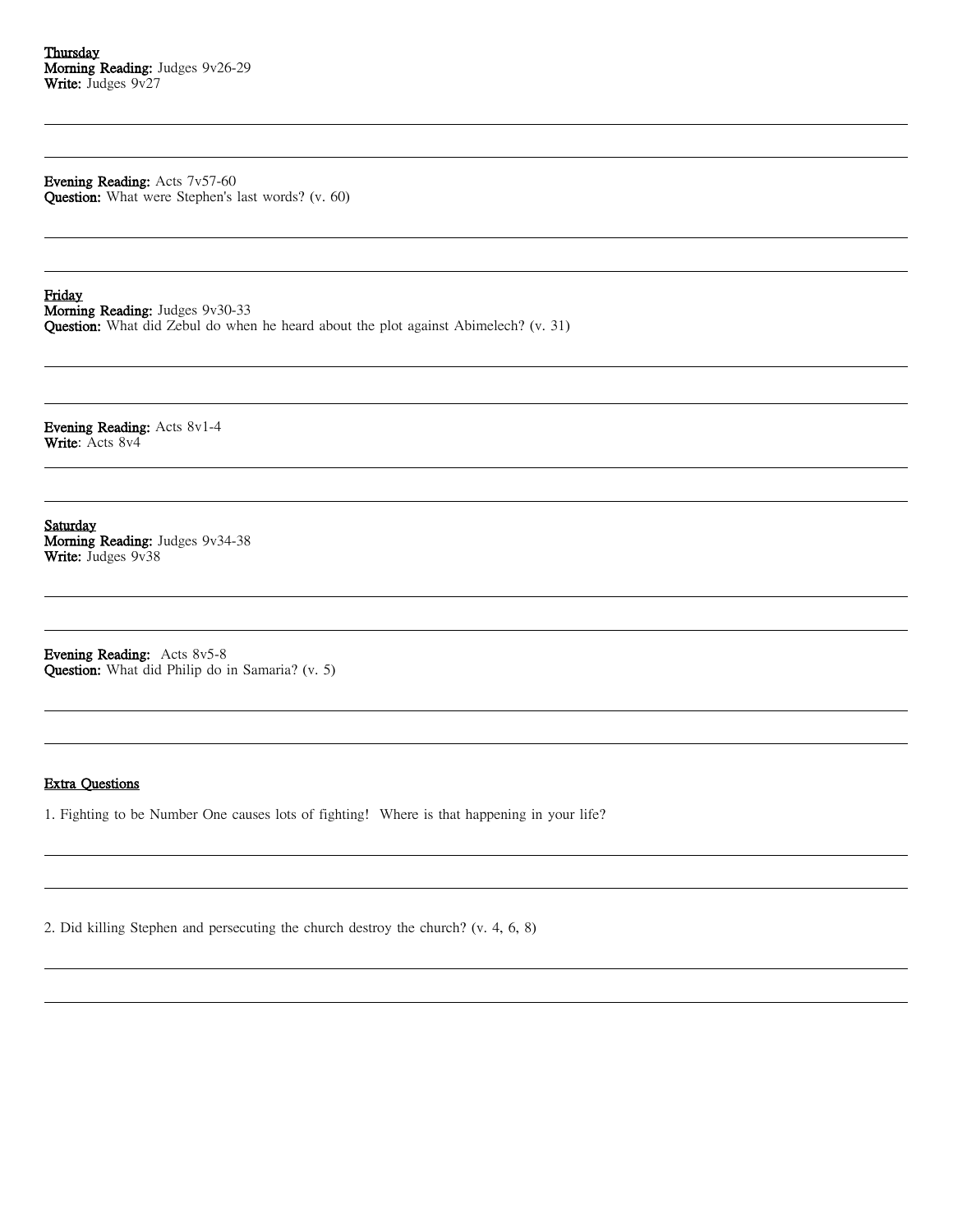**Thursday**
**Morning Reading:** Judges 9v26-29
**Write:** Judges 9v27

**Evening Reading:** Acts 7v57-60
**Question:** What were Stephen's last words? (v. 60)

**Friday**
**Morning Reading:** Judges 9v30-33
**Question:** What did Zebul do when he heard about the plot against Abimelech? (v. 31)

**Evening Reading:** Acts 8v1-4
**Write**: Acts 8v4

**Saturday**
**Morning Reading:** Judges 9v34-38
**Write:** Judges 9v38

**Evening Reading:** Acts 8v5-8
**Question:** What did Philip do in Samaria? (v. 5)

**Extra Questions**

1. Fighting to be Number One causes lots of fighting! Where is that happening in your life?

2. Did killing Stephen and persecuting the church destroy the church? (v. 4, 6, 8)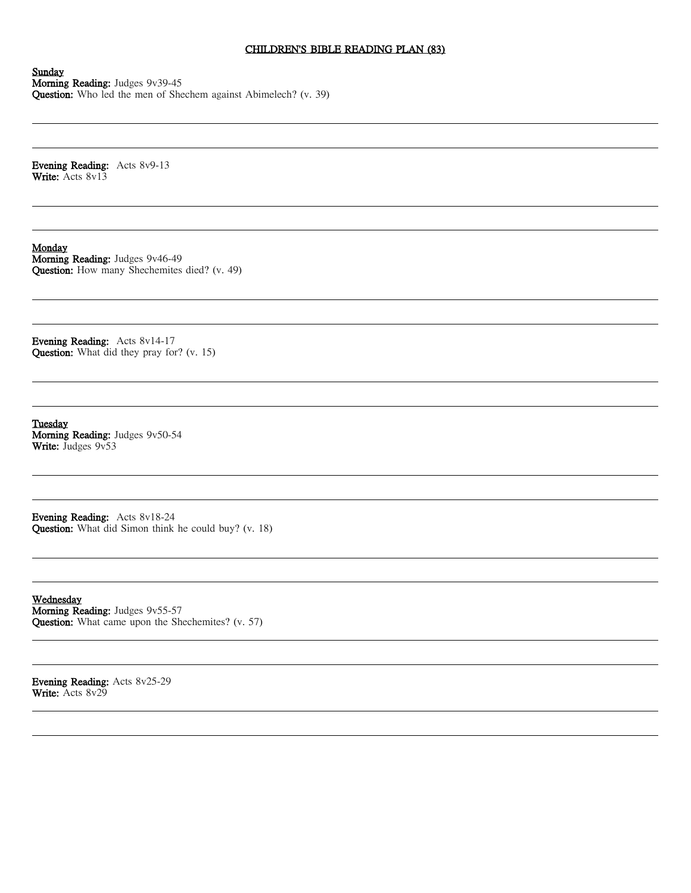# CHILDREN'S BIBLE READING PLAN (83)

**Sunday**
**Morning Reading:** Judges 9v39-45
**Question:** Who led the men of Shechem against Abimelech? (v. 39)

**Evening Reading:** Acts 8v9-13
**Write:** Acts 8v13

**Monday**
**Morning Reading:** Judges 9v46-49
**Question:** How many Shechemites died? (v. 49)

**Evening Reading:** Acts 8v14-17
**Question:** What did they pray for? (v. 15)

**Tuesday**
**Morning Reading:** Judges 9v50-54
**Write:** Judges 9v53

**Evening Reading:** Acts 8v18-24
**Question:** What did Simon think he could buy? (v. 18)

**Wednesday**
**Morning Reading:** Judges 9v55-57
**Question:** What came upon the Shechemites? (v. 57)

**Evening Reading:** Acts 8v25-29
**Write:** Acts 8v29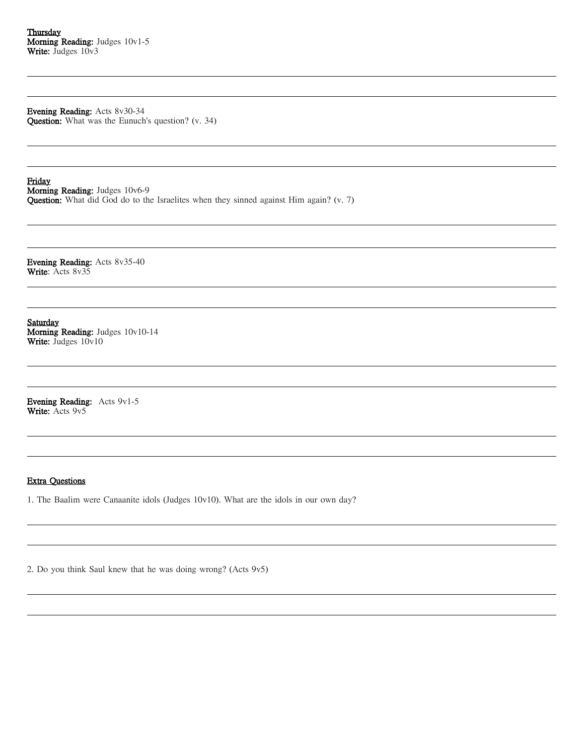**Thursday**
**Morning Reading:** Judges 10v1-5
**Write:** Judges 10v3

**Evening Reading:** Acts 8v30-34
**Question:** What was the Eunuch's question? (v. 34)

**Friday**
**Morning Reading:** Judges 10v6-9
**Question:** What did God do to the Israelites when they sinned against Him again? (v. 7)

**Evening Reading:** Acts 8v35-40
**Write**: Acts 8v35

**Saturday**
**Morning Reading:** Judges 10v10-14
**Write:** Judges 10v10

**Evening Reading:** Acts 9v1-5
**Write:** Acts 9v5

**Extra Questions**

1. The Baalim were Canaanite idols (Judges 10v10). What are the idols in our own day?

2. Do you think Saul knew that he was doing wrong? (Acts 9v5)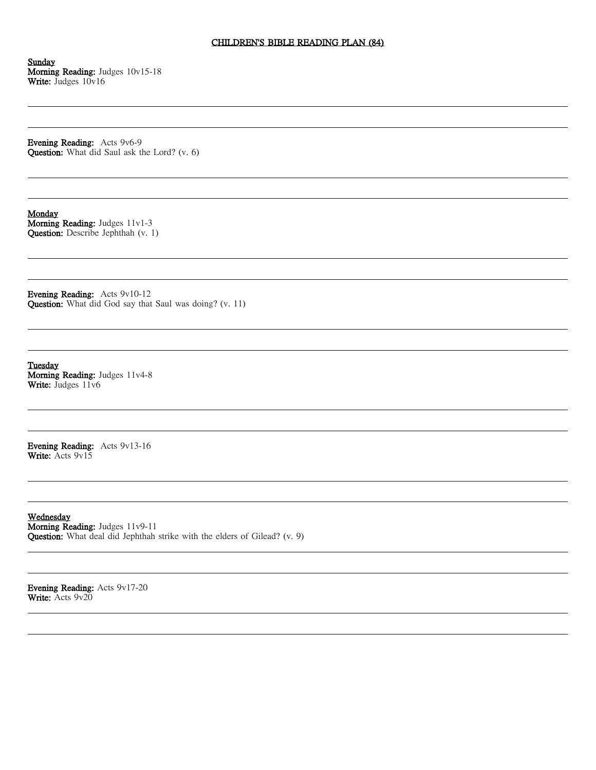# CHILDREN'S BIBLE READING PLAN (84)

**Sunday**
**Morning Reading:** Judges 10v15-18
**Write:** Judges 10v16

---

---

**Evening Reading:** Acts 9v6-9
**Question:** What did Saul ask the Lord? (v. 6)

---

---

**Monday**
**Morning Reading:** Judges 11v1-3
**Question:** Describe Jephthah (v. 1)

---

---

**Evening Reading:** Acts 9v10-12
**Question:** What did God say that Saul was doing? (v. 11)

---

---

**Tuesday**
**Morning Reading:** Judges 11v4-8
**Write:** Judges 11v6

---

---

**Evening Reading:** Acts 9v13-16
**Write:** Acts 9v15

---

---

**Wednesday**
**Morning Reading:** Judges 11v9-11
**Question:** What deal did Jephthah strike with the elders of Gilead? (v. 9)

---

---

**Evening Reading:** Acts 9v17-20
**Write:** Acts 9v20

---

---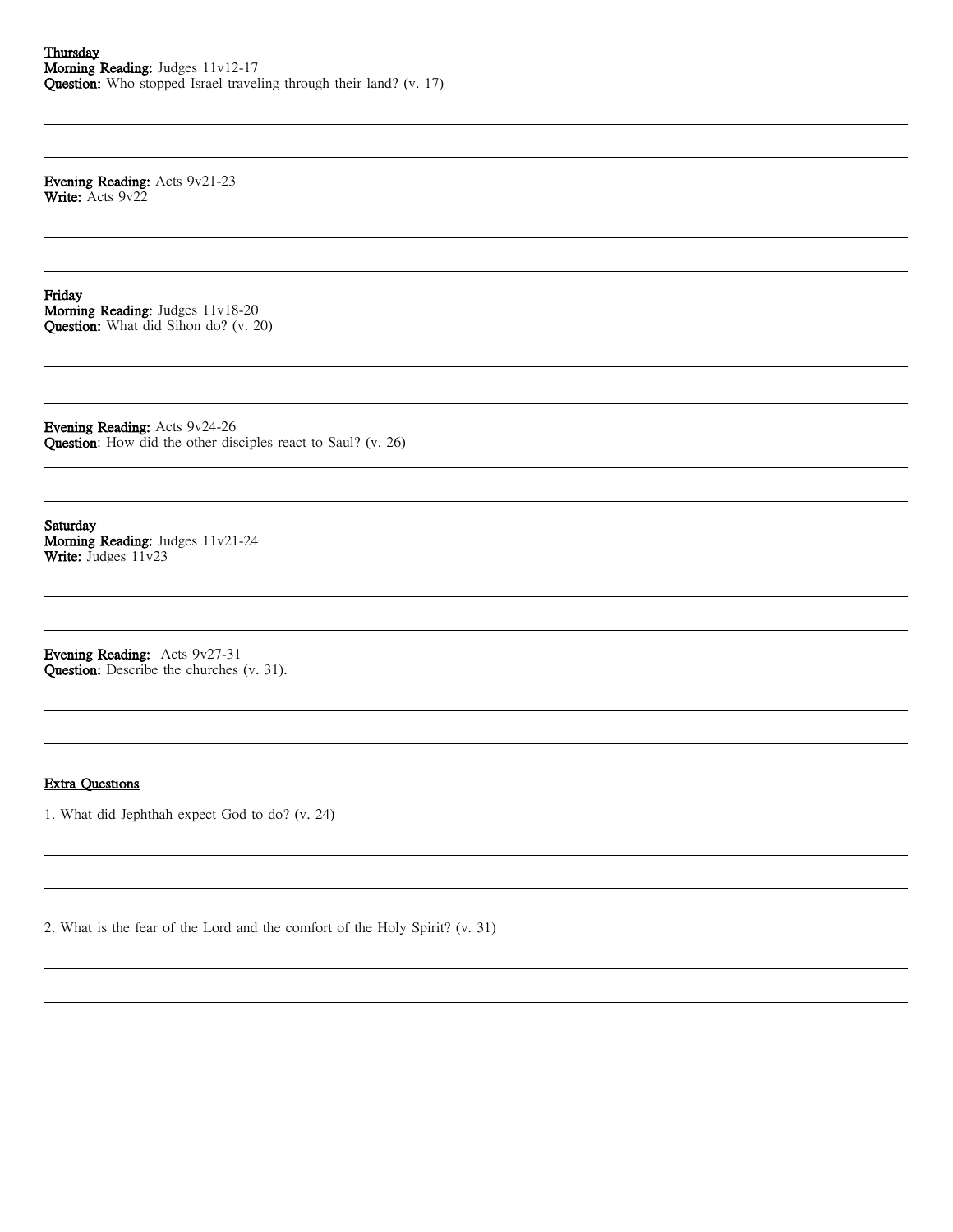**Thursday**
**Morning Reading:** Judges 11v12-17
**Question:** Who stopped Israel traveling through their land? (v. 17)

**Evening Reading:** Acts 9v21-23
**Write:** Acts 9v22

**Friday**
**Morning Reading:** Judges 11v18-20
**Question:** What did Sihon do? (v. 20)

**Evening Reading:** Acts 9v24-26
**Question**: How did the other disciples react to Saul? (v. 26)

**Saturday**
**Morning Reading:** Judges 11v21-24
**Write:** Judges 11v23

**Evening Reading:** Acts 9v27-31
**Question:** Describe the churches (v. 31).

**Extra Questions**

1. What did Jephthah expect God to do? (v. 24)

2. What is the fear of the Lord and the comfort of the Holy Spirit? (v. 31)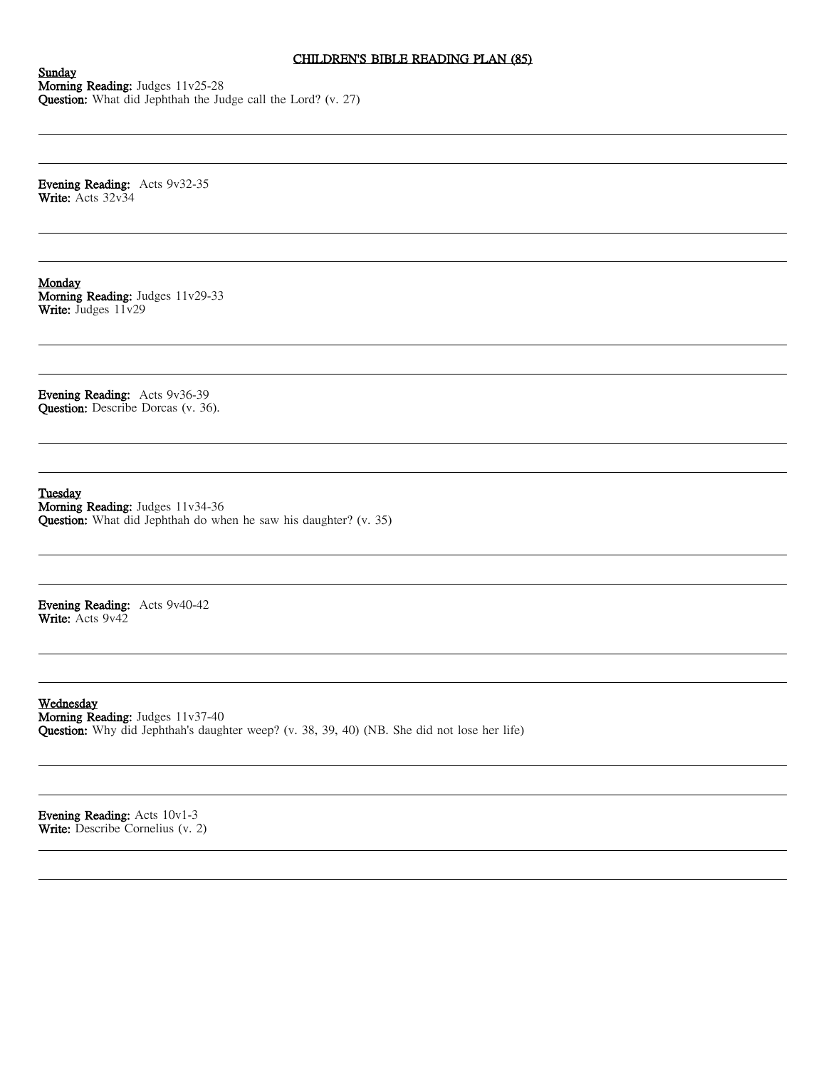# CHILDREN'S BIBLE READING PLAN (85)

**Sunday**
**Morning Reading:** Judges 11v25-28
**Question:** What did Jephthah the Judge call the Lord? (v. 27)

---

---

**Evening Reading:** Acts 9v32-35
**Write:** Acts 32v34

---

---

**Monday**
**Morning Reading:** Judges 11v29-33
**Write:** Judges 11v29

---

---

**Evening Reading:** Acts 9v36-39
**Question:** Describe Dorcas (v. 36).

---

---

**Tuesday**
**Morning Reading:** Judges 11v34-36
**Question:** What did Jephthah do when he saw his daughter? (v. 35)

---

---

**Evening Reading:** Acts 9v40-42
**Write:** Acts 9v42

---

---

**Wednesday**
**Morning Reading:** Judges 11v37-40
**Question:** Why did Jephthah's daughter weep? (v. 38, 39, 40) (NB. She did not lose her life)

---

---

**Evening Reading:** Acts 10v1-3
**Write:** Describe Cornelius (v. 2)

---

---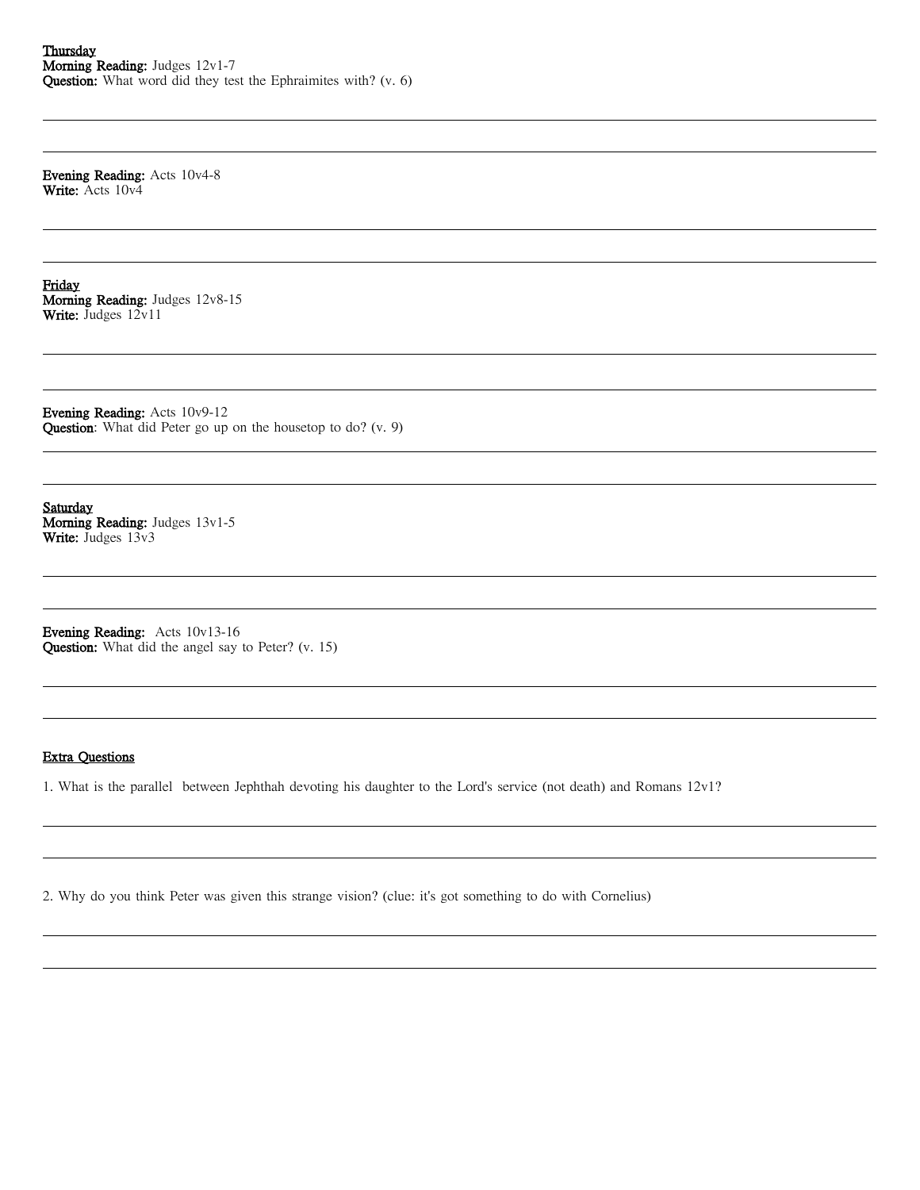**Thursday**
**Morning Reading:** Judges 12v1-7
**Question:** What word did they test the Ephraimites with? (v. 6)

**Evening Reading:** Acts 10v4-8
**Write:** Acts 10v4

**Friday**
**Morning Reading:** Judges 12v8-15
**Write:** Judges 12v11

**Evening Reading:** Acts 10v9-12
**Question**: What did Peter go up on the housetop to do? (v. 9)

**Saturday**
**Morning Reading:** Judges 13v1-5
**Write:** Judges 13v3

**Evening Reading:** Acts 10v13-16
**Question:** What did the angel say to Peter? (v. 15)

**Extra Questions**

1. What is the parallel between Jephthah devoting his daughter to the Lord's service (not death) and Romans 12v1?

2. Why do you think Peter was given this strange vision? (clue: it's got something to do with Cornelius)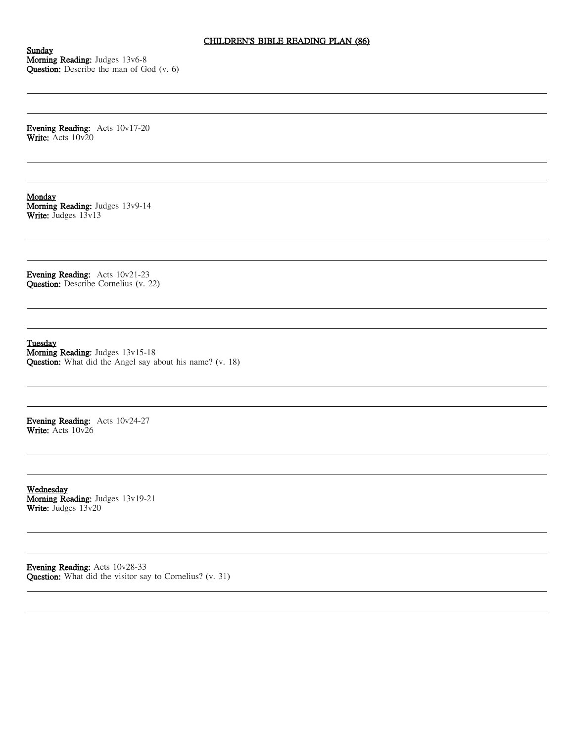# CHILDREN'S BIBLE READING PLAN (86)

**Sunday**
**Morning Reading:** Judges 13v6-8
**Question:** Describe the man of God (v. 6)

**Evening Reading:** Acts 10v17-20
**Write:** Acts 10v20

**Monday**
**Morning Reading:** Judges 13v9-14
**Write:** Judges 13v13

**Evening Reading:** Acts 10v21-23
**Question:** Describe Cornelius (v. 22)

**Tuesday**
**Morning Reading:** Judges 13v15-18
**Question:** What did the Angel say about his name? (v. 18)

**Evening Reading:** Acts 10v24-27
**Write:** Acts 10v26

**Wednesday**
**Morning Reading:** Judges 13v19-21
**Write:** Judges 13v20

**Evening Reading:** Acts 10v28-33
**Question:** What did the visitor say to Cornelius? (v. 31)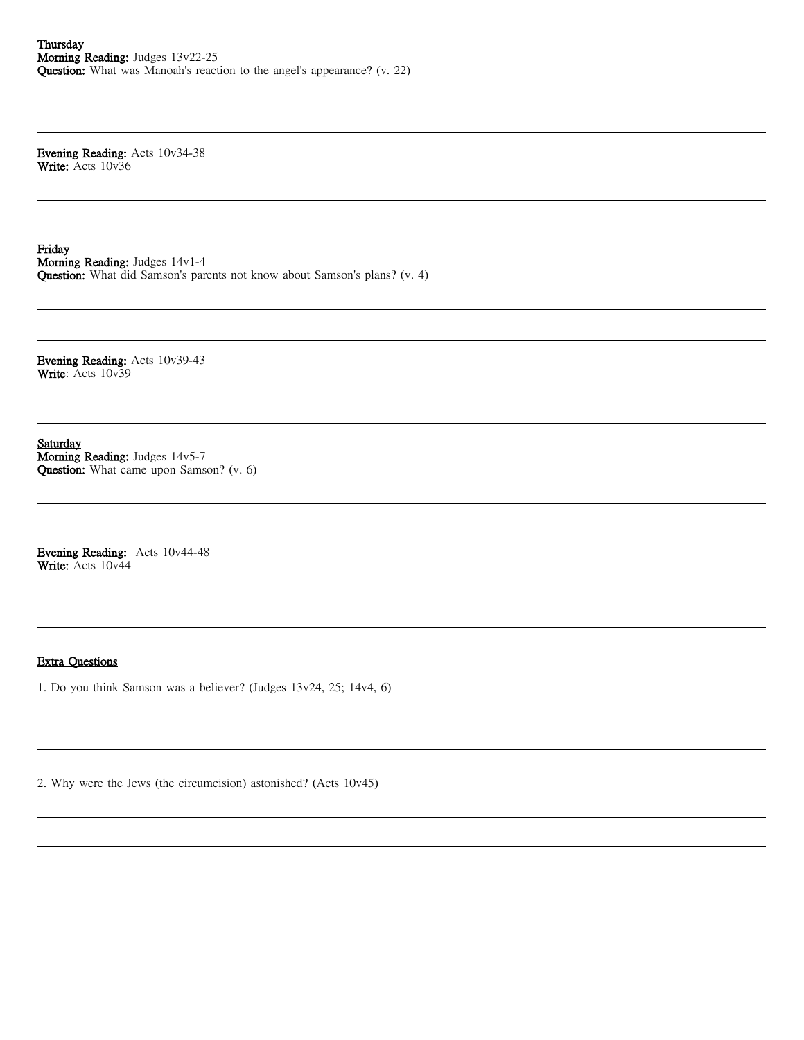Thursday

**Morning Reading:** Judges 13v22-25
**Question:** What was Manoah's reaction to the angel's appearance? (v. 22)

**Evening Reading:** Acts 10v34-38
**Write:** Acts 10v36

Friday

**Morning Reading:** Judges 14v1-4
**Question:** What did Samson's parents not know about Samson's plans? (v. 4)

**Evening Reading:** Acts 10v39-43
**Write**: Acts 10v39

Saturday

**Morning Reading:** Judges 14v5-7
**Question:** What came upon Samson? (v. 6)

**Evening Reading:** Acts 10v44-48
**Write:** Acts 10v44

Extra Questions

1. Do you think Samson was a believer? (Judges 13v24, 25; 14v4, 6)

2. Why were the Jews (the circumcision) astonished? (Acts 10v45)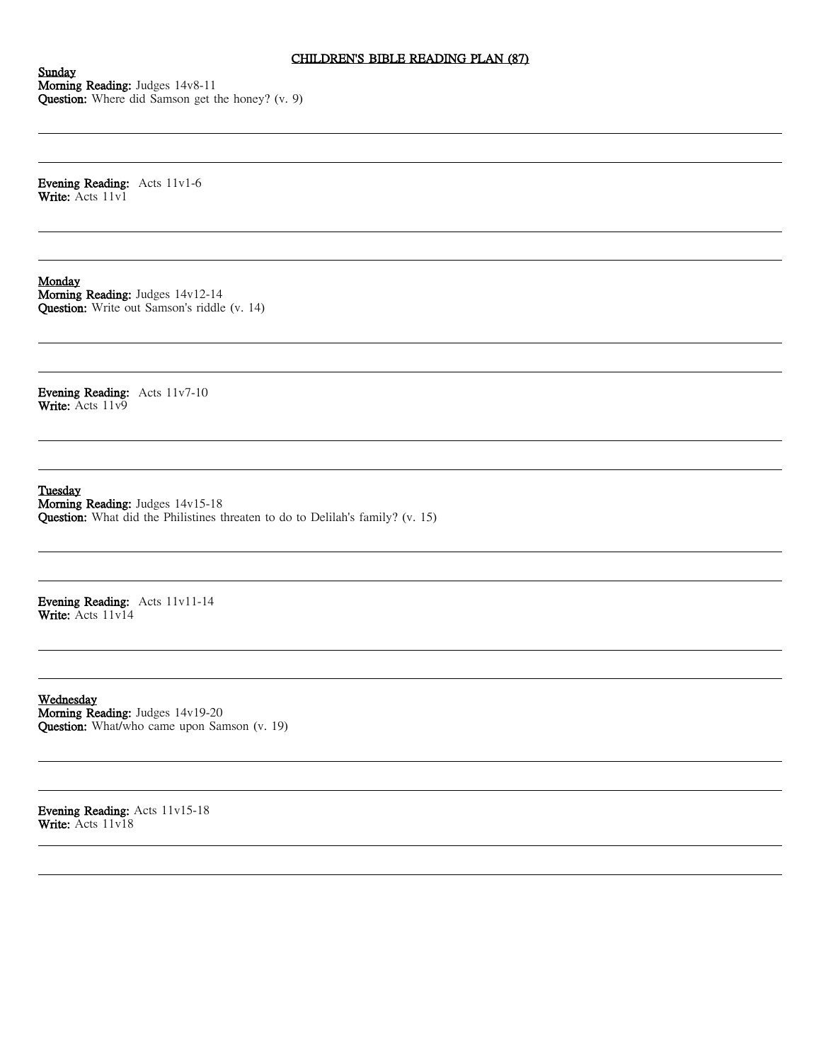# CHILDREN'S BIBLE READING PLAN (87)

**Sunday**
**Morning Reading:** Judges 14v8-11
**Question:** Where did Samson get the honey? (v. 9)

**Evening Reading:** Acts 11v1-6
**Write:** Acts 11v1

**Monday**
**Morning Reading:** Judges 14v12-14
**Question:** Write out Samson's riddle (v. 14)

**Evening Reading:** Acts 11v7-10
**Write:** Acts 11v9

**Tuesday**
**Morning Reading:** Judges 14v15-18
**Question:** What did the Philistines threaten to do to Delilah's family? (v. 15)

**Evening Reading:** Acts 11v11-14
**Write:** Acts 11v14

**Wednesday**
**Morning Reading:** Judges 14v19-20
**Question:** What/who came upon Samson (v. 19)

**Evening Reading:** Acts 11v15-18
**Write:** Acts 11v18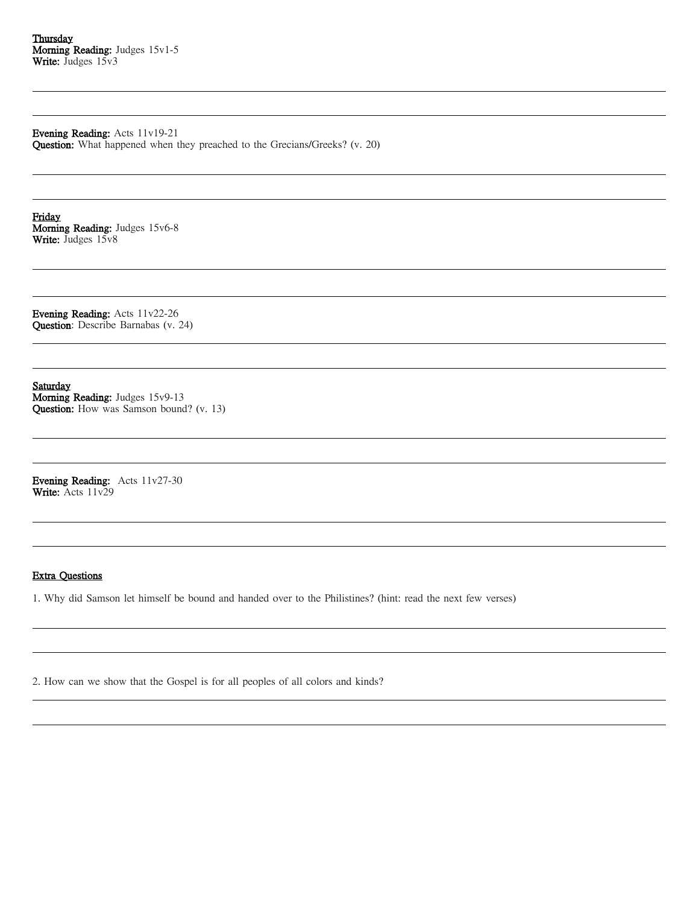**Thursday**
**Morning Reading:** Judges 15v1-5
**Write:** Judges 15v3

**Evening Reading:** Acts 11v19-21
**Question:** What happened when they preached to the Grecians/Greeks? (v. 20)

**Friday**
**Morning Reading:** Judges 15v6-8
**Write:** Judges 15v8

**Evening Reading:** Acts 11v22-26
**Question**: Describe Barnabas (v. 24)

**Saturday**
**Morning Reading:** Judges 15v9-13
**Question:** How was Samson bound? (v. 13)

**Evening Reading:** Acts 11v27-30
**Write:** Acts 11v29

**Extra Questions**

1. Why did Samson let himself be bound and handed over to the Philistines? (hint: read the next few verses)

2. How can we show that the Gospel is for all peoples of all colors and kinds?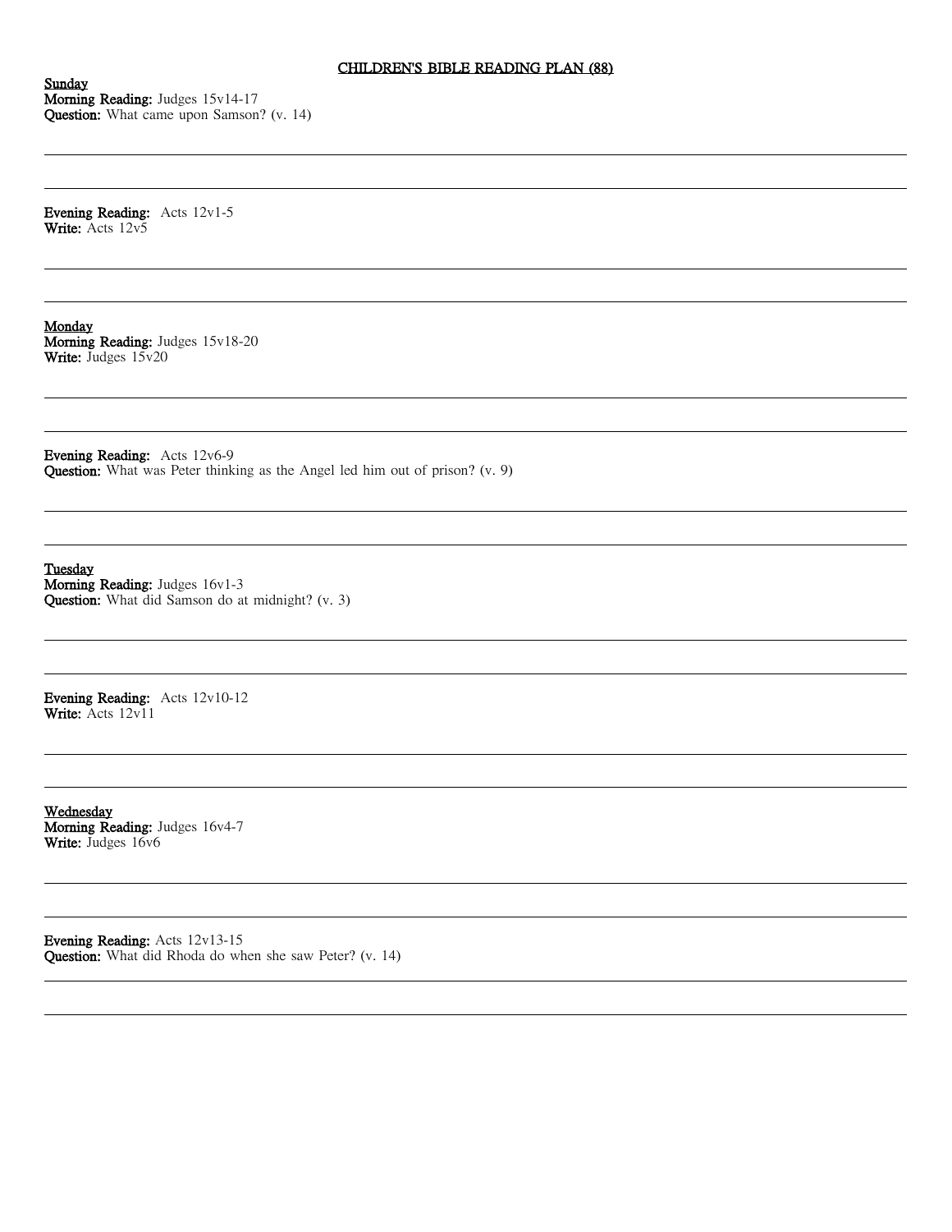# CHILDREN'S BIBLE READING PLAN (88)

**Sunday**
**Morning Reading:** Judges 15v14-17
**Question:** What came upon Samson? (v. 14)

**Evening Reading:** Acts 12v1-5
**Write:** Acts 12v5

**Monday**
**Morning Reading:** Judges 15v18-20
**Write:** Judges 15v20

**Evening Reading:** Acts 12v6-9
**Question:** What was Peter thinking as the Angel led him out of prison? (v. 9)

**Tuesday**
**Morning Reading:** Judges 16v1-3
**Question:** What did Samson do at midnight? (v. 3)

**Evening Reading:** Acts 12v10-12
**Write:** Acts 12v11

**Wednesday**
**Morning Reading:** Judges 16v4-7
**Write:** Judges 16v6

**Evening Reading:** Acts 12v13-15
**Question:** What did Rhoda do when she saw Peter? (v. 14)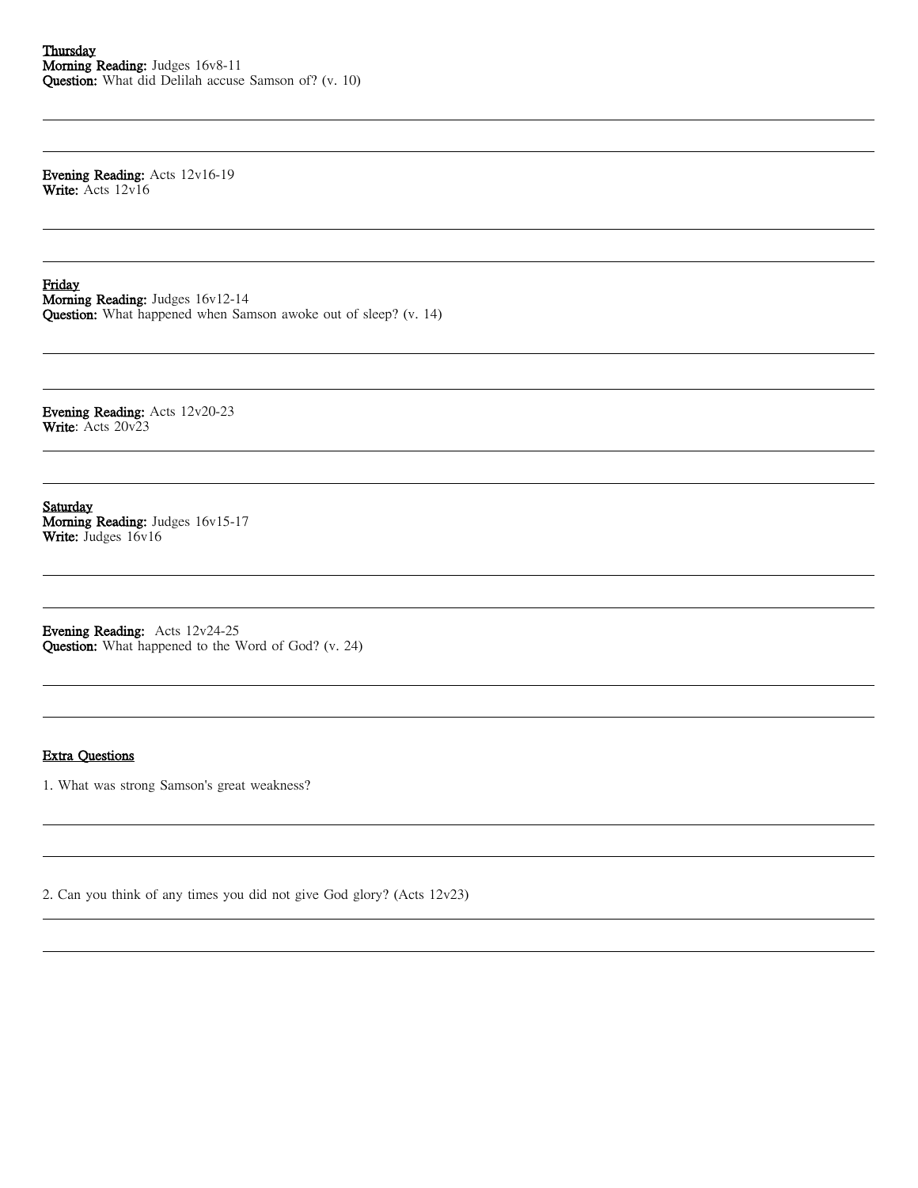**Thursday**
**Morning Reading:** Judges 16v8-11
**Question:** What did Delilah accuse Samson of? (v. 10)

---

---

**Evening Reading:** Acts 12v16-19
**Write:** Acts 12v16

---

---

**Friday**
**Morning Reading:** Judges 16v12-14
**Question:** What happened when Samson awoke out of sleep? (v. 14)

---

---

**Evening Reading:** Acts 12v20-23
**Write**: Acts 20v23

---

---

**Saturday**
**Morning Reading:** Judges 16v15-17
**Write:** Judges 16v16

---

---

**Evening Reading:** Acts 12v24-25
**Question:** What happened to the Word of God? (v. 24)

---

---

**Extra Questions**

1. What was strong Samson's great weakness?

---

---

2. Can you think of any times you did not give God glory? (Acts 12v23)

---

---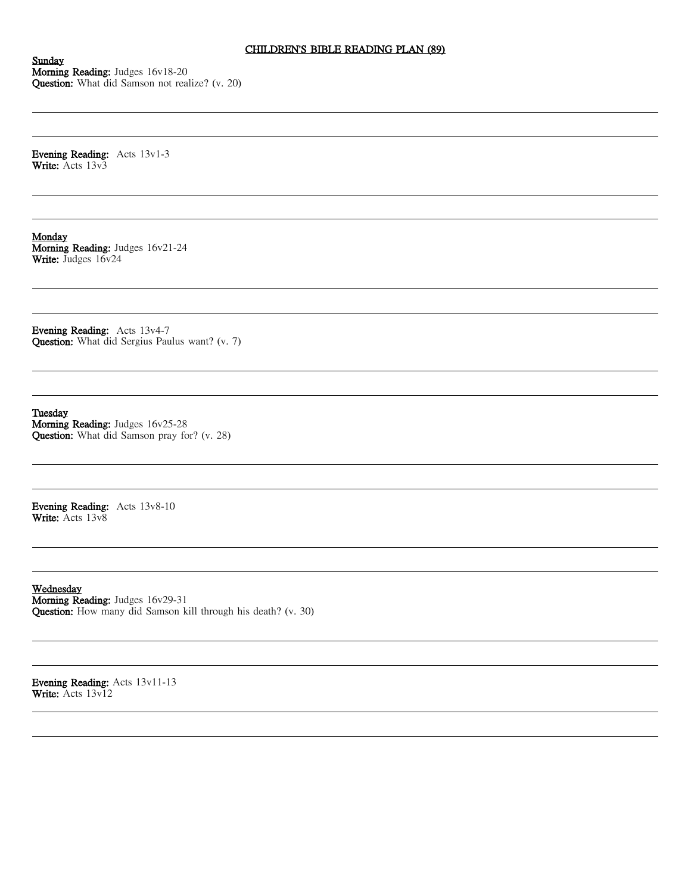# CHILDREN'S BIBLE READING PLAN (89)

**Sunday**

**Morning Reading:** Judges 16v18-20
**Question:** What did Samson not realize? (v. 20)

**Evening Reading:** Acts 13v1-3
**Write:** Acts 13v3

**Monday**

**Morning Reading:** Judges 16v21-24
**Write:** Judges 16v24

**Evening Reading:** Acts 13v4-7
**Question:** What did Sergius Paulus want? (v. 7)

**Tuesday**

**Morning Reading:** Judges 16v25-28
**Question:** What did Samson pray for? (v. 28)

**Evening Reading:** Acts 13v8-10
**Write:** Acts 13v8

**Wednesday**

**Morning Reading:** Judges 16v29-31
**Question:** How many did Samson kill through his death? (v. 30)

**Evening Reading:** Acts 13v11-13
**Write:** Acts 13v12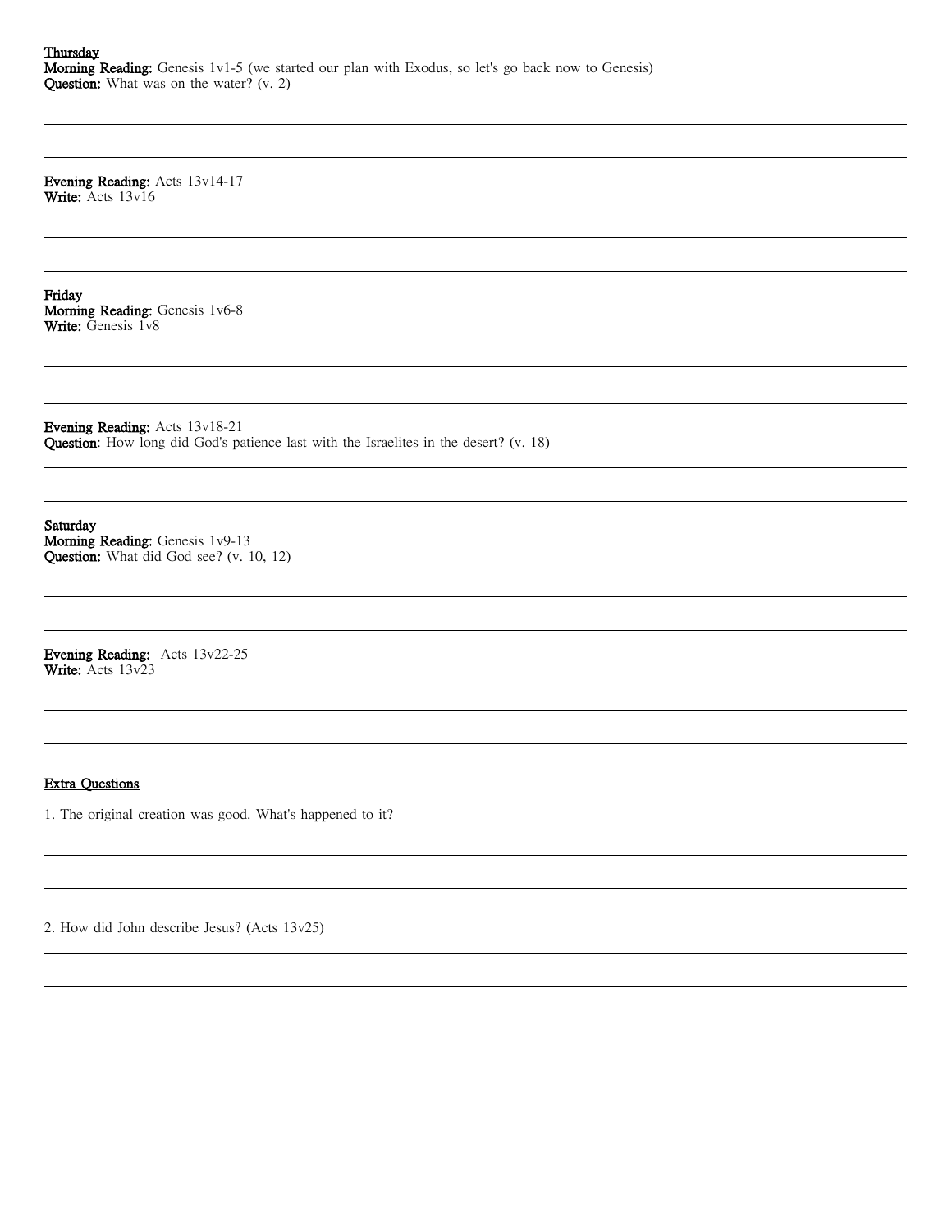**Thursday**

**Morning Reading:** Genesis 1v1-5 (we started our plan with Exodus, so let's go back now to Genesis)
**Question:** What was on the water? (v. 2)

**Evening Reading:** Acts 13v14-17
**Write:** Acts 13v16

**Friday**

**Morning Reading:** Genesis 1v6-8
**Write:** Genesis 1v8

**Evening Reading:** Acts 13v18-21
**Question**: How long did God's patience last with the Israelites in the desert? (v. 18)

**Saturday**

**Morning Reading:** Genesis 1v9-13
**Question:** What did God see? (v. 10, 12)

**Evening Reading:** Acts 13v22-25
**Write:** Acts 13v23

**Extra Questions**

1. The original creation was good. What's happened to it?

2. How did John describe Jesus? (Acts 13v25)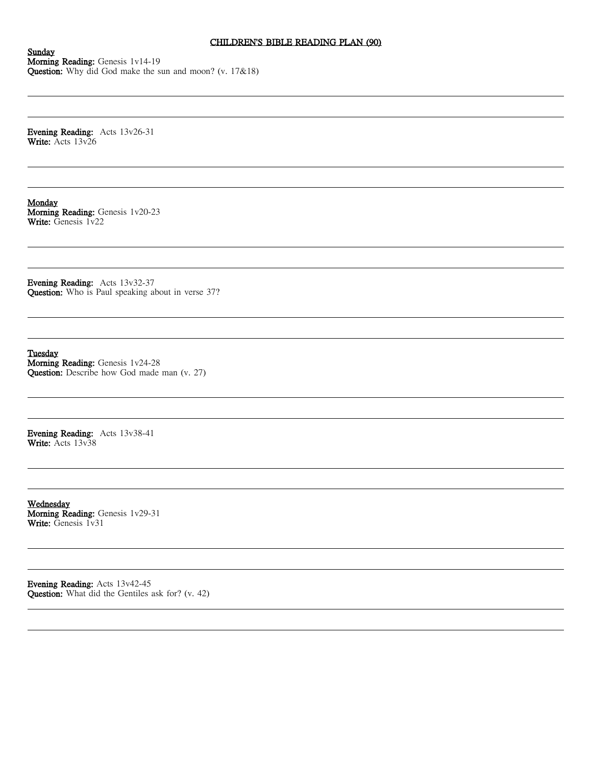# CHILDREN'S BIBLE READING PLAN (90)

**Sunday**
**Morning Reading:** Genesis 1v14-19
**Question:** Why did God make the sun and moon? (v. 17&18)

---

---

**Evening Reading:** Acts 13v26-31
**Write:** Acts 13v26

---

---

**Monday**
**Morning Reading:** Genesis 1v20-23
**Write:** Genesis 1v22

---

---

**Evening Reading:** Acts 13v32-37
**Question:** Who is Paul speaking about in verse 37?

---

---

**Tuesday**
**Morning Reading:** Genesis 1v24-28
**Question:** Describe how God made man (v. 27)

---

---

**Evening Reading:** Acts 13v38-41
**Write:** Acts 13v38

---

---

**Wednesday**
**Morning Reading:** Genesis 1v29-31
**Write:** Genesis 1v31

---

---

**Evening Reading:** Acts 13v42-45
**Question:** What did the Gentiles ask for? (v. 42)

---

---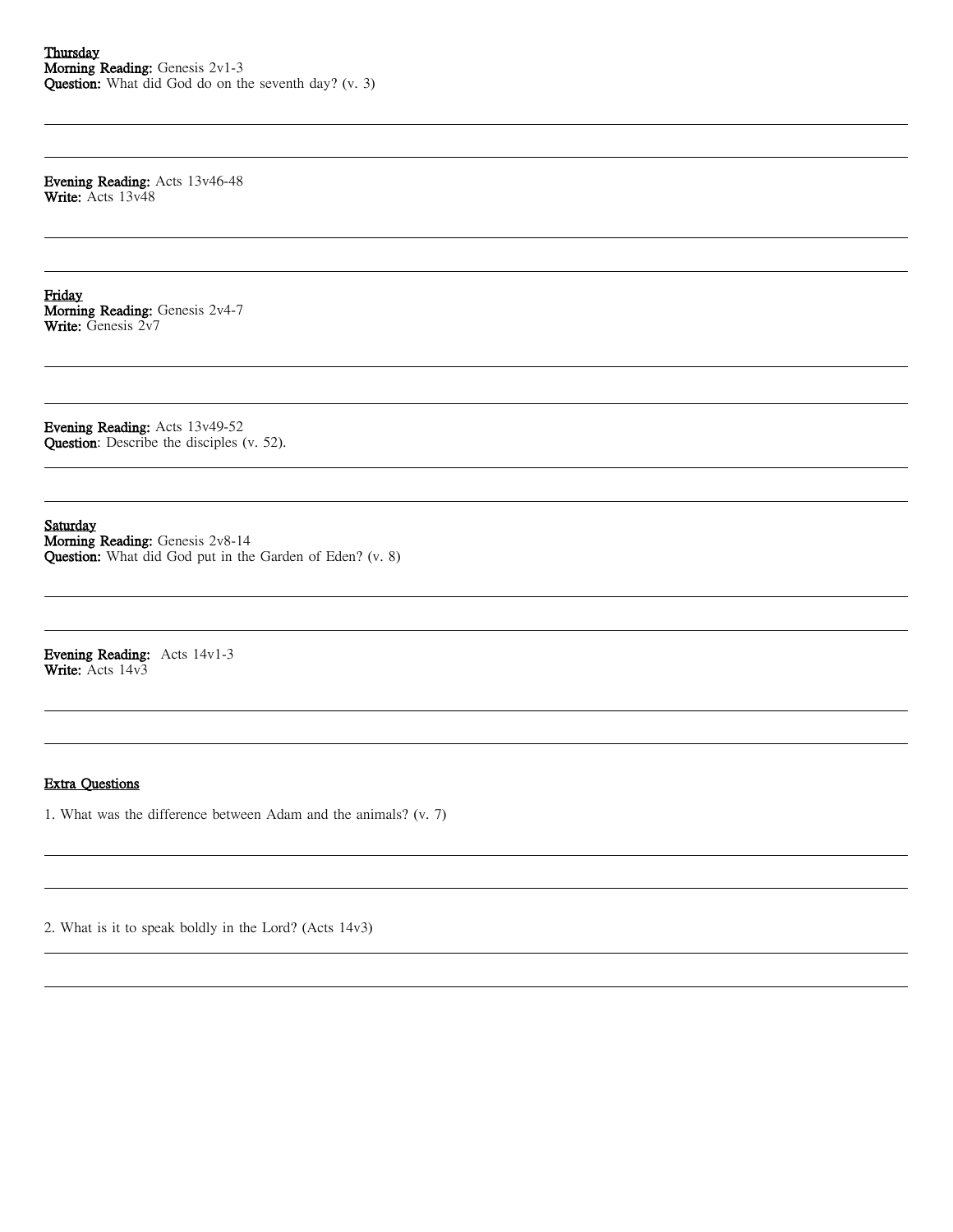<u>**Thursday**</u>
**Morning Reading:** Genesis 2v1-3
**Question:** What did God do on the seventh day? (v. 3)

**Evening Reading:** Acts 13v46-48
**Write:** Acts 13v48

<u>**Friday**</u>
**Morning Reading:** Genesis 2v4-7
**Write:** Genesis 2v7

**Evening Reading:** Acts 13v49-52
**Question**: Describe the disciples (v. 52).

<u>**Saturday**</u>
**Morning Reading:** Genesis 2v8-14
**Question:** What did God put in the Garden of Eden? (v. 8)

**Evening Reading:** Acts 14v1-3
**Write:** Acts 14v3

<u>**Extra Questions**</u>

1. What was the difference between Adam and the animals? (v. 7)

2. What is it to speak boldly in the Lord? (Acts 14v3)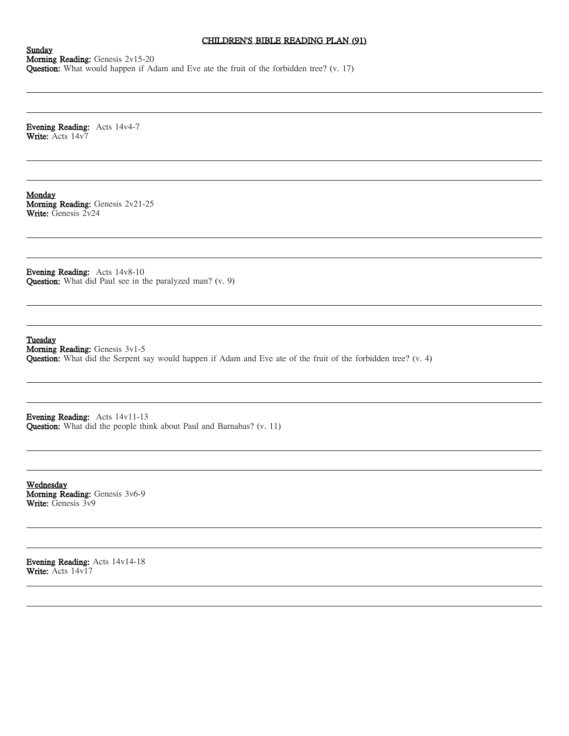# CHILDREN'S BIBLE READING PLAN (91)

**Sunday**

**Morning Reading:** Genesis 2v15-20

**Question:** What would happen if Adam and Eve ate the fruit of the forbidden tree? (v. 17)

**Evening Reading:** Acts 14v4-7

**Write:** Acts 14v7

**Monday**

**Morning Reading:** Genesis 2v21-25

**Write:** Genesis 2v24

**Evening Reading:** Acts 14v8-10

**Question:** What did Paul see in the paralyzed man? (v. 9)

**Tuesday**

**Morning Reading:** Genesis 3v1-5

**Question:** What did the Serpent say would happen if Adam and Eve ate of the fruit of the forbidden tree? (v. 4)

**Evening Reading:** Acts 14v11-13

**Question:** What did the people think about Paul and Barnabas? (v. 11)

**Wednesday**

**Morning Reading:** Genesis 3v6-9

**Write:** Genesis 3v9

**Evening Reading:** Acts 14v14-18

**Write:** Acts 14v17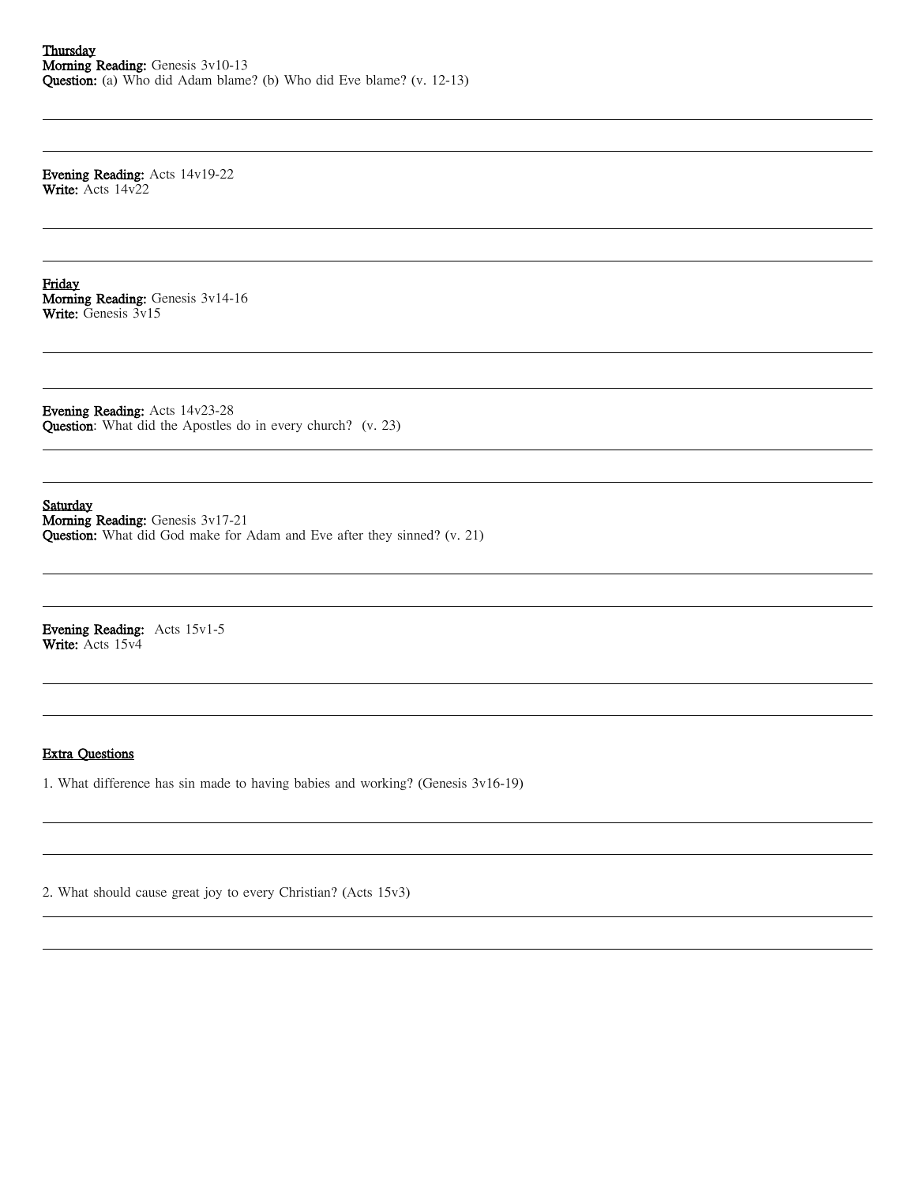**Thursday**
**Morning Reading:** Genesis 3v10-13
**Question:** (a) Who did Adam blame? (b) Who did Eve blame? (v. 12-13)

**Evening Reading:** Acts 14v19-22
**Write:** Acts 14v22

**Friday**
**Morning Reading:** Genesis 3v14-16
**Write:** Genesis 3v15

**Evening Reading:** Acts 14v23-28
**Question**: What did the Apostles do in every church? (v. 23)

**Saturday**
**Morning Reading:** Genesis 3v17-21
**Question:** What did God make for Adam and Eve after they sinned? (v. 21)

**Evening Reading:** Acts 15v1-5
**Write:** Acts 15v4

**Extra Questions**

1. What difference has sin made to having babies and working? (Genesis 3v16-19)

2. What should cause great joy to every Christian? (Acts 15v3)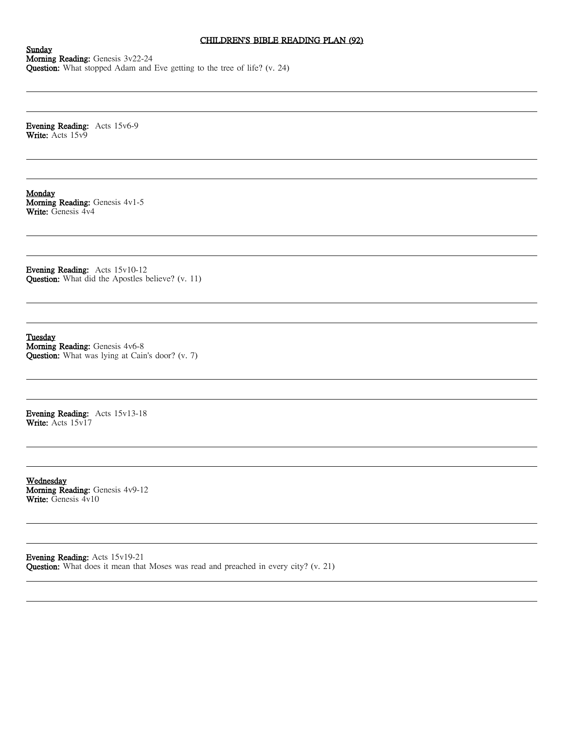# CHILDREN'S BIBLE READING PLAN (92)

**Sunday**

**Morning Reading:** Genesis 3v22-24

**Question:** What stopped Adam and Eve getting to the tree of life? (v. 24)

**Evening Reading:** Acts 15v6-9

**Write:** Acts 15v9

**Monday**

**Morning Reading:** Genesis 4v1-5

**Write:** Genesis 4v4

**Evening Reading:** Acts 15v10-12

**Question:** What did the Apostles believe? (v. 11)

**Tuesday**

**Morning Reading:** Genesis 4v6-8

**Question:** What was lying at Cain's door? (v. 7)

**Evening Reading:** Acts 15v13-18

**Write:** Acts 15v17

**Wednesday**

**Morning Reading:** Genesis 4v9-12

**Write:** Genesis 4v10

**Evening Reading:** Acts 15v19-21

**Question:** What does it mean that Moses was read and preached in every city? (v. 21)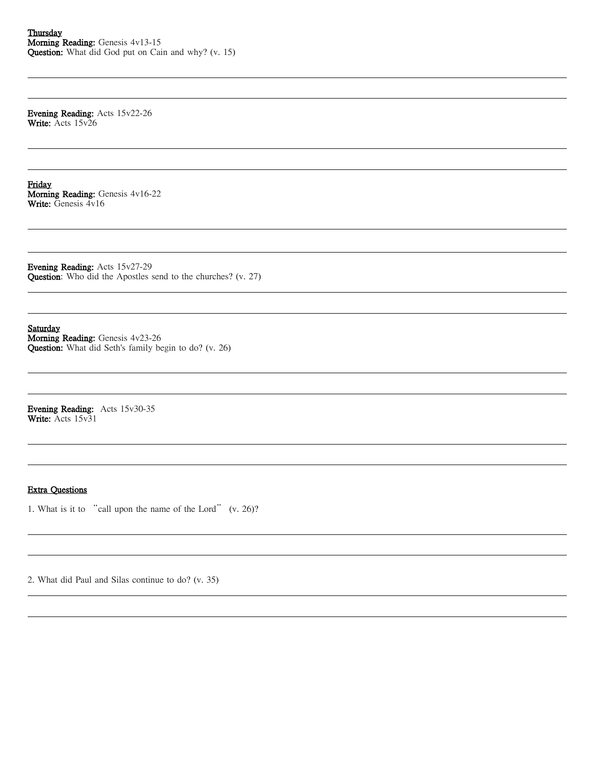Thursday

**Morning Reading:** Genesis 4v13-15
**Question:** What did God put on Cain and why? (v. 15)

**Evening Reading:** Acts 15v22-26
**Write:** Acts 15v26

Friday

**Morning Reading:** Genesis 4v16-22
**Write:** Genesis 4v16

**Evening Reading:** Acts 15v27-29
**Question**: Who did the Apostles send to the churches? (v. 27)

Saturday

**Morning Reading:** Genesis 4v23-26
**Question:** What did Seth's family begin to do? (v. 26)

**Evening Reading:** Acts 15v30-35
**Write:** Acts 15v31

Extra Questions

1. What is it to "call upon the name of the Lord" (v. 26)?

2. What did Paul and Silas continue to do? (v. 35)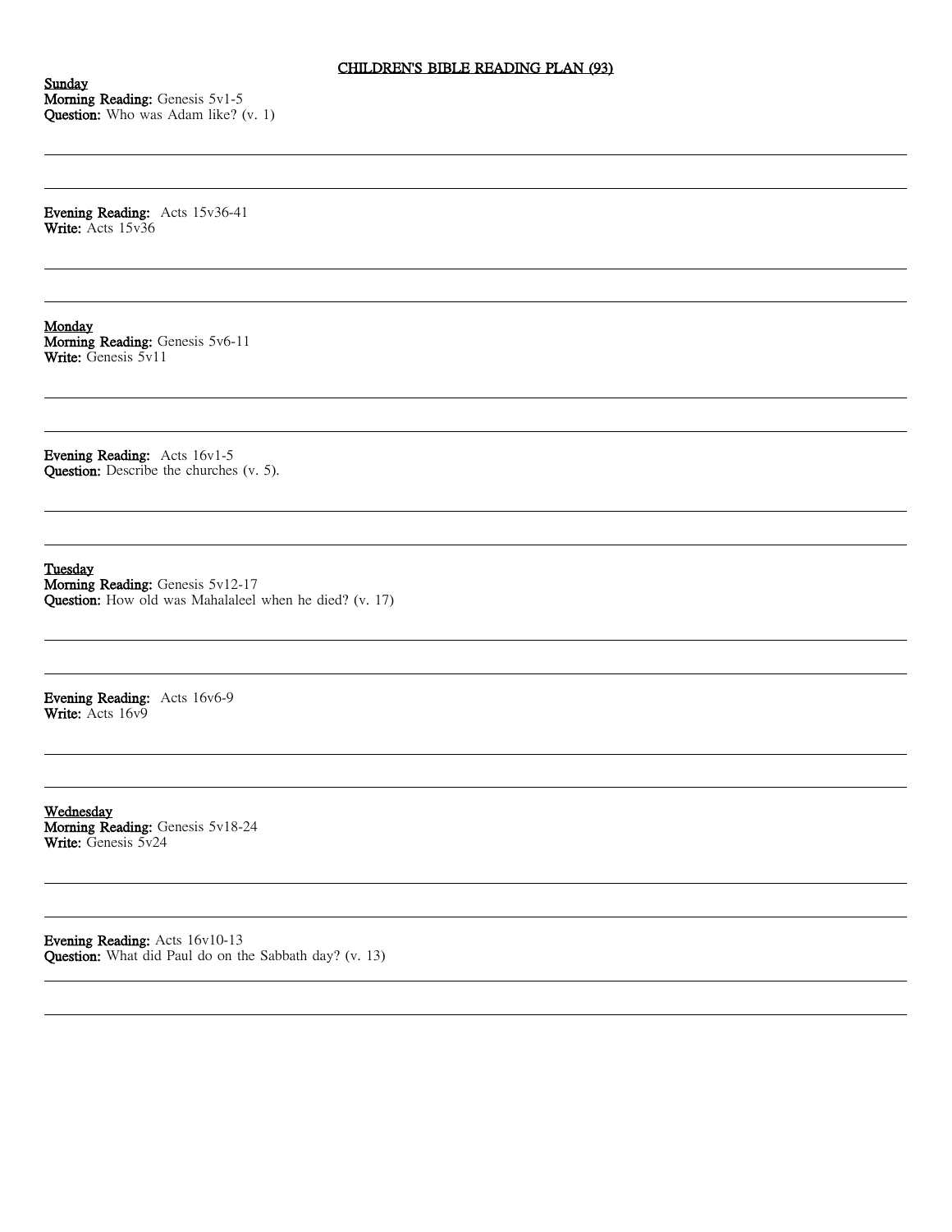# CHILDREN'S BIBLE READING PLAN (93)

**Sunday**

**Morning Reading:** Genesis 5v1-5

**Question:** Who was Adam like? (v. 1)

**Evening Reading:** Acts 15v36-41

**Write:** Acts 15v36

**Monday**

**Morning Reading:** Genesis 5v6-11

**Write:** Genesis 5v11

**Evening Reading:** Acts 16v1-5

**Question:** Describe the churches (v. 5).

**Tuesday**

**Morning Reading:** Genesis 5v12-17

**Question:** How old was Mahalaleel when he died? (v. 17)

**Evening Reading:** Acts 16v6-9

**Write:** Acts 16v9

**Wednesday**

**Morning Reading:** Genesis 5v18-24

**Write:** Genesis 5v24

**Evening Reading:** Acts 16v10-13

**Question:** What did Paul do on the Sabbath day? (v. 13)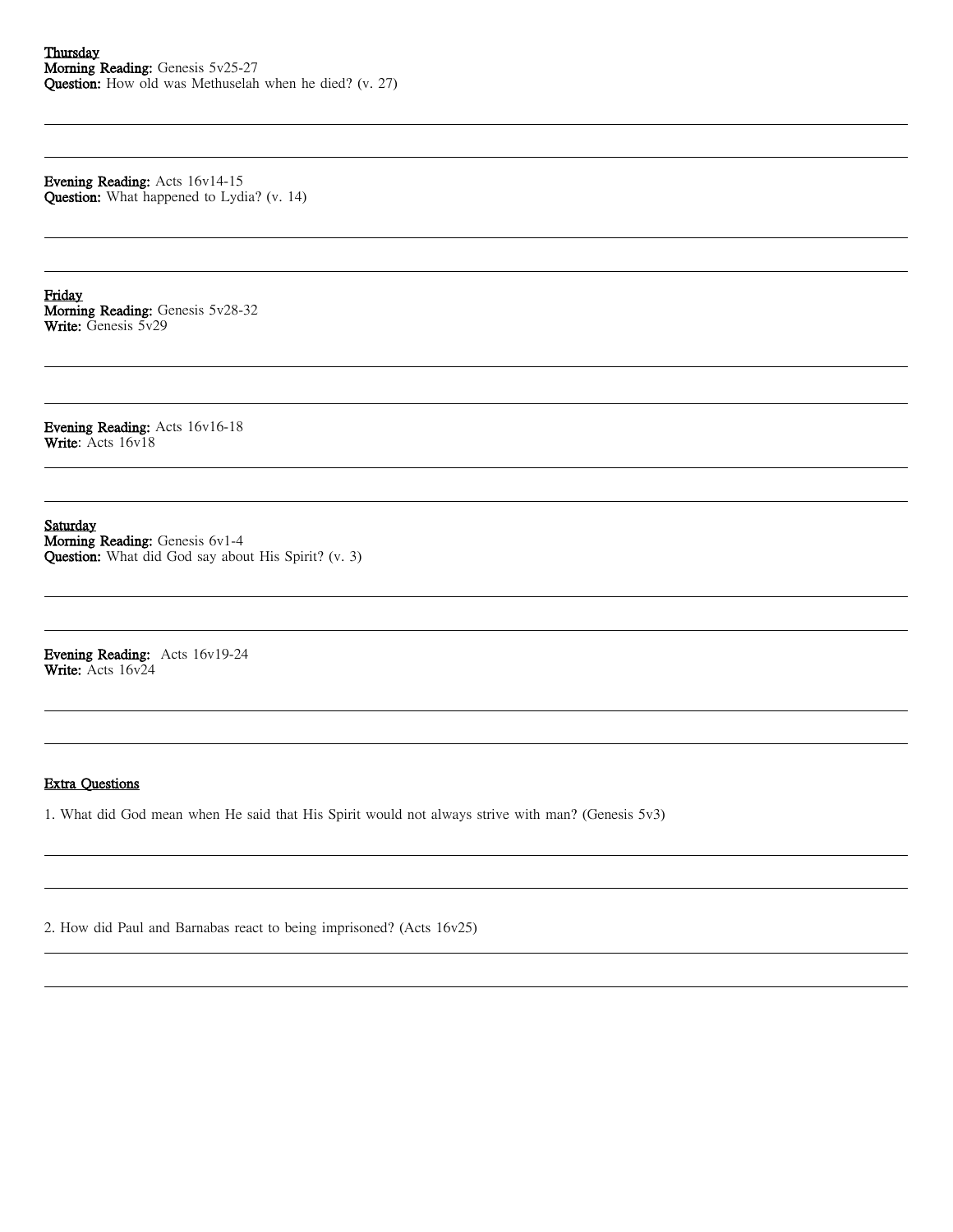**Thursday**
**Morning Reading:** Genesis 5v25-27
**Question:** How old was Methuselah when he died? (v. 27)

**Evening Reading:** Acts 16v14-15
**Question:** What happened to Lydia? (v. 14)

**Friday**
**Morning Reading:** Genesis 5v28-32
**Write:** Genesis 5v29

**Evening Reading:** Acts 16v16-18
**Write**: Acts 16v18

**Saturday**
**Morning Reading:** Genesis 6v1-4
**Question:** What did God say about His Spirit? (v. 3)

**Evening Reading:** Acts 16v19-24
**Write:** Acts 16v24

**Extra Questions**

1. What did God mean when He said that His Spirit would not always strive with man? (Genesis 5v3)

2. How did Paul and Barnabas react to being imprisoned? (Acts 16v25)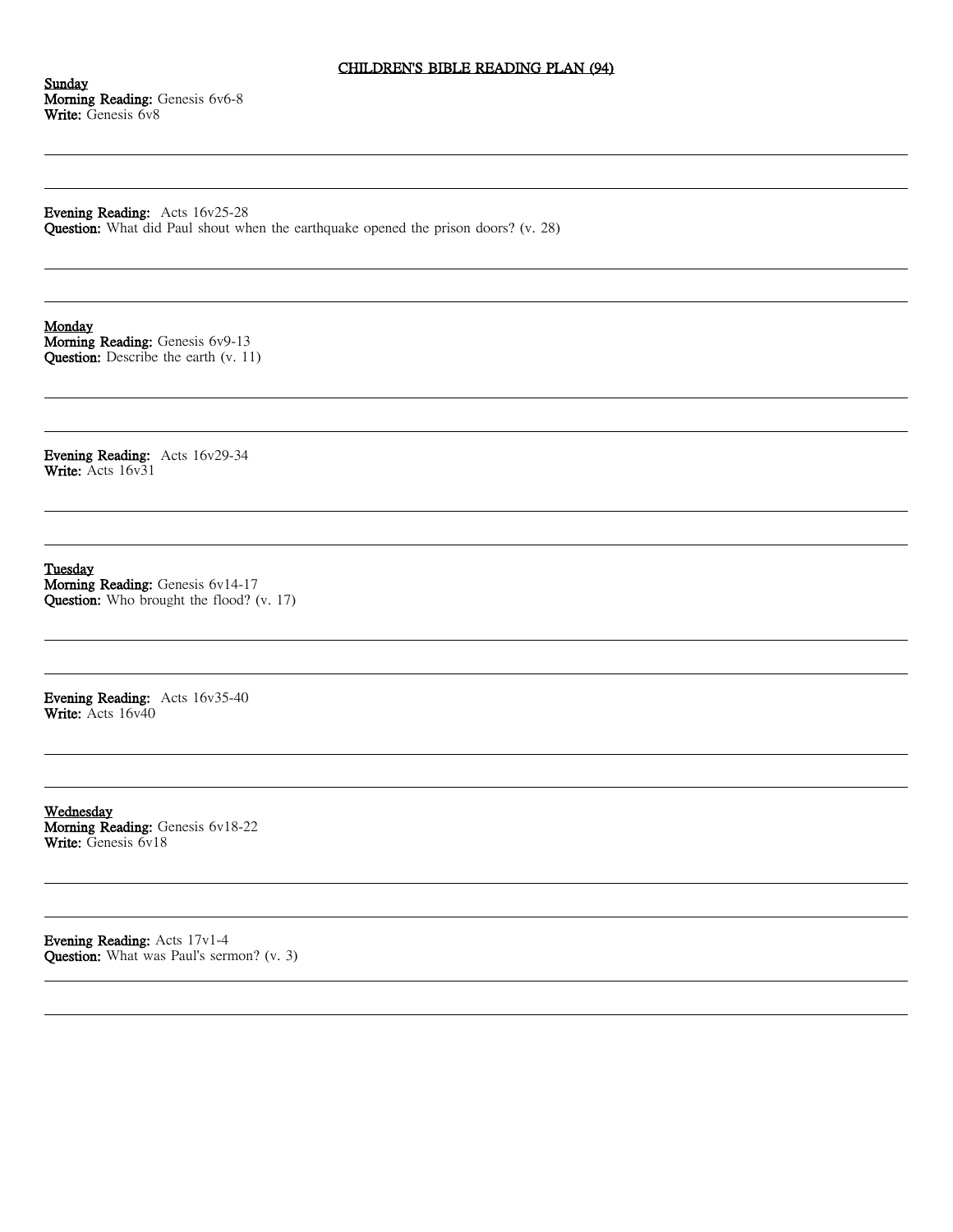# CHILDREN'S BIBLE READING PLAN (94)

**Sunday**
**Morning Reading:** Genesis 6v6-8
**Write:** Genesis 6v8

---

---

**Evening Reading:** Acts 16v25-28
**Question:** What did Paul shout when the earthquake opened the prison doors? (v. 28)

---

---

**Monday**
**Morning Reading:** Genesis 6v9-13
**Question:** Describe the earth (v. 11)

---

---

**Evening Reading:** Acts 16v29-34
**Write:** Acts 16v31

---

---

**Tuesday**
**Morning Reading:** Genesis 6v14-17
**Question:** Who brought the flood? (v. 17)

---

---

**Evening Reading:** Acts 16v35-40
**Write:** Acts 16v40

---

---

**Wednesday**
**Morning Reading:** Genesis 6v18-22
**Write:** Genesis 6v18

---

---

**Evening Reading:** Acts 17v1-4
**Question:** What was Paul's sermon? (v. 3)

---

---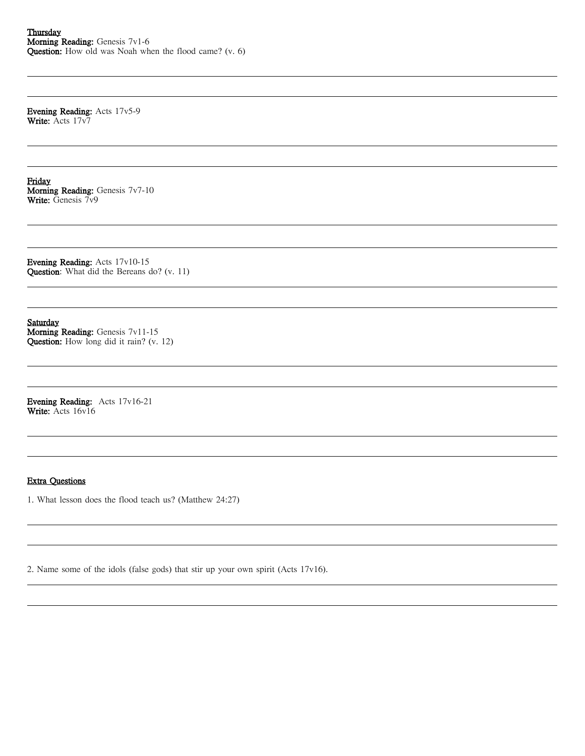**Thursday**
**Morning Reading:** Genesis 7v1-6
**Question:** How old was Noah when the flood came? (v. 6)

**Evening Reading:** Acts 17v5-9
**Write:** Acts 17v7

**Friday**
**Morning Reading:** Genesis 7v7-10
**Write:** Genesis 7v9

**Evening Reading:** Acts 17v10-15
**Question**: What did the Bereans do? (v. 11)

**Saturday**
**Morning Reading:** Genesis 7v11-15
**Question:** How long did it rain? (v. 12)

**Evening Reading:** Acts 17v16-21
**Write:** Acts 16v16

**Extra Questions**

1. What lesson does the flood teach us? (Matthew 24:27)

2. Name some of the idols (false gods) that stir up your own spirit (Acts 17v16).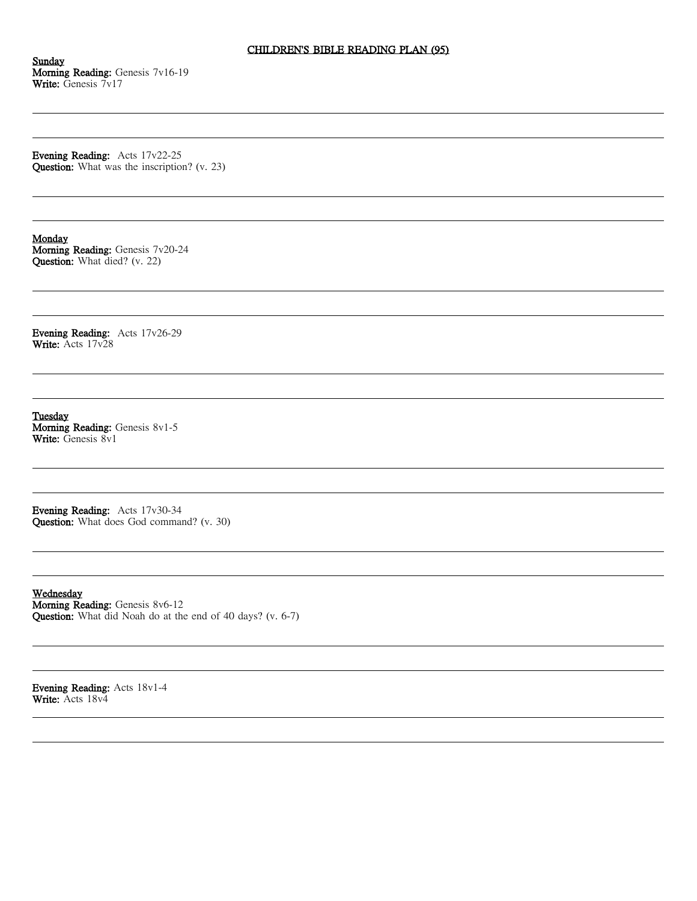# CHILDREN'S BIBLE READING PLAN (95)

**Sunday**

**Morning Reading:** Genesis 7v16-19
**Write:** Genesis 7v17

---

---

**Evening Reading:** Acts 17v22-25
**Question:** What was the inscription? (v. 23)

---

---

**Monday**

**Morning Reading:** Genesis 7v20-24
**Question:** What died? (v. 22)

---

---

**Evening Reading:** Acts 17v26-29
**Write:** Acts 17v28

---

---

**Tuesday**

**Morning Reading:** Genesis 8v1-5
**Write:** Genesis 8v1

---

---

**Evening Reading:** Acts 17v30-34
**Question:** What does God command? (v. 30)

---

---

**Wednesday**

**Morning Reading:** Genesis 8v6-12
**Question:** What did Noah do at the end of 40 days? (v. 6-7)

---

---

**Evening Reading:** Acts 18v1-4
**Write:** Acts 18v4

---

---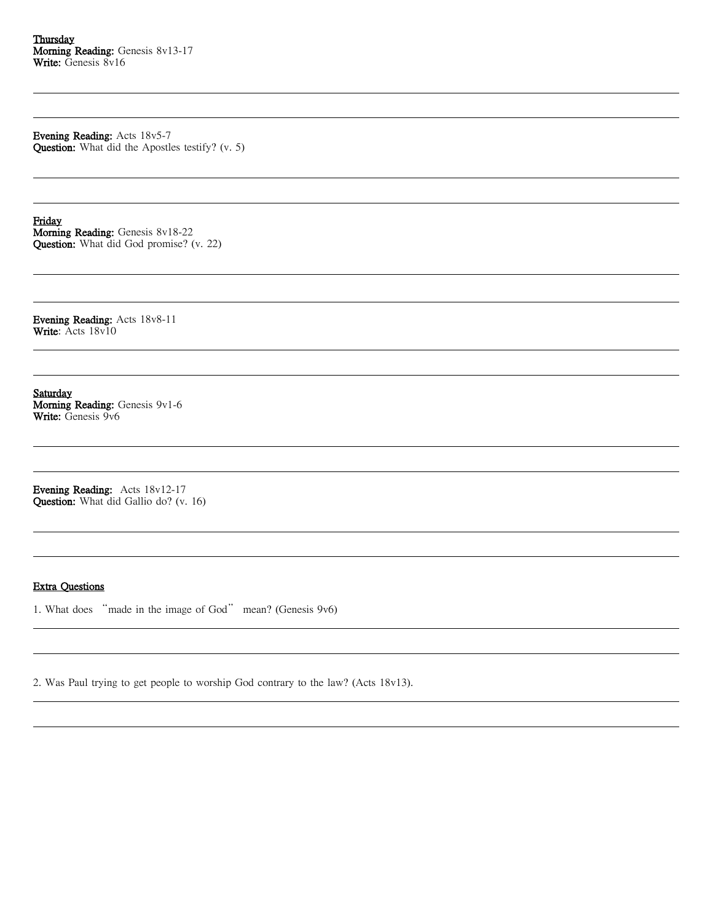**Thursday**
**Morning Reading:** Genesis 8v13-17
**Write:** Genesis 8v16

**Evening Reading:** Acts 18v5-7
**Question:** What did the Apostles testify? (v. 5)

**Friday**
**Morning Reading:** Genesis 8v18-22
**Question:** What did God promise? (v. 22)

**Evening Reading:** Acts 18v8-11
**Write**: Acts 18v10

**Saturday**
**Morning Reading:** Genesis 9v1-6
**Write:** Genesis 9v6

**Evening Reading:** Acts 18v12-17
**Question:** What did Gallio do? (v. 16)

**Extra Questions**

1. What does "made in the image of God" mean? (Genesis 9v6)

2. Was Paul trying to get people to worship God contrary to the law? (Acts 18v13).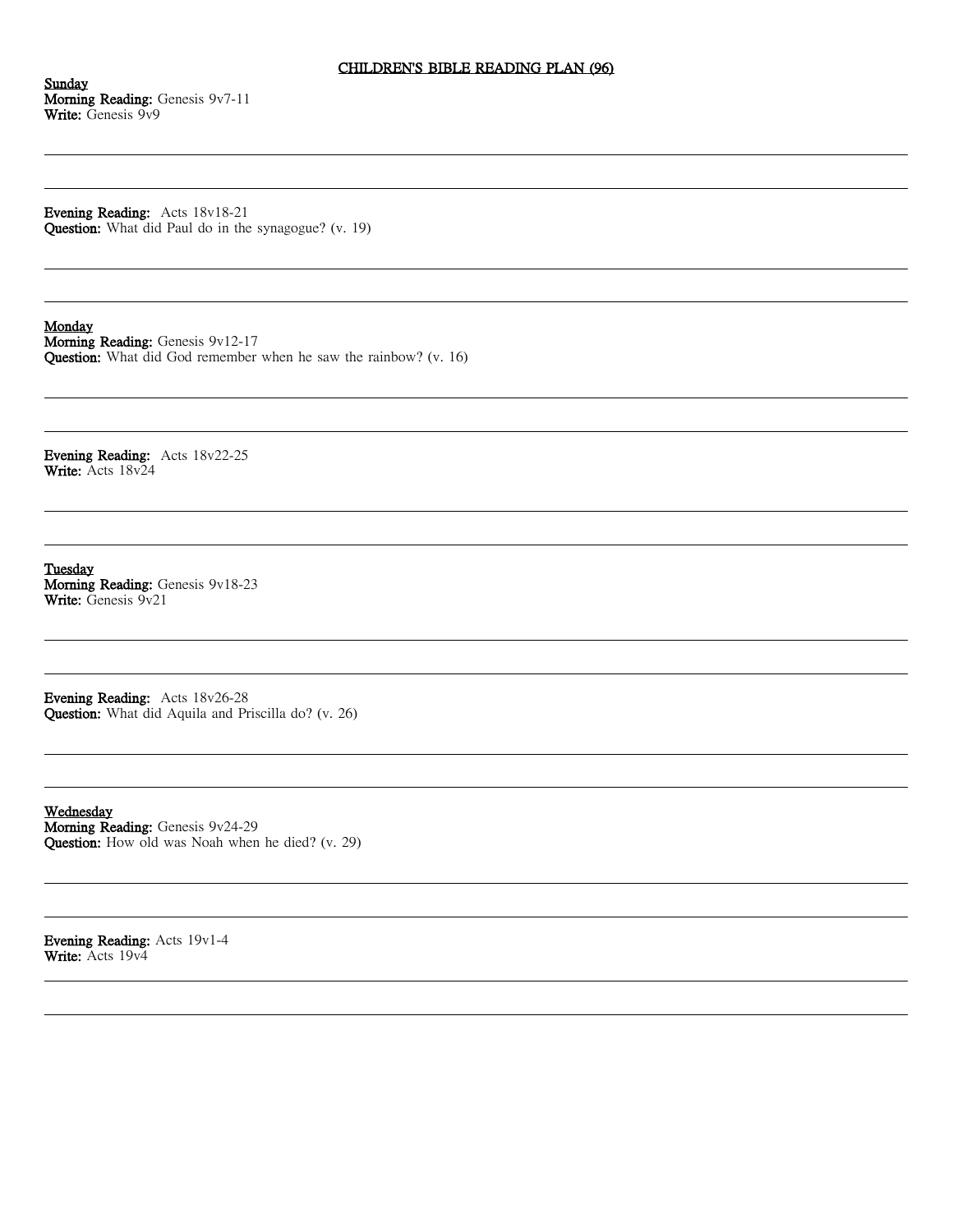# CHILDREN'S BIBLE READING PLAN (96)

**Sunday**
**Morning Reading:** Genesis 9v7-11
**Write:** Genesis 9v9

---

---

**Evening Reading:** Acts 18v18-21
**Question:** What did Paul do in the synagogue? (v. 19)

---

---

**Monday**
**Morning Reading:** Genesis 9v12-17
**Question:** What did God remember when he saw the rainbow? (v. 16)

---

---

**Evening Reading:** Acts 18v22-25
**Write:** Acts 18v24

---

---

**Tuesday**
**Morning Reading:** Genesis 9v18-23
**Write:** Genesis 9v21

---

---

**Evening Reading:** Acts 18v26-28
**Question:** What did Aquila and Priscilla do? (v. 26)

---

---

**Wednesday**
**Morning Reading:** Genesis 9v24-29
**Question:** How old was Noah when he died? (v. 29)

---

---

**Evening Reading:** Acts 19v1-4
**Write:** Acts 19v4

---

---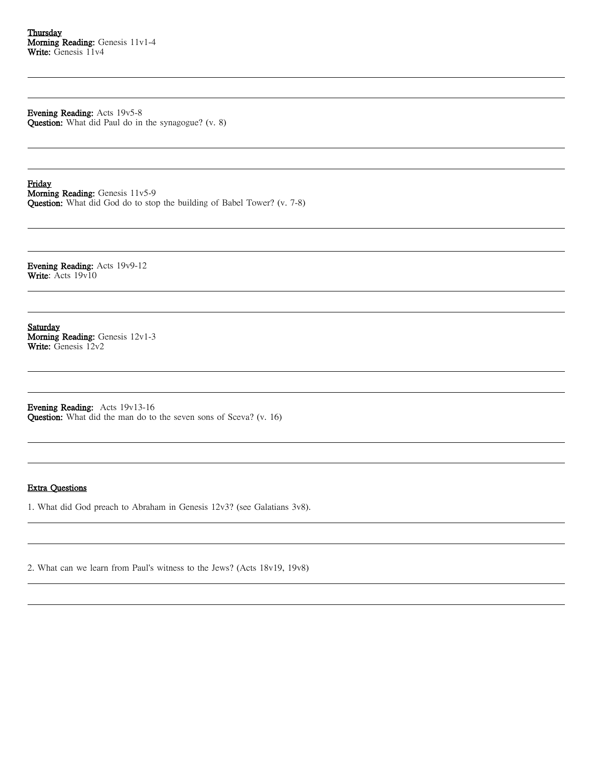**Thursday**
**Morning Reading:** Genesis 11v1-4
**Write:** Genesis 11v4

**Evening Reading:** Acts 19v5-8
**Question:** What did Paul do in the synagogue? (v. 8)

**Friday**
**Morning Reading:** Genesis 11v5-9
**Question:** What did God do to stop the building of Babel Tower? (v. 7-8)

**Evening Reading:** Acts 19v9-12
**Write**: Acts 19v10

**Saturday**
**Morning Reading:** Genesis 12v1-3
**Write:** Genesis 12v2

**Evening Reading:** Acts 19v13-16
**Question:** What did the man do to the seven sons of Sceva? (v. 16)

**Extra Questions**

1. What did God preach to Abraham in Genesis 12v3? (see Galatians 3v8).

2. What can we learn from Paul's witness to the Jews? (Acts 18v19, 19v8)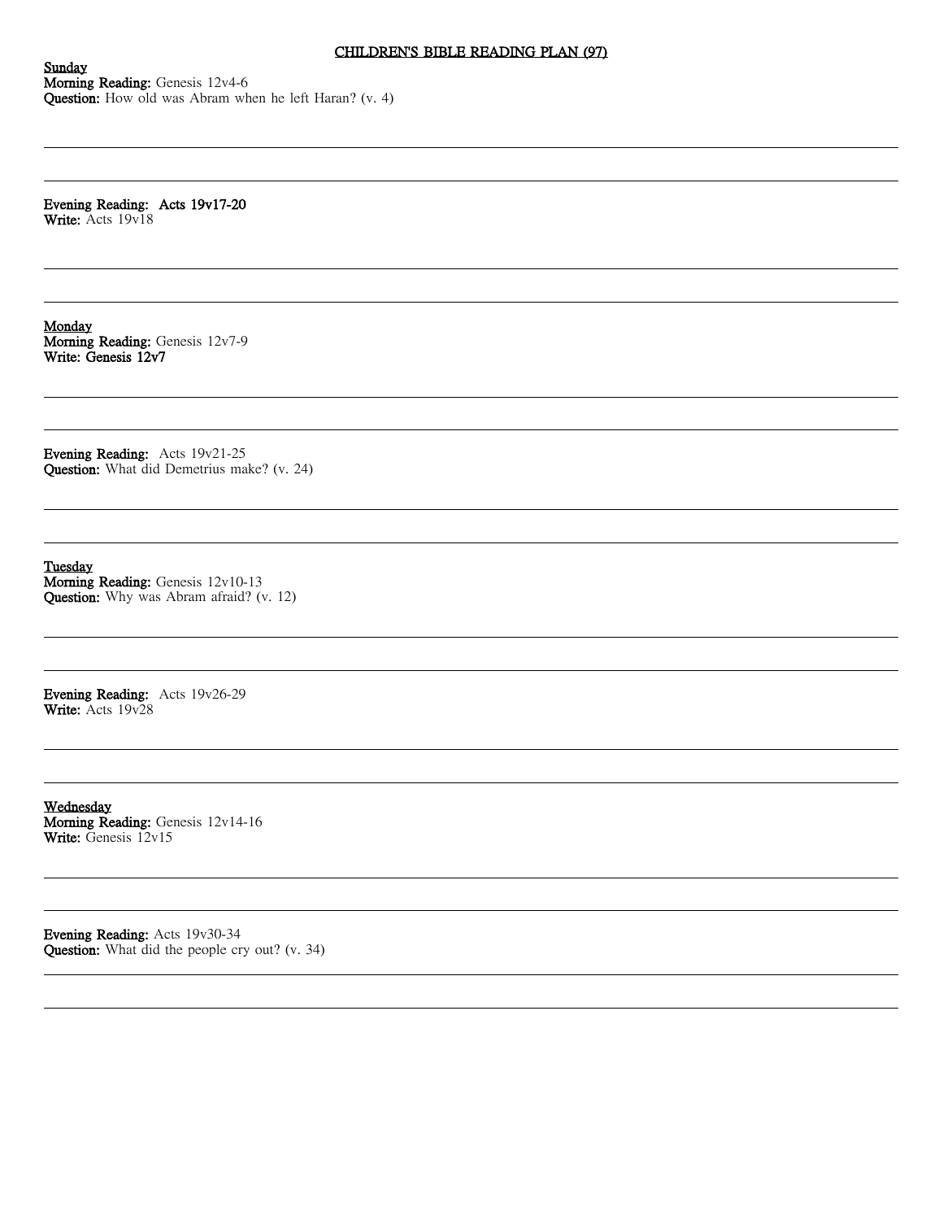# CHILDREN'S BIBLE READING PLAN (97)

**Sunday**

**Morning Reading:** Genesis 12v4-6

**Question:** How old was Abram when he left Haran? (v. 4)

---

---

**Evening Reading: Acts 19v17-20**

**Write:** Acts 19v18

---

---

**Monday**

**Morning Reading:** Genesis 12v7-9

**Write: Genesis 12v7**

---

---

**Evening Reading:** Acts 19v21-25

**Question:** What did Demetrius make? (v. 24)

---

---

**Tuesday**

**Morning Reading:** Genesis 12v10-13

**Question:** Why was Abram afraid? (v. 12)

---

---

**Evening Reading:** Acts 19v26-29

**Write:** Acts 19v28

---

---

**Wednesday**

**Morning Reading:** Genesis 12v14-16

**Write:** Genesis 12v15

---

---

**Evening Reading:** Acts 19v30-34

**Question:** What did the people cry out? (v. 34)

---

---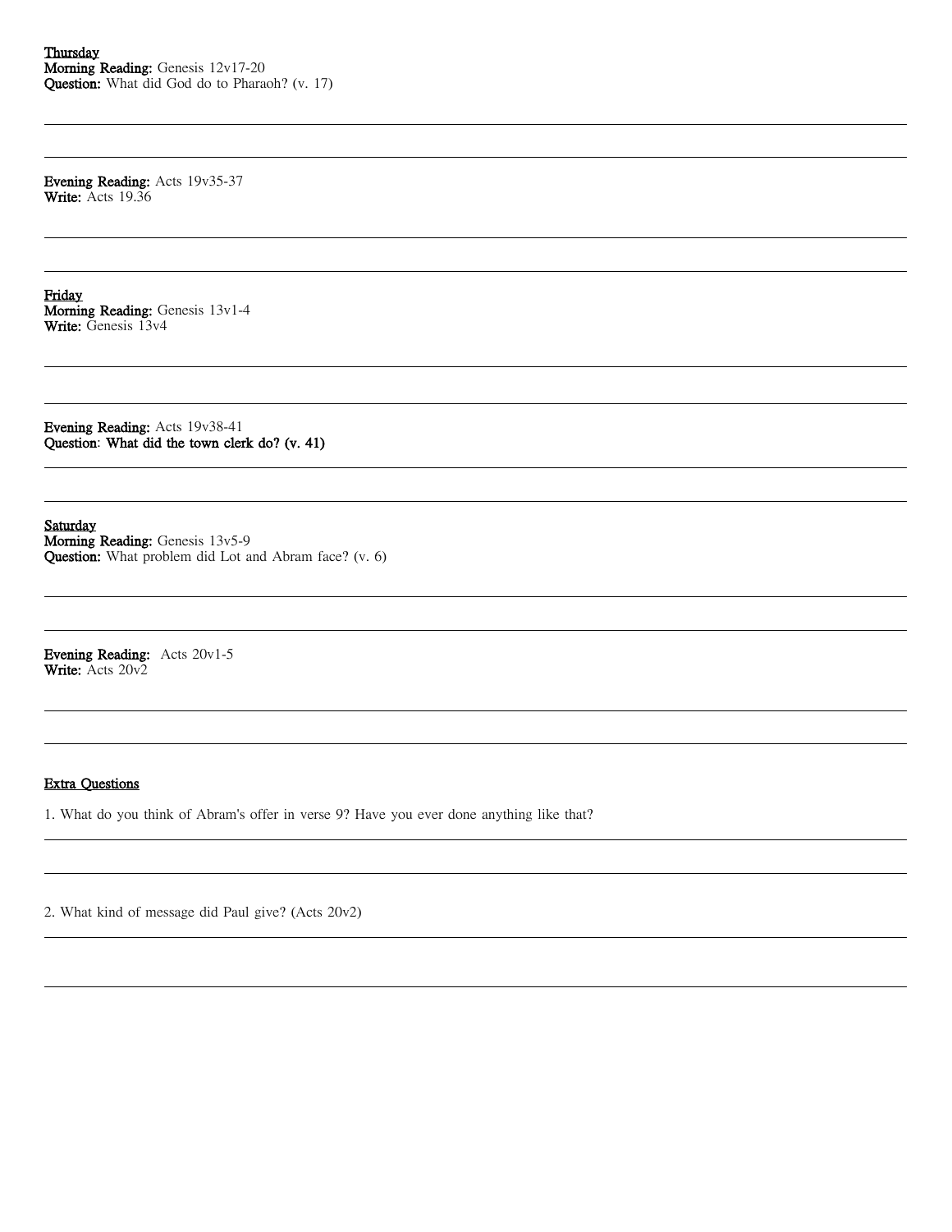<u>**Thursday**</u>
**Morning Reading:** Genesis 12v17-20
**Question:** What did God do to Pharaoh? (v. 17)

**Evening Reading:** Acts 19v35-37
**Write:** Acts 19.36

<u>**Friday**</u>
**Morning Reading:** Genesis 13v1-4
**Write:** Genesis 13v4

**Evening Reading:** Acts 19v38-41
**Question**: **What did the town clerk do? (v. 41)**

<u>**Saturday**</u>
**Morning Reading:** Genesis 13v5-9
**Question:** What problem did Lot and Abram face? (v. 6)

**Evening Reading:** Acts 20v1-5
**Write:** Acts 20v2

<u>**Extra Questions**</u>

1. What do you think of Abram's offer in verse 9? Have you ever done anything like that?

2. What kind of message did Paul give? (Acts 20v2)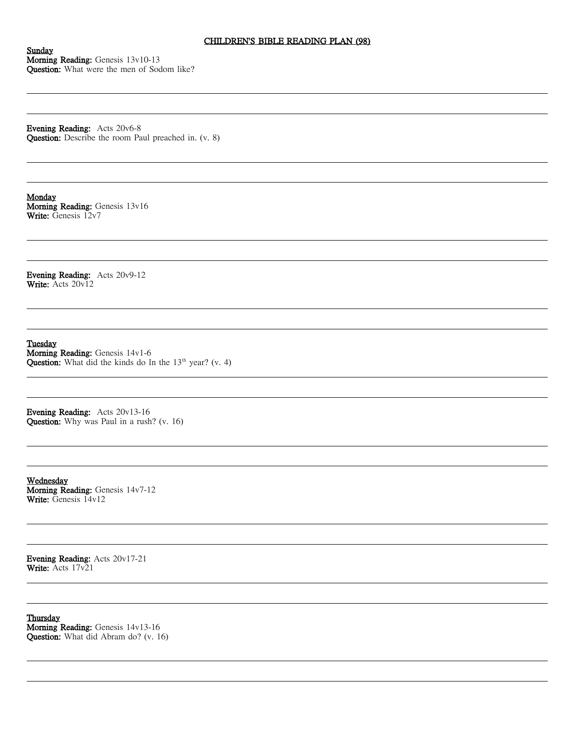# CHILDREN'S BIBLE READING PLAN (98)

**Sunday**
**Morning Reading:** Genesis 13v10-13
**Question:** What were the men of Sodom like?

**Evening Reading:** Acts 20v6-8
**Question:** Describe the room Paul preached in. (v. 8)

**Monday**
**Morning Reading:** Genesis 13v16
**Write:** Genesis 12v7

**Evening Reading:** Acts 20v9-12
**Write:** Acts 20v12

**Tuesday**
**Morning Reading:** Genesis 14v1-6
**Question:** What did the kinds do In the 13th year? (v. 4)

**Evening Reading:** Acts 20v13-16
**Question:** Why was Paul in a rush? (v. 16)

**Wednesday**
**Morning Reading:** Genesis 14v7-12
**Write:** Genesis 14v12

**Evening Reading:** Acts 20v17-21
**Write:** Acts 17v21

**Thursday**
**Morning Reading:** Genesis 14v13-16
**Question:** What did Abram do? (v. 16)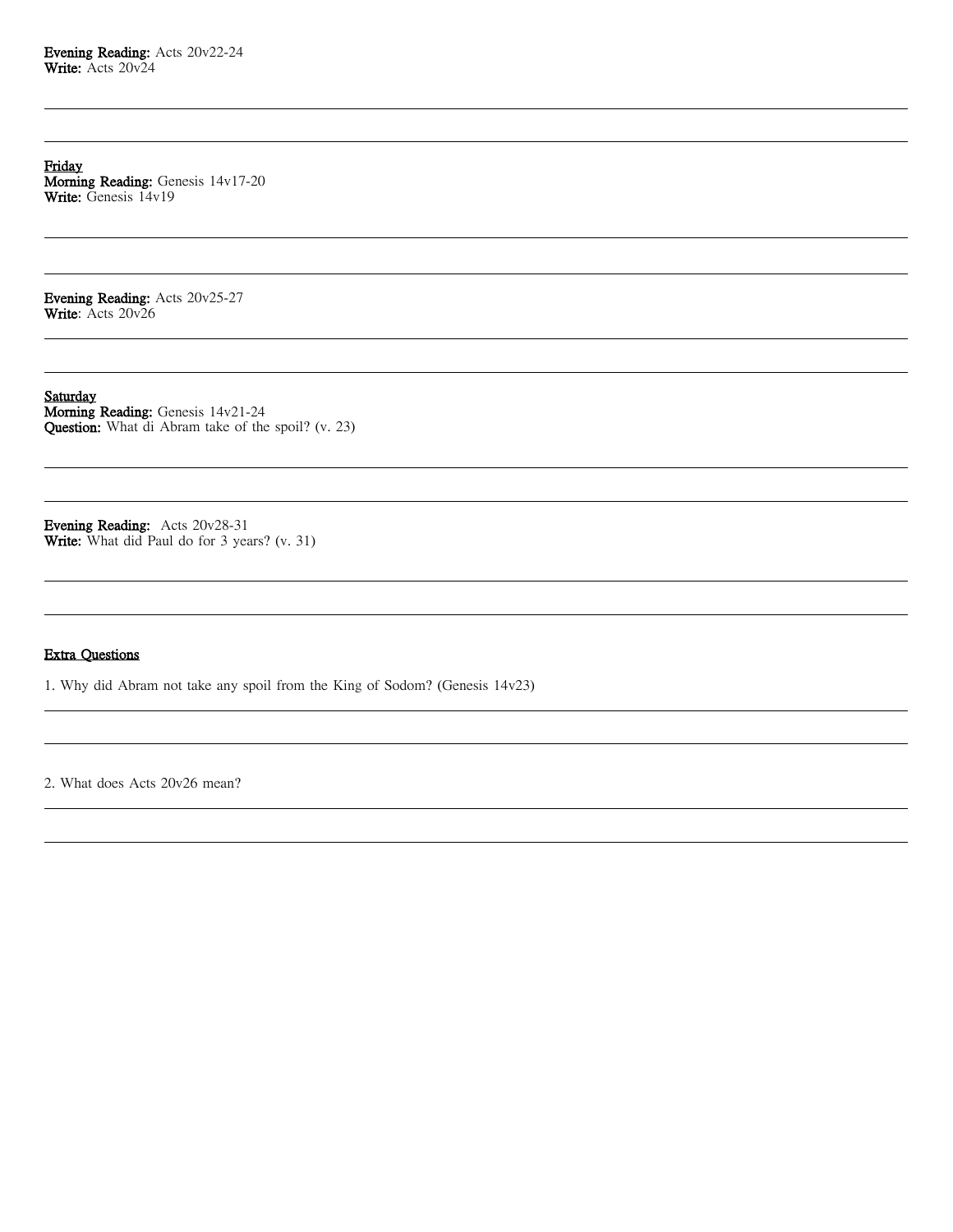**Evening Reading:** Acts 20v22-24
**Write:** Acts 20v24

<u>**Friday**</u>
**Morning Reading:** Genesis 14v17-20
**Write:** Genesis 14v19

**Evening Reading:** Acts 20v25-27
**Write**: Acts 20v26

<u>**Saturday**</u>
**Morning Reading:** Genesis 14v21-24
**Question:** What di Abram take of the spoil? (v. 23)

**Evening Reading:** Acts 20v28-31
**Write:** What did Paul do for 3 years? (v. 31)

<u>**Extra Questions**</u>

1. Why did Abram not take any spoil from the King of Sodom? (Genesis 14v23)

2. What does Acts 20v26 mean?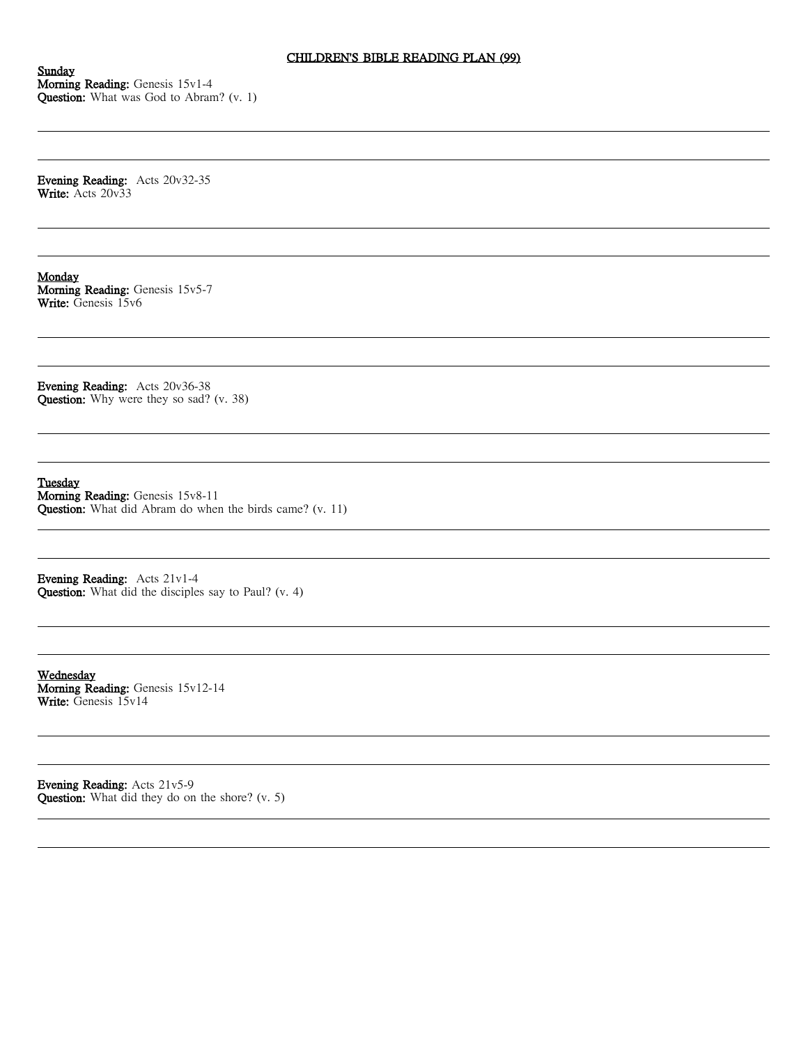# CHILDREN'S BIBLE READING PLAN (99)

**Sunday**
**Morning Reading:** Genesis 15v1-4
**Question:** What was God to Abram? (v. 1)

---

---

**Evening Reading:** Acts 20v32-35
**Write:** Acts 20v33

---

---

**Monday**
**Morning Reading:** Genesis 15v5-7
**Write:** Genesis 15v6

---

---

**Evening Reading:** Acts 20v36-38
**Question:** Why were they so sad? (v. 38)

---

---

**Tuesday**
**Morning Reading:** Genesis 15v8-11
**Question:** What did Abram do when the birds came? (v. 11)

---

---

**Evening Reading:** Acts 21v1-4
**Question:** What did the disciples say to Paul? (v. 4)

---

---

**Wednesday**
**Morning Reading:** Genesis 15v12-14
**Write:** Genesis 15v14

---

---

**Evening Reading:** Acts 21v5-9
**Question:** What did they do on the shore? (v. 5)

---

---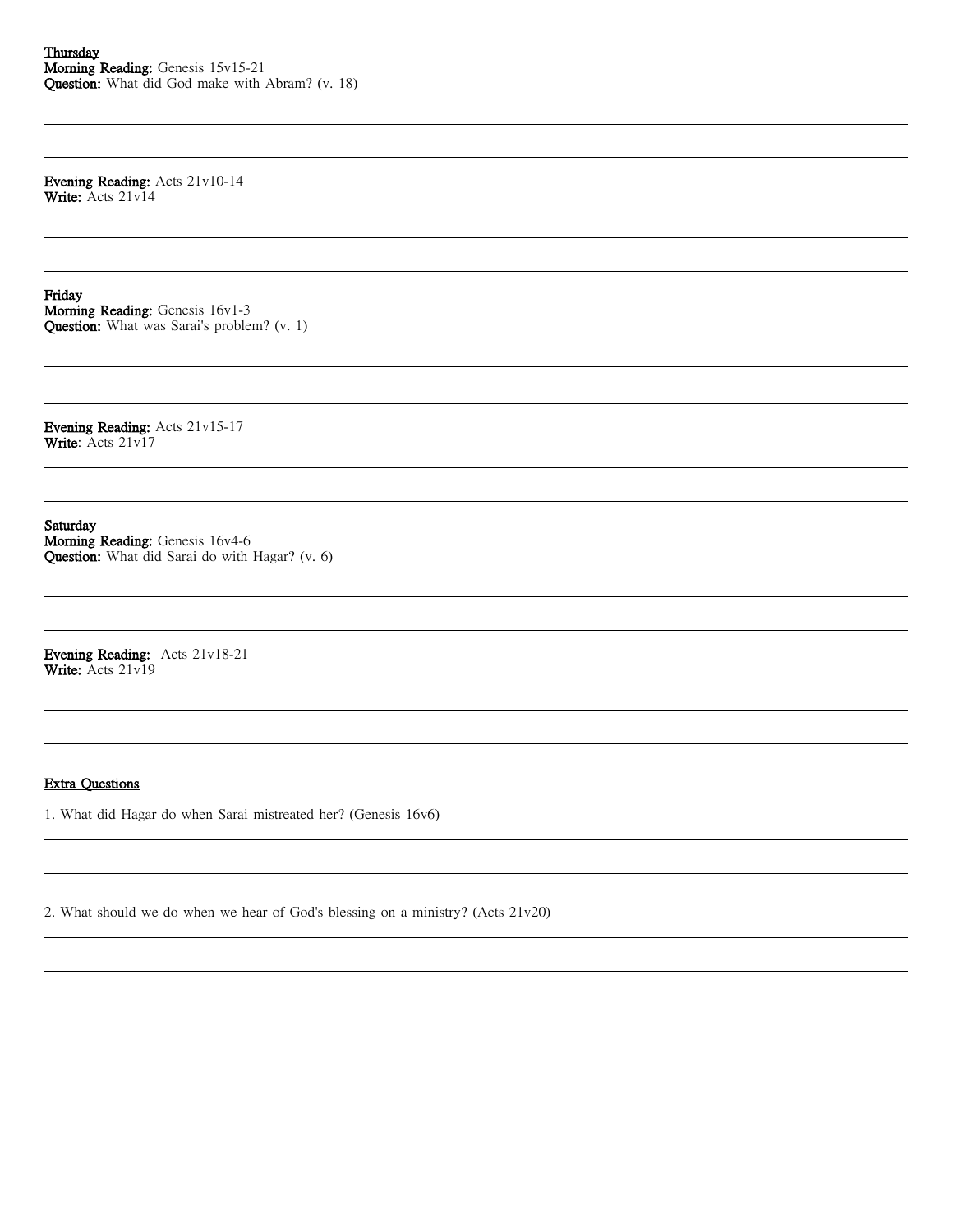**Thursday**
**Morning Reading:** Genesis 15v15-21
**Question:** What did God make with Abram? (v. 18)

**Evening Reading:** Acts 21v10-14
**Write:** Acts 21v14

**Friday**
**Morning Reading:** Genesis 16v1-3
**Question:** What was Sarai's problem? (v. 1)

**Evening Reading:** Acts 21v15-17
**Write**: Acts 21v17

**Saturday**
**Morning Reading:** Genesis 16v4-6
**Question:** What did Sarai do with Hagar? (v. 6)

**Evening Reading:** Acts 21v18-21
**Write:** Acts 21v19

**Extra Questions**

1. What did Hagar do when Sarai mistreated her? (Genesis 16v6)

2. What should we do when we hear of God's blessing on a ministry? (Acts 21v20)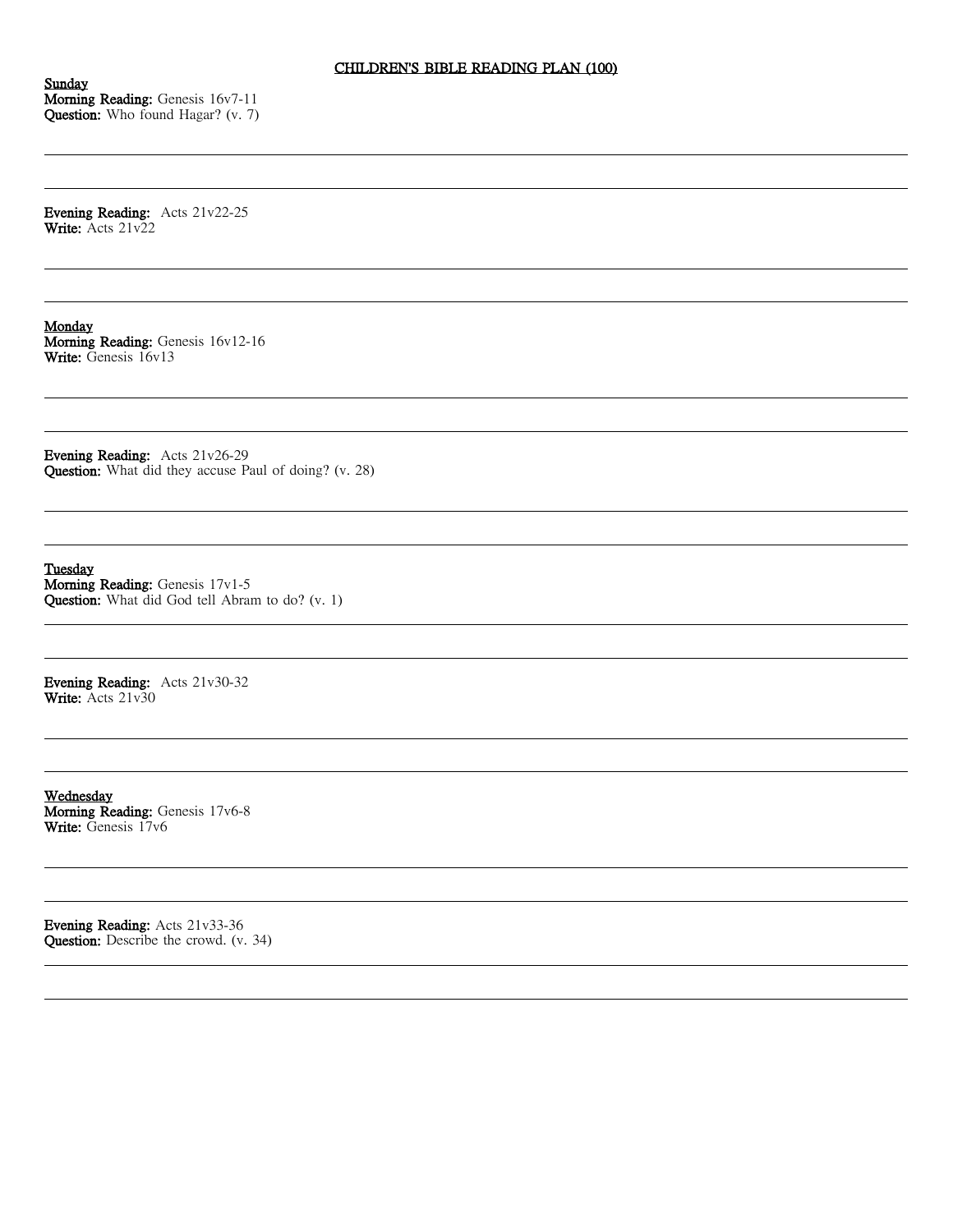# CHILDREN'S BIBLE READING PLAN (100)

**Sunday**
**Morning Reading:** Genesis 16v7-11
**Question:** Who found Hagar? (v. 7)

---

---

**Evening Reading:** Acts 21v22-25
**Write:** Acts 21v22

---

---

**Monday**
**Morning Reading:** Genesis 16v12-16
**Write:** Genesis 16v13

---

---

**Evening Reading:** Acts 21v26-29
**Question:** What did they accuse Paul of doing? (v. 28)

---

---

**Tuesday**
**Morning Reading:** Genesis 17v1-5
**Question:** What did God tell Abram to do? (v. 1)

---

---

**Evening Reading:** Acts 21v30-32
**Write:** Acts 21v30

---

---

**Wednesday**
**Morning Reading:** Genesis 17v6-8
**Write:** Genesis 17v6

---

---

**Evening Reading:** Acts 21v33-36
**Question:** Describe the crowd. (v. 34)

---

---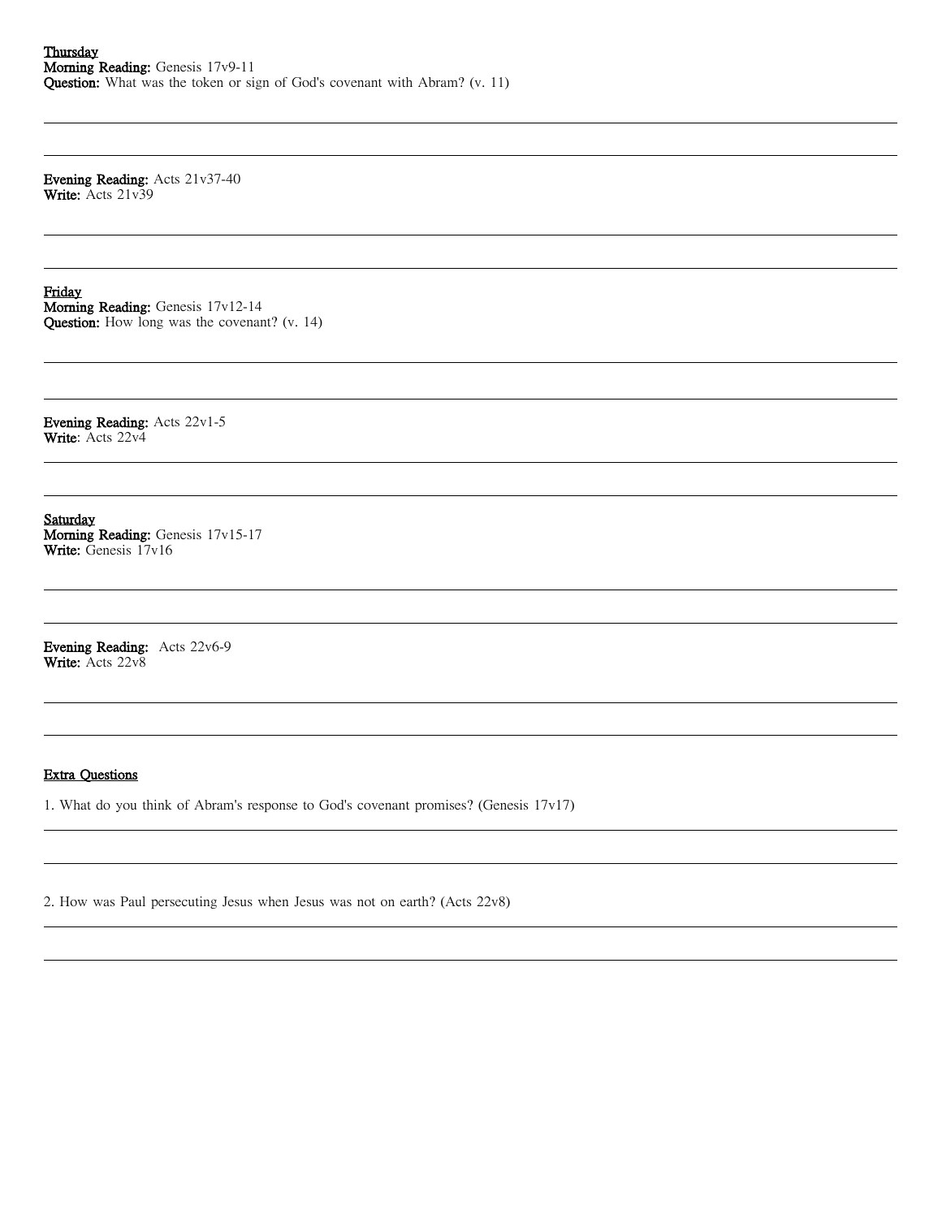**Thursday**
**Morning Reading:** Genesis 17v9-11
**Question:** What was the token or sign of God's covenant with Abram? (v. 11)

**Evening Reading:** Acts 21v37-40
**Write:** Acts 21v39

**Friday**
**Morning Reading:** Genesis 17v12-14
**Question:** How long was the covenant? (v. 14)

**Evening Reading:** Acts 22v1-5
**Write**: Acts 22v4

**Saturday**
**Morning Reading:** Genesis 17v15-17
**Write:** Genesis 17v16

**Evening Reading:** Acts 22v6-9
**Write:** Acts 22v8

**Extra Questions**

1. What do you think of Abram's response to God's covenant promises? (Genesis 17v17)

2. How was Paul persecuting Jesus when Jesus was not on earth? (Acts 22v8)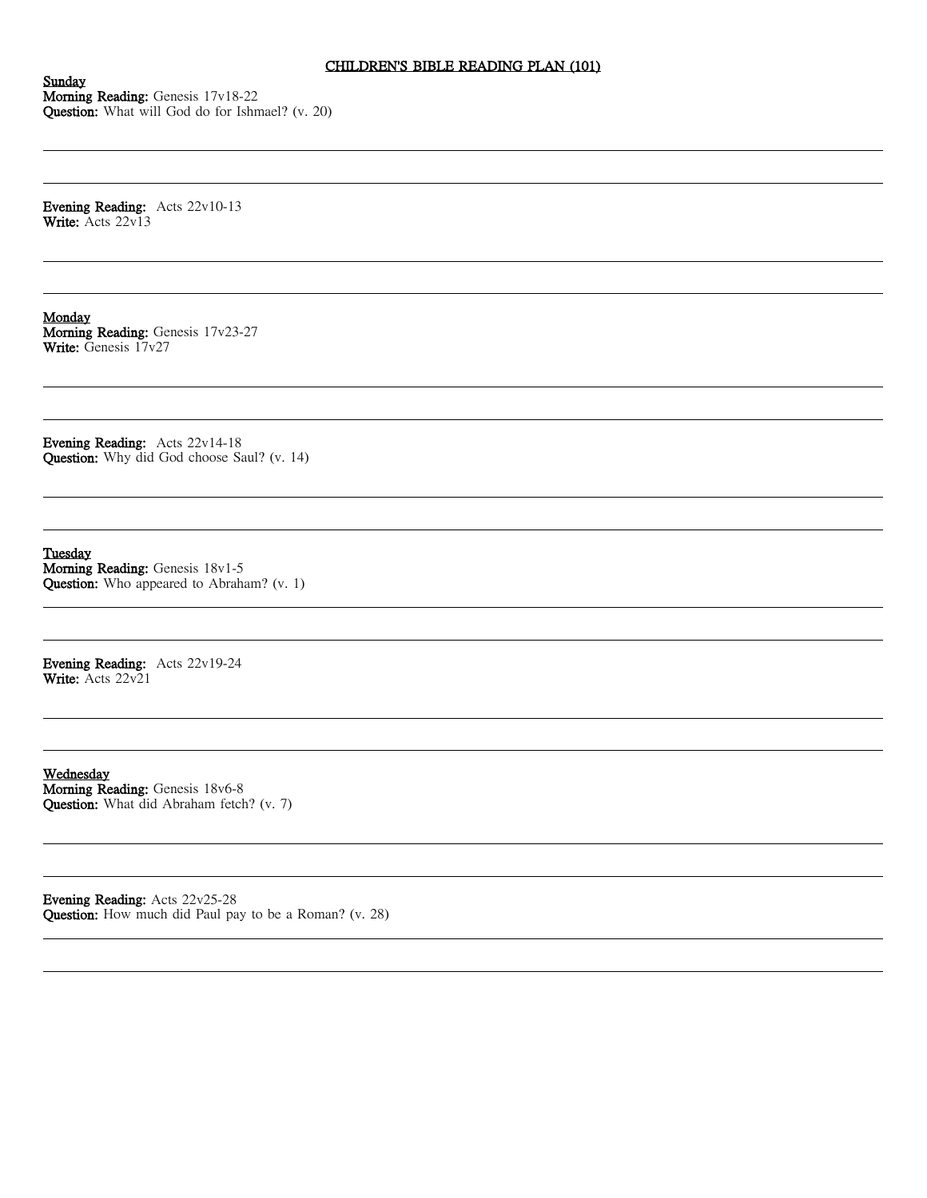# CHILDREN'S BIBLE READING PLAN (101)

**Sunday**
**Morning Reading:** Genesis 17v18-22
**Question:** What will God do for Ishmael? (v. 20)

**Evening Reading:** Acts 22v10-13
**Write:** Acts 22v13

**Monday**
**Morning Reading:** Genesis 17v23-27
**Write:** Genesis 17v27

**Evening Reading:** Acts 22v14-18
**Question:** Why did God choose Saul? (v. 14)

**Tuesday**
**Morning Reading:** Genesis 18v1-5
**Question:** Who appeared to Abraham? (v. 1)

**Evening Reading:** Acts 22v19-24
**Write:** Acts 22v21

**Wednesday**
**Morning Reading:** Genesis 18v6-8
**Question:** What did Abraham fetch? (v. 7)

**Evening Reading:** Acts 22v25-28
**Question:** How much did Paul pay to be a Roman? (v. 28)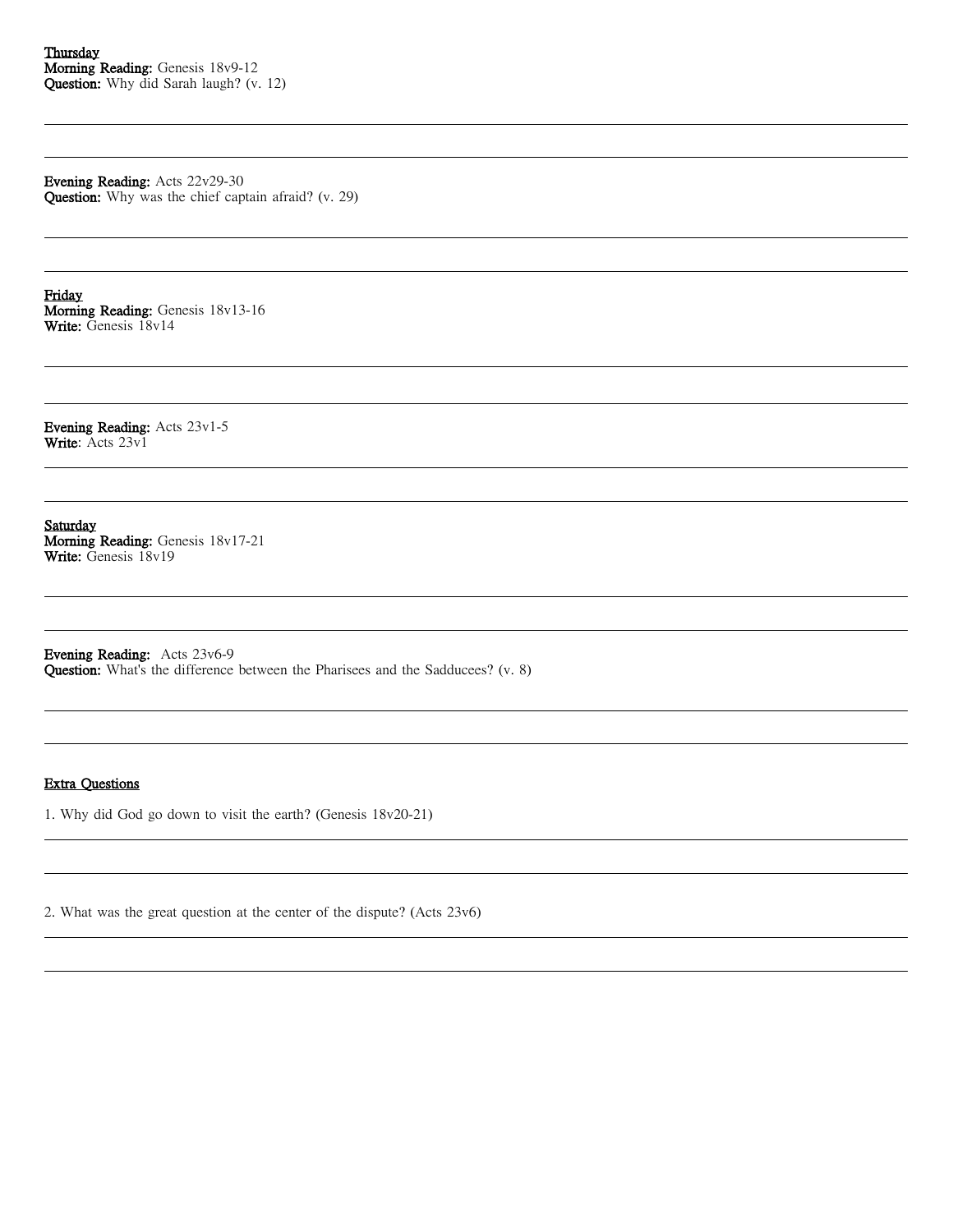<u>Thursday</u>
**Morning Reading:** Genesis 18v9-12
**Question:** Why did Sarah laugh? (v. 12)

---

---

**Evening Reading:** Acts 22v29-30
**Question:** Why was the chief captain afraid? (v. 29)

---

---

<u>Friday</u>
**Morning Reading:** Genesis 18v13-16
**Write:** Genesis 18v14

---

---

**Evening Reading:** Acts 23v1-5
**Write**: Acts 23v1

---

---

<u>Saturday</u>
**Morning Reading:** Genesis 18v17-21
**Write:** Genesis 18v19

---

---

**Evening Reading:** Acts 23v6-9
**Question:** What's the difference between the Pharisees and the Sadducees? (v. 8)

---

---

<u>Extra Questions</u>

1. Why did God go down to visit the earth? (Genesis 18v20-21)

---

---

2. What was the great question at the center of the dispute? (Acts 23v6)

---

---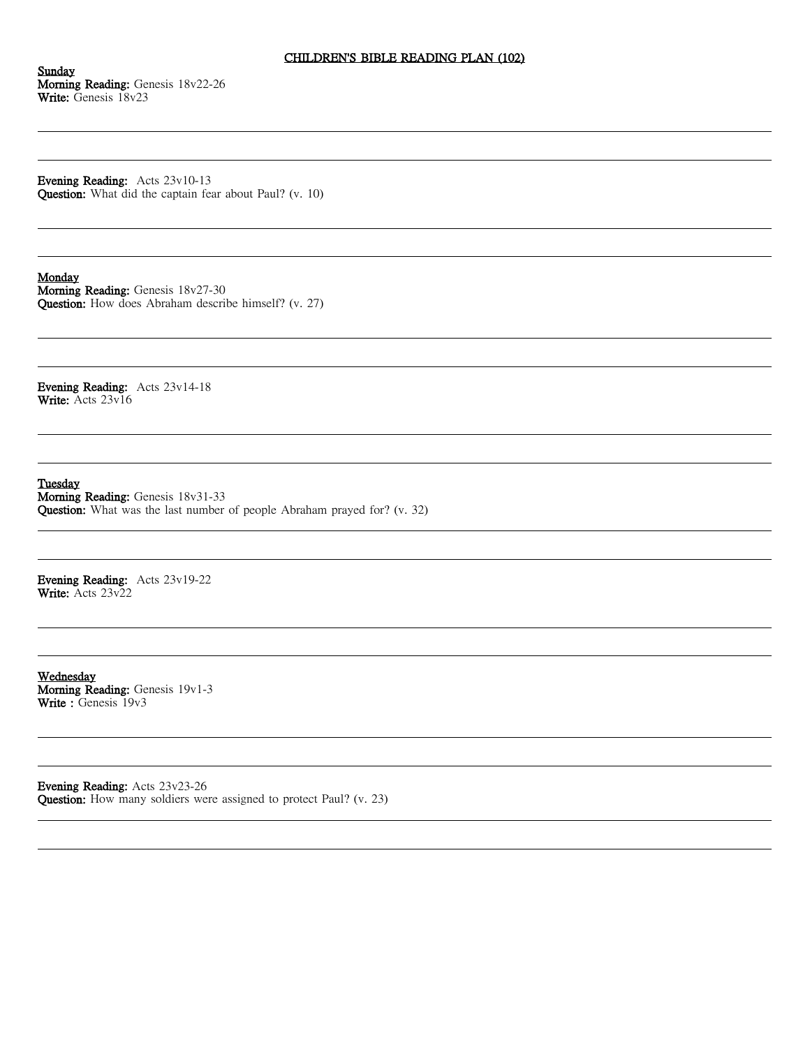# CHILDREN'S BIBLE READING PLAN (102)

**Sunday**
**Morning Reading:** Genesis 18v22-26
**Write:** Genesis 18v23

---

---

**Evening Reading:** Acts 23v10-13
**Question:** What did the captain fear about Paul? (v. 10)

---

---

**Monday**
**Morning Reading:** Genesis 18v27-30
**Question:** How does Abraham describe himself? (v. 27)

---

---

**Evening Reading:** Acts 23v14-18
**Write:** Acts 23v16

---

---

**Tuesday**
**Morning Reading:** Genesis 18v31-33
**Question:** What was the last number of people Abraham prayed for? (v. 32)

---

---

**Evening Reading:** Acts 23v19-22
**Write:** Acts 23v22

---

---

**Wednesday**
**Morning Reading:** Genesis 19v1-3
**Write :** Genesis 19v3

---

---

**Evening Reading:** Acts 23v23-26
**Question:** How many soldiers were assigned to protect Paul? (v. 23)

---

---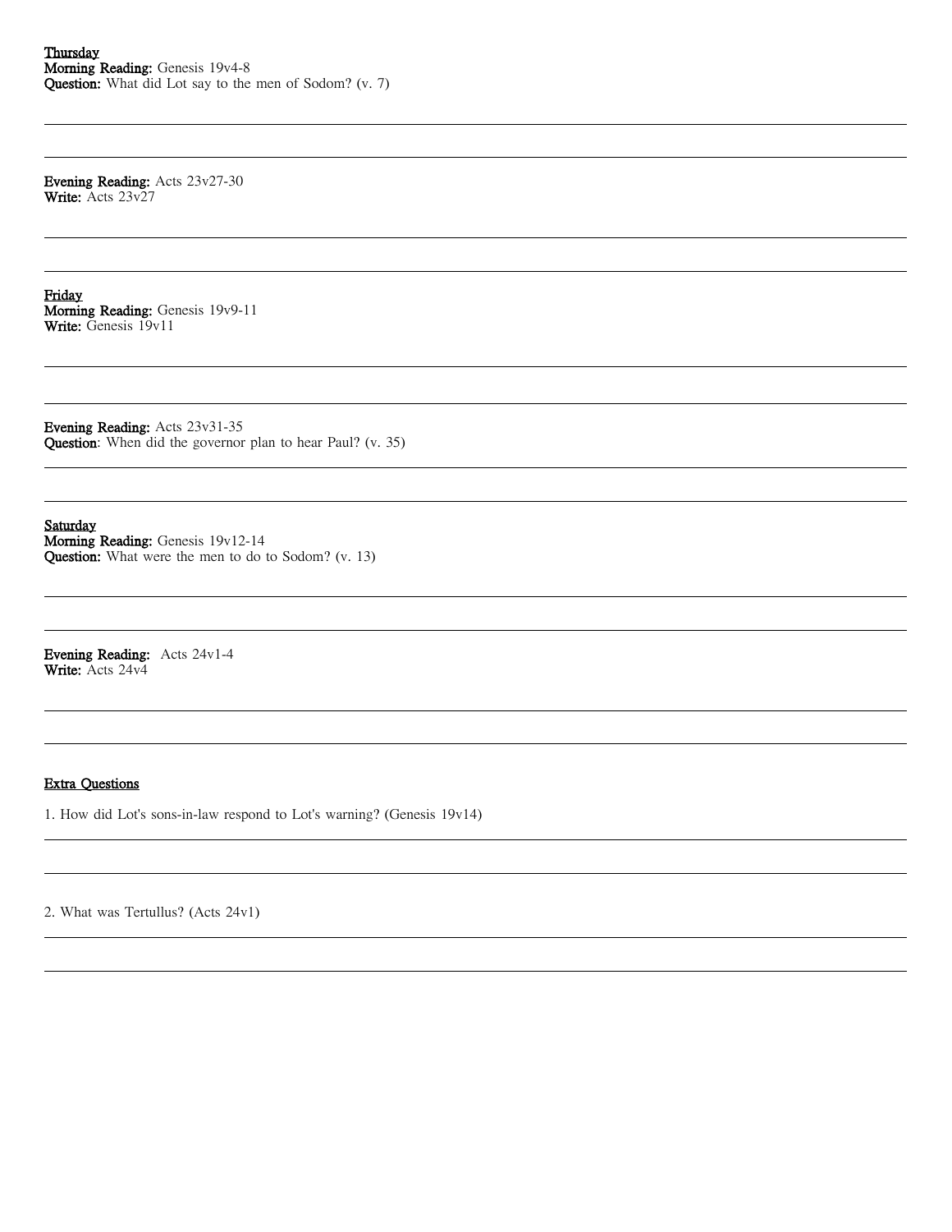**Thursday**
**Morning Reading:** Genesis 19v4-8
**Question:** What did Lot say to the men of Sodom? (v. 7)

**Evening Reading:** Acts 23v27-30
**Write:** Acts 23v27

**Friday**
**Morning Reading:** Genesis 19v9-11
**Write:** Genesis 19v11

**Evening Reading:** Acts 23v31-35
**Question**: When did the governor plan to hear Paul? (v. 35)

**Saturday**
**Morning Reading:** Genesis 19v12-14
**Question:** What were the men to do to Sodom? (v. 13)

**Evening Reading:** Acts 24v1-4
**Write:** Acts 24v4

**Extra Questions**

1. How did Lot's sons-in-law respond to Lot's warning? (Genesis 19v14)

2. What was Tertullus? (Acts 24v1)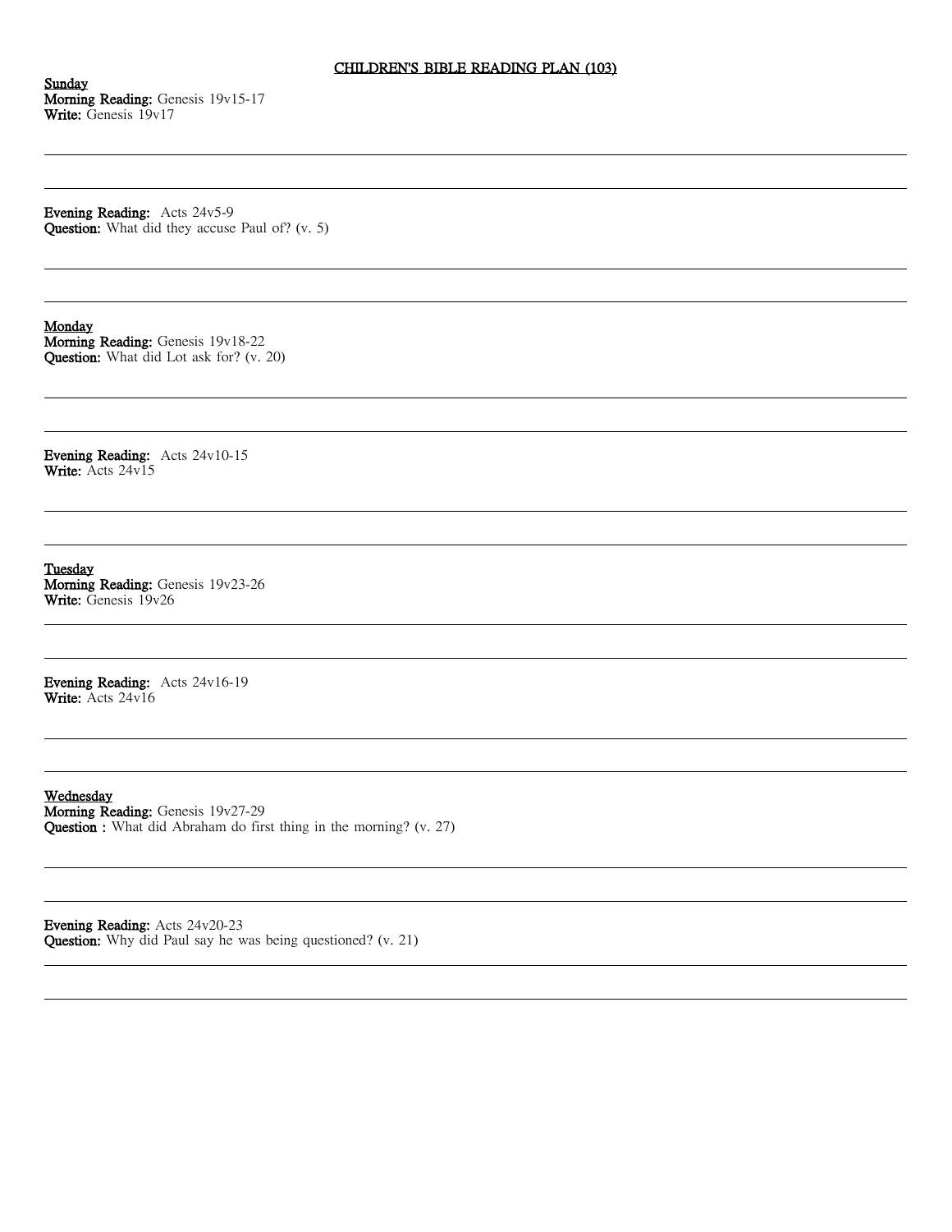# CHILDREN'S BIBLE READING PLAN (103)

**Sunday**
**Morning Reading:** Genesis 19v15-17
**Write:** Genesis 19v17

---

---

**Evening Reading:** Acts 24v5-9
**Question:** What did they accuse Paul of? (v. 5)

---

---

**Monday**
**Morning Reading:** Genesis 19v18-22
**Question:** What did Lot ask for? (v. 20)

---

---

**Evening Reading:** Acts 24v10-15
**Write:** Acts 24v15

---

---

**Tuesday**
**Morning Reading:** Genesis 19v23-26
**Write:** Genesis 19v26

---

---

**Evening Reading:** Acts 24v16-19
**Write:** Acts 24v16

---

---

**Wednesday**
**Morning Reading:** Genesis 19v27-29
**Question :** What did Abraham do first thing in the morning? (v. 27)

---

---

**Evening Reading:** Acts 24v20-23
**Question:** Why did Paul say he was being questioned? (v. 21)

---

---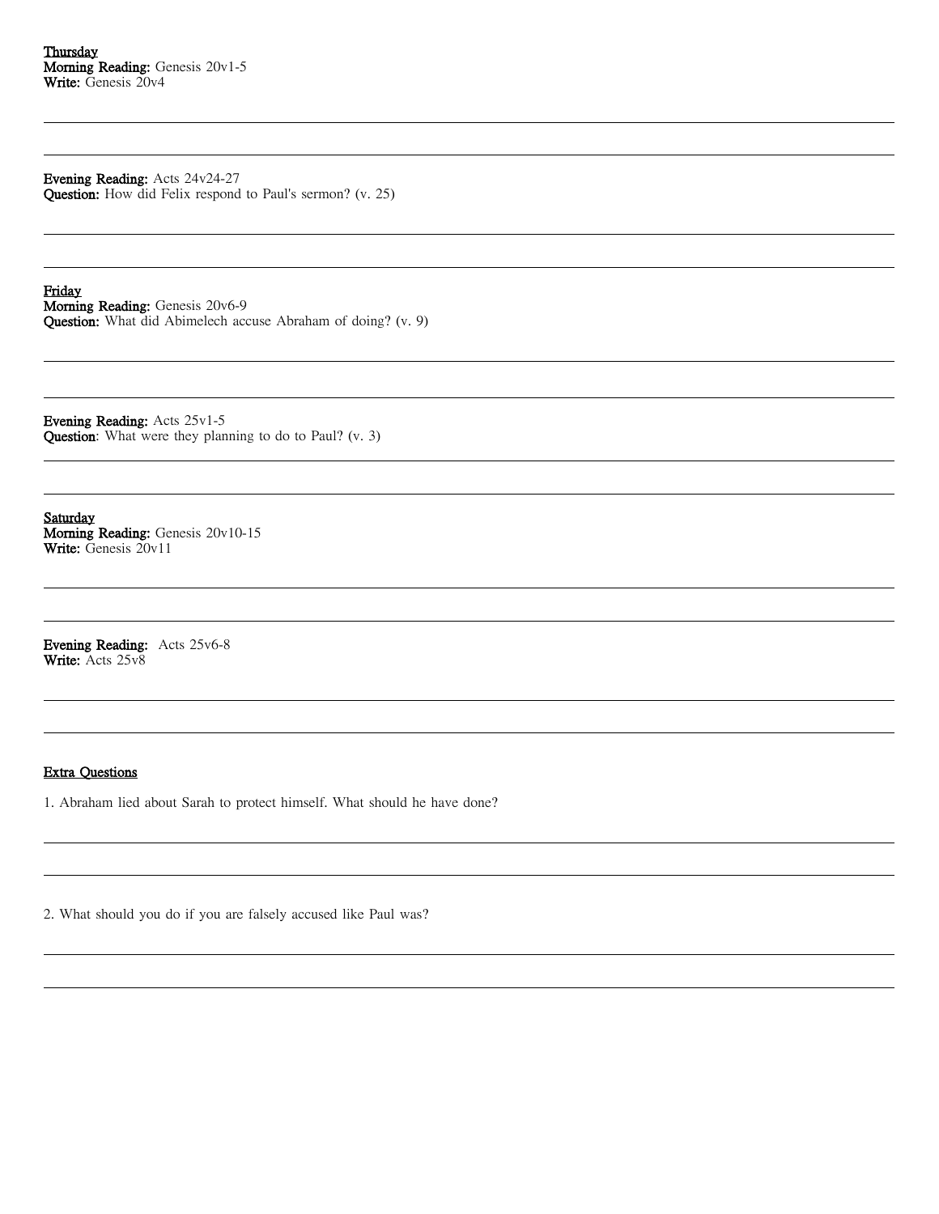**Thursday**
**Morning Reading:** Genesis 20v1-5
**Write:** Genesis 20v4

**Evening Reading:** Acts 24v24-27
**Question:** How did Felix respond to Paul's sermon? (v. 25)

**Friday**
**Morning Reading:** Genesis 20v6-9
**Question:** What did Abimelech accuse Abraham of doing? (v. 9)

**Evening Reading:** Acts 25v1-5
**Question**: What were they planning to do to Paul? (v. 3)

**Saturday**
**Morning Reading:** Genesis 20v10-15
**Write:** Genesis 20v11

**Evening Reading:** Acts 25v6-8
**Write:** Acts 25v8

**Extra Questions**

1. Abraham lied about Sarah to protect himself. What should he have done?

2. What should you do if you are falsely accused like Paul was?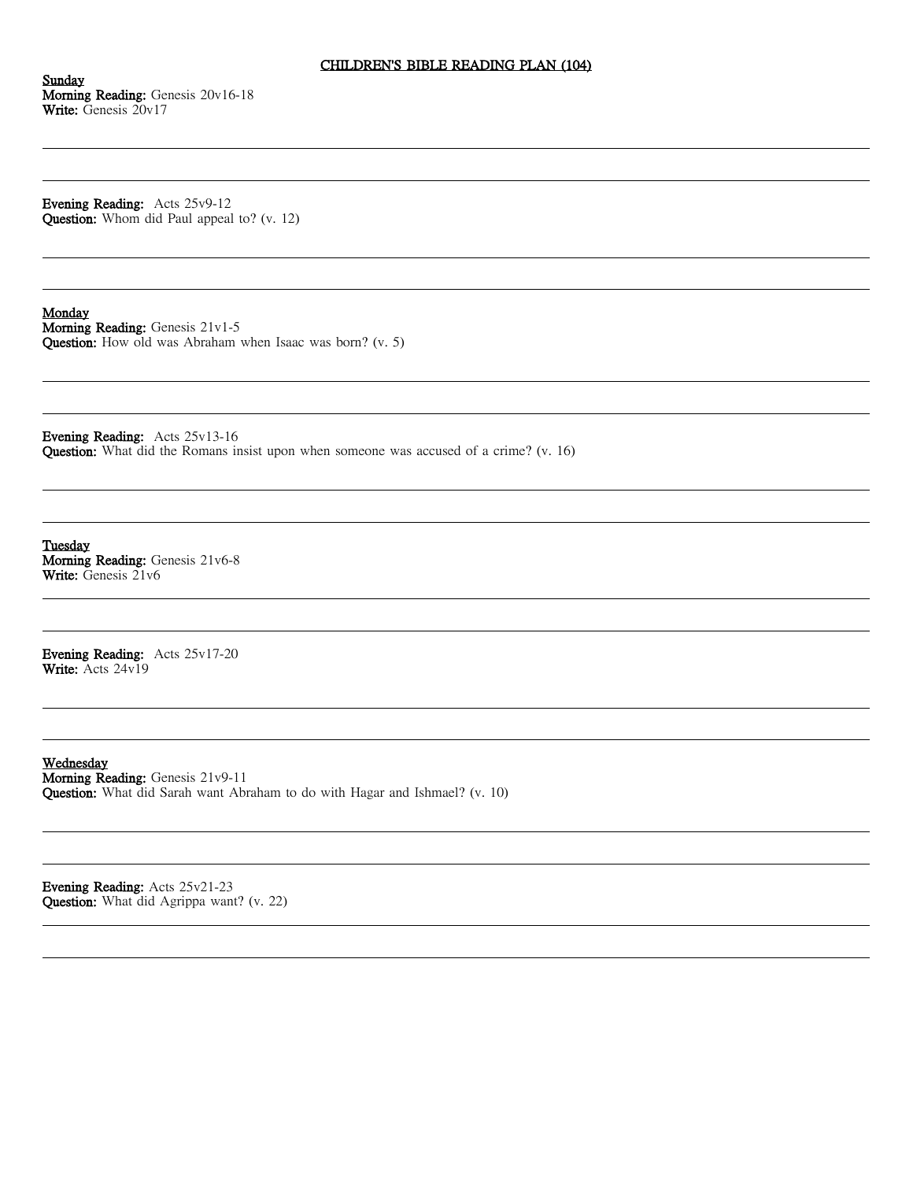# CHILDREN'S BIBLE READING PLAN (104)

**Sunday**
**Morning Reading:** Genesis 20v16-18
**Write:** Genesis 20v17

**Evening Reading:** Acts 25v9-12
**Question:** Whom did Paul appeal to? (v. 12)

**Monday**
**Morning Reading:** Genesis 21v1-5
**Question:** How old was Abraham when Isaac was born? (v. 5)

**Evening Reading:** Acts 25v13-16
**Question:** What did the Romans insist upon when someone was accused of a crime? (v. 16)

**Tuesday**
**Morning Reading:** Genesis 21v6-8
**Write:** Genesis 21v6

**Evening Reading:** Acts 25v17-20
**Write:** Acts 24v19

**Wednesday**
**Morning Reading:** Genesis 21v9-11
**Question:** What did Sarah want Abraham to do with Hagar and Ishmael? (v. 10)

**Evening Reading:** Acts 25v21-23
**Question:** What did Agrippa want? (v. 22)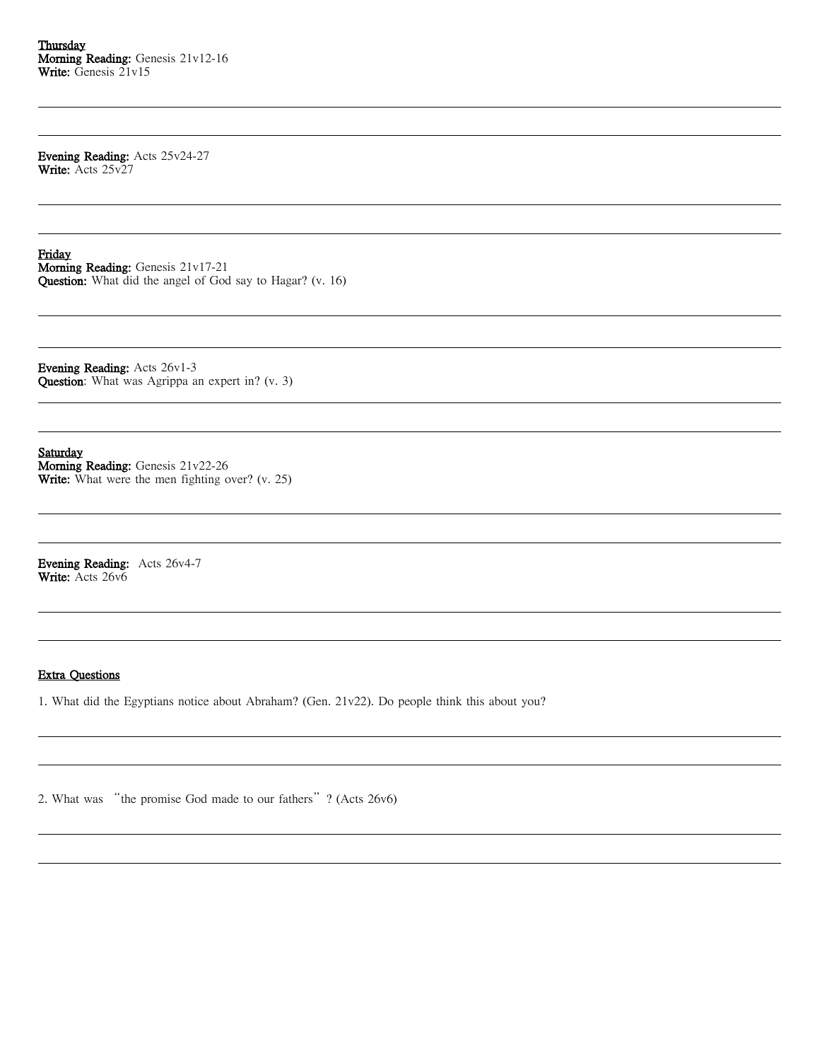<u>**Thursday**</u>
**Morning Reading:** Genesis 21v12-16
**Write:** Genesis 21v15

**Evening Reading:** Acts 25v24-27
**Write:** Acts 25v27

<u>**Friday**</u>
**Morning Reading:** Genesis 21v17-21
**Question:** What did the angel of God say to Hagar? (v. 16)

**Evening Reading:** Acts 26v1-3
**Question**: What was Agrippa an expert in? (v. 3)

<u>**Saturday**</u>
**Morning Reading:** Genesis 21v22-26
**Write:** What were the men fighting over? (v. 25)

**Evening Reading:** Acts 26v4-7
**Write:** Acts 26v6

<u>**Extra Questions**</u>

1. What did the Egyptians notice about Abraham? (Gen. 21v22). Do people think this about you?

2. What was "the promise God made to our fathers"? (Acts 26v6)